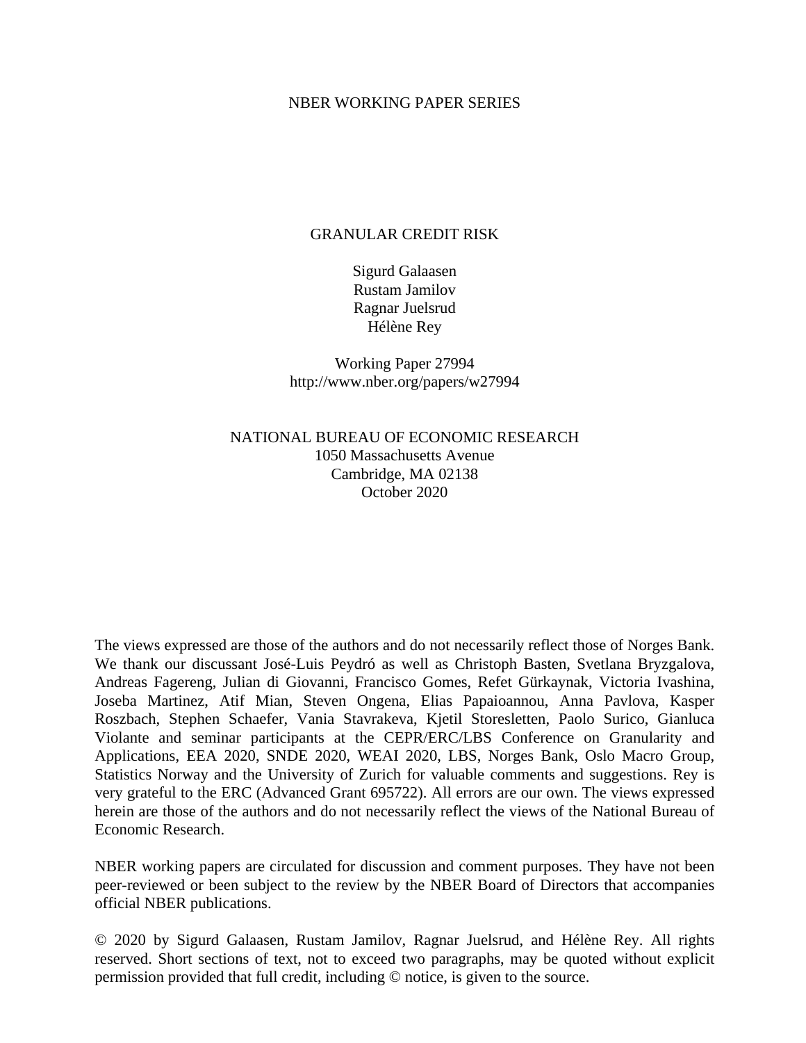NBER WORKING PAPER SERIES

# GRANULAR CREDIT RISK

Sigurd Galaasen
Rustam Jamilov
Ragnar Juelsrud
Hélène Rey

Working Paper 27994
http://www.nber.org/papers/w27994

NATIONAL BUREAU OF ECONOMIC RESEARCH
1050 Massachusetts Avenue
Cambridge, MA 02138
October 2020

The views expressed are those of the authors and do not necessarily reflect those of Norges Bank. We thank our discussant José-Luis Peydró as well as Christoph Basten, Svetlana Bryzgalova, Andreas Fagereng, Julian di Giovanni, Francisco Gomes, Refet Gürkaynak, Victoria Ivashina, Joseba Martinez, Atif Mian, Steven Ongena, Elias Papaioannou, Anna Pavlova, Kasper Roszbach, Stephen Schaefer, Vania Stavrakeva, Kjetil Storesletten, Paolo Surico, Gianluca Violante and seminar participants at the CEPR/ERC/LBS Conference on Granularity and Applications, EEA 2020, SNDE 2020, WEAI 2020, LBS, Norges Bank, Oslo Macro Group, Statistics Norway and the University of Zurich for valuable comments and suggestions. Rey is very grateful to the ERC (Advanced Grant 695722). All errors are our own. The views expressed herein are those of the authors and do not necessarily reflect the views of the National Bureau of Economic Research.

NBER working papers are circulated for discussion and comment purposes. They have not been peer-reviewed or been subject to the review by the NBER Board of Directors that accompanies official NBER publications.

© 2020 by Sigurd Galaasen, Rustam Jamilov, Ragnar Juelsrud, and Hélène Rey. All rights reserved. Short sections of text, not to exceed two paragraphs, may be quoted without explicit permission provided that full credit, including © notice, is given to the source.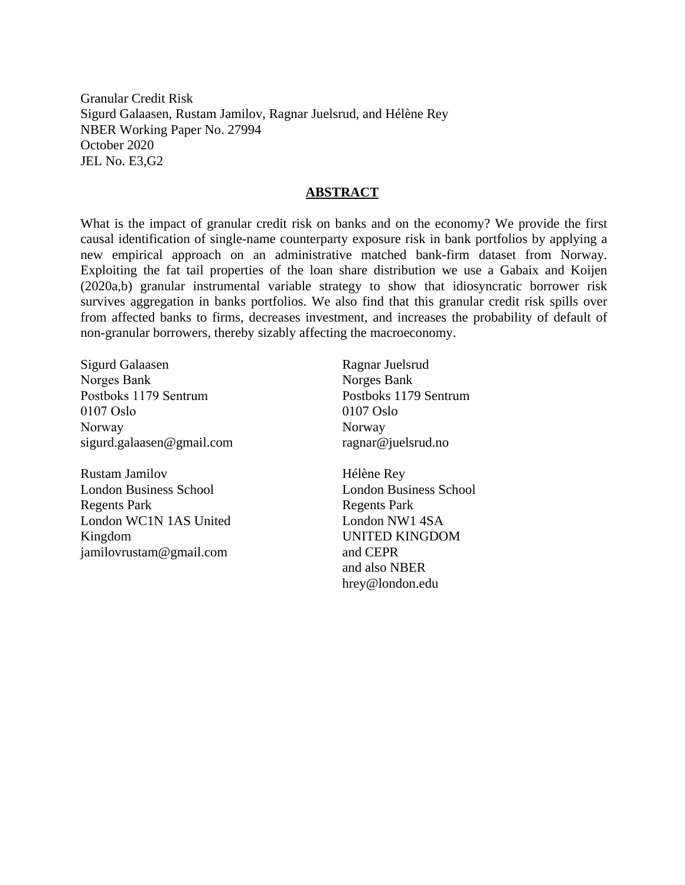Granular Credit Risk
Sigurd Galaasen, Rustam Jamilov, Ragnar Juelsrud, and Hélène Rey
NBER Working Paper No. 27994
October 2020
JEL No. E3,G2

## ABSTRACT

What is the impact of granular credit risk on banks and on the economy? We provide the first causal identification of single-name counterparty exposure risk in bank portfolios by applying a new empirical approach on an administrative matched bank-firm dataset from Norway. Exploiting the fat tail properties of the loan share distribution we use a Gabaix and Koijen (2020a,b) granular instrumental variable strategy to show that idiosyncratic borrower risk survives aggregation in banks portfolios. We also find that this granular credit risk spills over from affected banks to firms, decreases investment, and increases the probability of default of non-granular borrowers, thereby sizably affecting the macroeconomy.

Sigurd Galaasen
Norges Bank
Postboks 1179 Sentrum
0107 Oslo
Norway
sigurd.galaasen@gmail.com

Rustam Jamilov
London Business School
Regents Park
London WC1N 1AS United Kingdom
jamilovrustam@gmail.com

Ragnar Juelsrud
Norges Bank
Postboks 1179 Sentrum
0107 Oslo
Norway
ragnar@juelsrud.no

Hélène Rey
London Business School
Regents Park
London NW1 4SA
UNITED KINGDOM
and CEPR
and also NBER
hrey@london.edu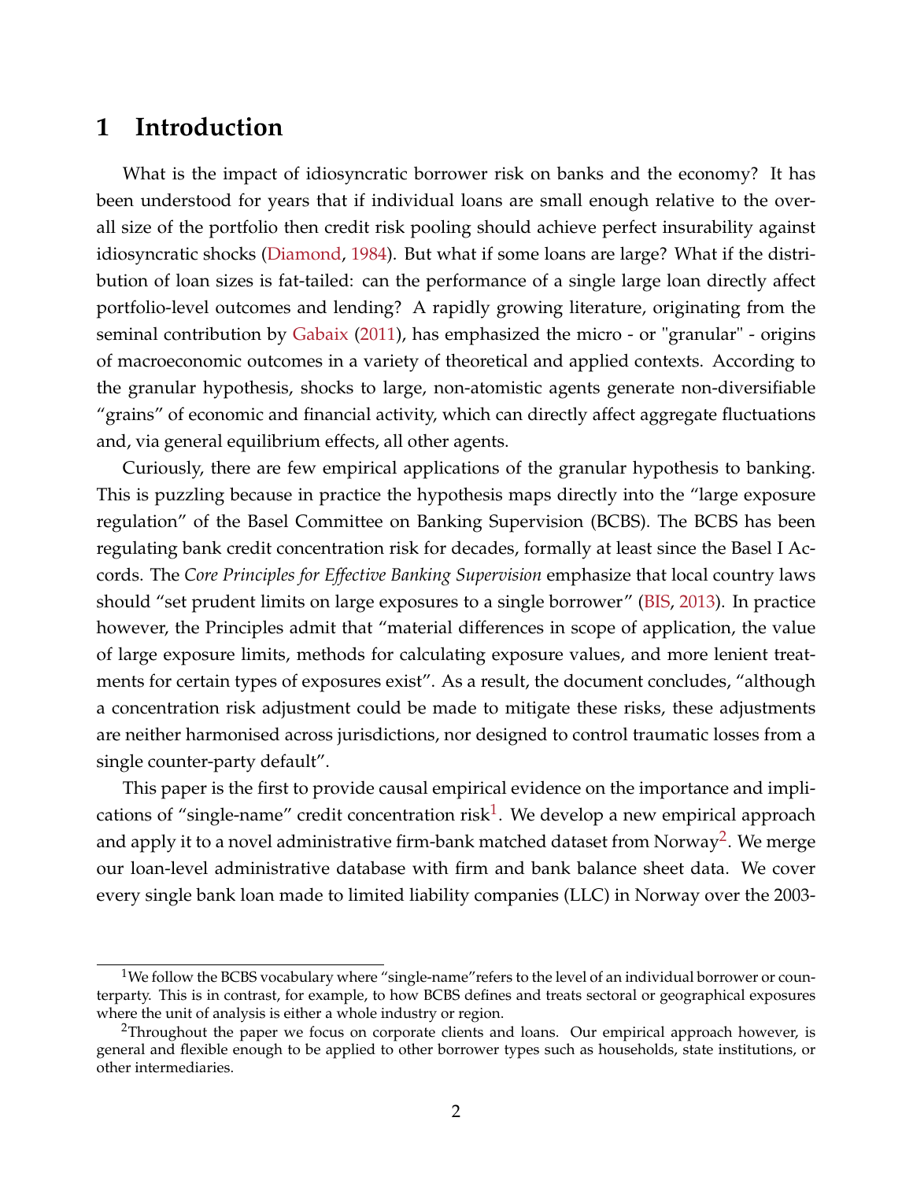# 1 Introduction

What is the impact of idiosyncratic borrower risk on banks and the economy? It has been understood for years that if individual loans are small enough relative to the overall size of the portfolio then credit risk pooling should achieve perfect insurability against idiosyncratic shocks (Diamond, 1984). But what if some loans are large? What if the distribution of loan sizes is fat-tailed: can the performance of a single large loan directly affect portfolio-level outcomes and lending? A rapidly growing literature, originating from the seminal contribution by Gabaix (2011), has emphasized the micro - or "granular" - origins of macroeconomic outcomes in a variety of theoretical and applied contexts. According to the granular hypothesis, shocks to large, non-atomistic agents generate non-diversifiable "grains" of economic and financial activity, which can directly affect aggregate fluctuations and, via general equilibrium effects, all other agents.

Curiously, there are few empirical applications of the granular hypothesis to banking. This is puzzling because in practice the hypothesis maps directly into the "large exposure regulation" of the Basel Committee on Banking Supervision (BCBS). The BCBS has been regulating bank credit concentration risk for decades, formally at least since the Basel I Accords. The *Core Principles for Effective Banking Supervision* emphasize that local country laws should "set prudent limits on large exposures to a single borrower" (BIS, 2013). In practice however, the Principles admit that "material differences in scope of application, the value of large exposure limits, methods for calculating exposure values, and more lenient treatments for certain types of exposures exist". As a result, the document concludes, "although a concentration risk adjustment could be made to mitigate these risks, these adjustments are neither harmonised across jurisdictions, nor designed to control traumatic losses from a single counter-party default".

This paper is the first to provide causal empirical evidence on the importance and implications of "single-name" credit concentration risk[1]. We develop a new empirical approach and apply it to a novel administrative firm-bank matched dataset from Norway[2]. We merge our loan-level administrative database with firm and bank balance sheet data. We cover every single bank loan made to limited liability companies (LLC) in Norway over the 2003-

[1] We follow the BCBS vocabulary where "single-name"refers to the level of an individual borrower or counterparty. This is in contrast, for example, to how BCBS defines and treats sectoral or geographical exposures where the unit of analysis is either a whole industry or region.

[2] Throughout the paper we focus on corporate clients and loans. Our empirical approach however, is general and flexible enough to be applied to other borrower types such as households, state institutions, or other intermediaries.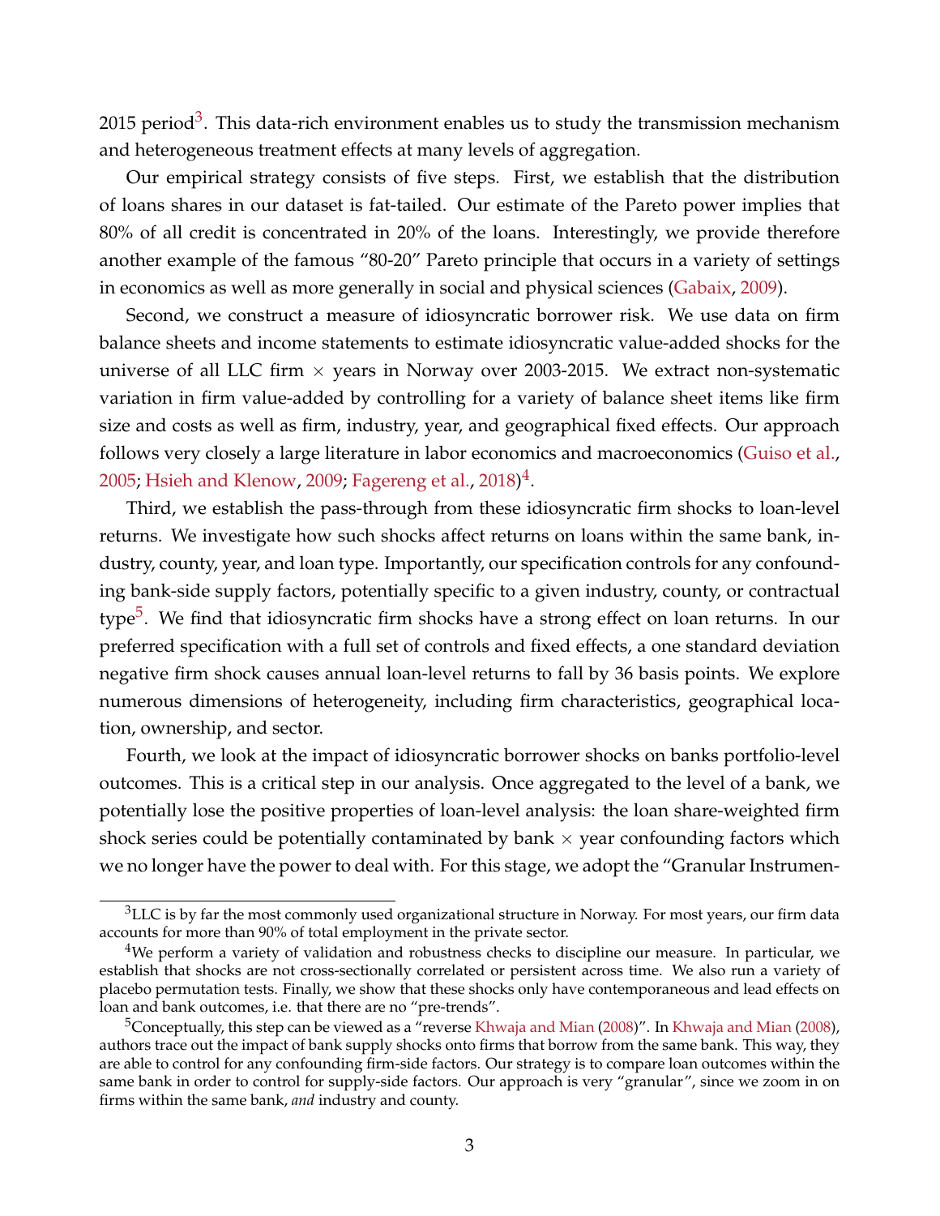2015 period[3]. This data-rich environment enables us to study the transmission mechanism and heterogeneous treatment effects at many levels of aggregation.

Our empirical strategy consists of five steps. First, we establish that the distribution of loans shares in our dataset is fat-tailed. Our estimate of the Pareto power implies that 80% of all credit is concentrated in 20% of the loans. Interestingly, we provide therefore another example of the famous "80-20" Pareto principle that occurs in a variety of settings in economics as well as more generally in social and physical sciences (Gabaix, 2009).

Second, we construct a measure of idiosyncratic borrower risk. We use data on firm balance sheets and income statements to estimate idiosyncratic value-added shocks for the universe of all LLC firm $\times$ years in Norway over 2003-2015. We extract non-systematic variation in firm value-added by controlling for a variety of balance sheet items like firm size and costs as well as firm, industry, year, and geographical fixed effects. Our approach follows very closely a large literature in labor economics and macroeconomics (Guiso et al., 2005; Hsieh and Klenow, 2009; Fagereng et al., 2018)[4].

Third, we establish the pass-through from these idiosyncratic firm shocks to loan-level returns. We investigate how such shocks affect returns on loans within the same bank, industry, county, year, and loan type. Importantly, our specification controls for any confounding bank-side supply factors, potentially specific to a given industry, county, or contractual type[5]. We find that idiosyncratic firm shocks have a strong effect on loan returns. In our preferred specification with a full set of controls and fixed effects, a one standard deviation negative firm shock causes annual loan-level returns to fall by 36 basis points. We explore numerous dimensions of heterogeneity, including firm characteristics, geographical location, ownership, and sector.

Fourth, we look at the impact of idiosyncratic borrower shocks on banks portfolio-level outcomes. This is a critical step in our analysis. Once aggregated to the level of a bank, we potentially lose the positive properties of loan-level analysis: the loan share-weighted firm shock series could be potentially contaminated by bank $\times$ year confounding factors which we no longer have the power to deal with. For this stage, we adopt the "Granular Instrumen-

[3] LLC is by far the most commonly used organizational structure in Norway. For most years, our firm data accounts for more than 90% of total employment in the private sector.

[4] We perform a variety of validation and robustness checks to discipline our measure. In particular, we establish that shocks are not cross-sectionally correlated or persistent across time. We also run a variety of placebo permutation tests. Finally, we show that these shocks only have contemporaneous and lead effects on loan and bank outcomes, i.e. that there are no "pre-trends".

[5] Conceptually, this step can be viewed as a "reverse Khwaja and Mian (2008)". In Khwaja and Mian (2008), authors trace out the impact of bank supply shocks onto firms that borrow from the same bank. This way, they are able to control for any confounding firm-side factors. Our strategy is to compare loan outcomes within the same bank in order to control for supply-side factors. Our approach is very "granular", since we zoom in on firms within the same bank, *and* industry and county.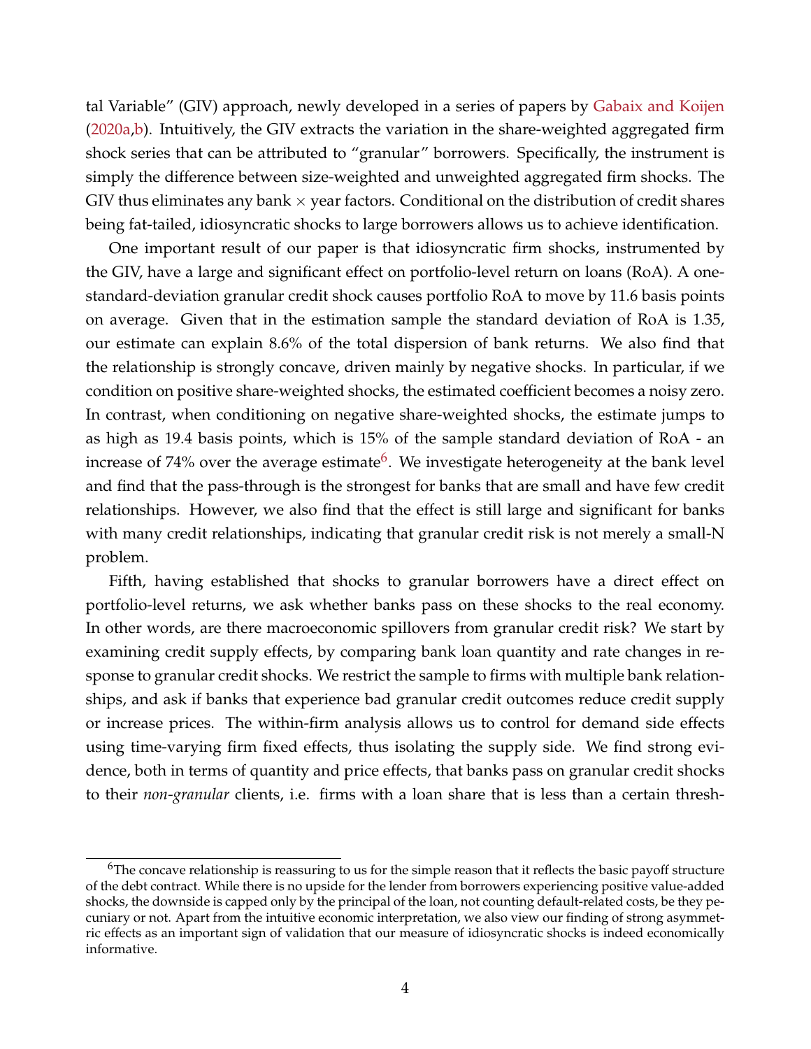tal Variable" (GIV) approach, newly developed in a series of papers by Gabaix and Koijen (2020a,b). Intuitively, the GIV extracts the variation in the share-weighted aggregated firm shock series that can be attributed to "granular" borrowers. Specifically, the instrument is simply the difference between size-weighted and unweighted aggregated firm shocks. The GIV thus eliminates any bank × year factors. Conditional on the distribution of credit shares being fat-tailed, idiosyncratic shocks to large borrowers allows us to achieve identification.

One important result of our paper is that idiosyncratic firm shocks, instrumented by the GIV, have a large and significant effect on portfolio-level return on loans (RoA). A one-standard-deviation granular credit shock causes portfolio RoA to move by 11.6 basis points on average. Given that in the estimation sample the standard deviation of RoA is 1.35, our estimate can explain 8.6% of the total dispersion of bank returns. We also find that the relationship is strongly concave, driven mainly by negative shocks. In particular, if we condition on positive share-weighted shocks, the estimated coefficient becomes a noisy zero. In contrast, when conditioning on negative share-weighted shocks, the estimate jumps to as high as 19.4 basis points, which is 15% of the sample standard deviation of RoA - an increase of 74% over the average estimate[6]. We investigate heterogeneity at the bank level and find that the pass-through is the strongest for banks that are small and have few credit relationships. However, we also find that the effect is still large and significant for banks with many credit relationships, indicating that granular credit risk is not merely a small-N problem.

Fifth, having established that shocks to granular borrowers have a direct effect on portfolio-level returns, we ask whether banks pass on these shocks to the real economy. In other words, are there macroeconomic spillovers from granular credit risk? We start by examining credit supply effects, by comparing bank loan quantity and rate changes in response to granular credit shocks. We restrict the sample to firms with multiple bank relationships, and ask if banks that experience bad granular credit outcomes reduce credit supply or increase prices. The within-firm analysis allows us to control for demand side effects using time-varying firm fixed effects, thus isolating the supply side. We find strong evidence, both in terms of quantity and price effects, that banks pass on granular credit shocks to their *non-granular* clients, i.e. firms with a loan share that is less than a certain thresh-

[6] The concave relationship is reassuring to us for the simple reason that it reflects the basic payoff structure of the debt contract. While there is no upside for the lender from borrowers experiencing positive value-added shocks, the downside is capped only by the principal of the loan, not counting default-related costs, be they pecuniary or not. Apart from the intuitive economic interpretation, we also view our finding of strong asymmetric effects as an important sign of validation that our measure of idiosyncratic shocks is indeed economically informative.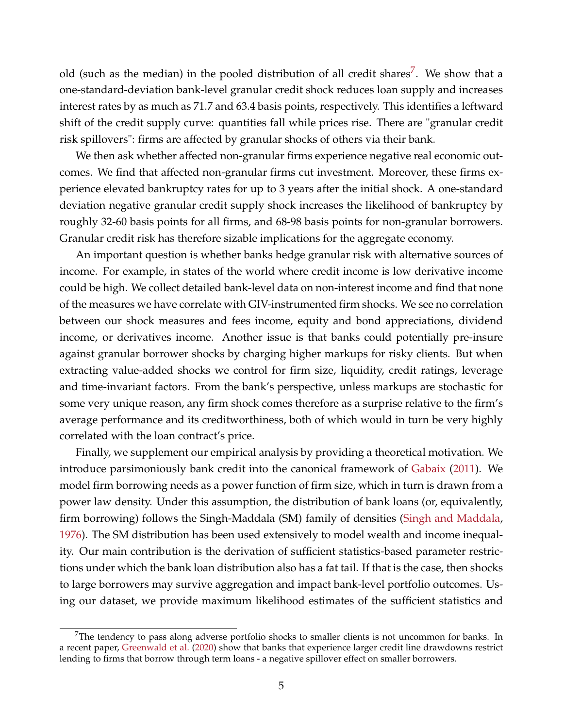old (such as the median) in the pooled distribution of all credit shares[7]. We show that a one-standard-deviation bank-level granular credit shock reduces loan supply and increases interest rates by as much as 71.7 and 63.4 basis points, respectively. This identifies a leftward shift of the credit supply curve: quantities fall while prices rise. There are "granular credit risk spillovers": firms are affected by granular shocks of others via their bank.

We then ask whether affected non-granular firms experience negative real economic outcomes. We find that affected non-granular firms cut investment. Moreover, these firms experience elevated bankruptcy rates for up to 3 years after the initial shock. A one-standard deviation negative granular credit supply shock increases the likelihood of bankruptcy by roughly 32-60 basis points for all firms, and 68-98 basis points for non-granular borrowers. Granular credit risk has therefore sizable implications for the aggregate economy.

An important question is whether banks hedge granular risk with alternative sources of income. For example, in states of the world where credit income is low derivative income could be high. We collect detailed bank-level data on non-interest income and find that none of the measures we have correlate with GIV-instrumented firm shocks. We see no correlation between our shock measures and fees income, equity and bond appreciations, dividend income, or derivatives income. Another issue is that banks could potentially pre-insure against granular borrower shocks by charging higher markups for risky clients. But when extracting value-added shocks we control for firm size, liquidity, credit ratings, leverage and time-invariant factors. From the bank's perspective, unless markups are stochastic for some very unique reason, any firm shock comes therefore as a surprise relative to the firm's average performance and its creditworthiness, both of which would in turn be very highly correlated with the loan contract's price.

Finally, we supplement our empirical analysis by providing a theoretical motivation. We introduce parsimoniously bank credit into the canonical framework of Gabaix (2011). We model firm borrowing needs as a power function of firm size, which in turn is drawn from a power law density. Under this assumption, the distribution of bank loans (or, equivalently, firm borrowing) follows the Singh-Maddala (SM) family of densities (Singh and Maddala, 1976). The SM distribution has been used extensively to model wealth and income inequality. Our main contribution is the derivation of sufficient statistics-based parameter restrictions under which the bank loan distribution also has a fat tail. If that is the case, then shocks to large borrowers may survive aggregation and impact bank-level portfolio outcomes. Using our dataset, we provide maximum likelihood estimates of the sufficient statistics and

[7] The tendency to pass along adverse portfolio shocks to smaller clients is not uncommon for banks. In a recent paper, Greenwald et al. (2020) show that banks that experience larger credit line drawdowns restrict lending to firms that borrow through term loans - a negative spillover effect on smaller borrowers.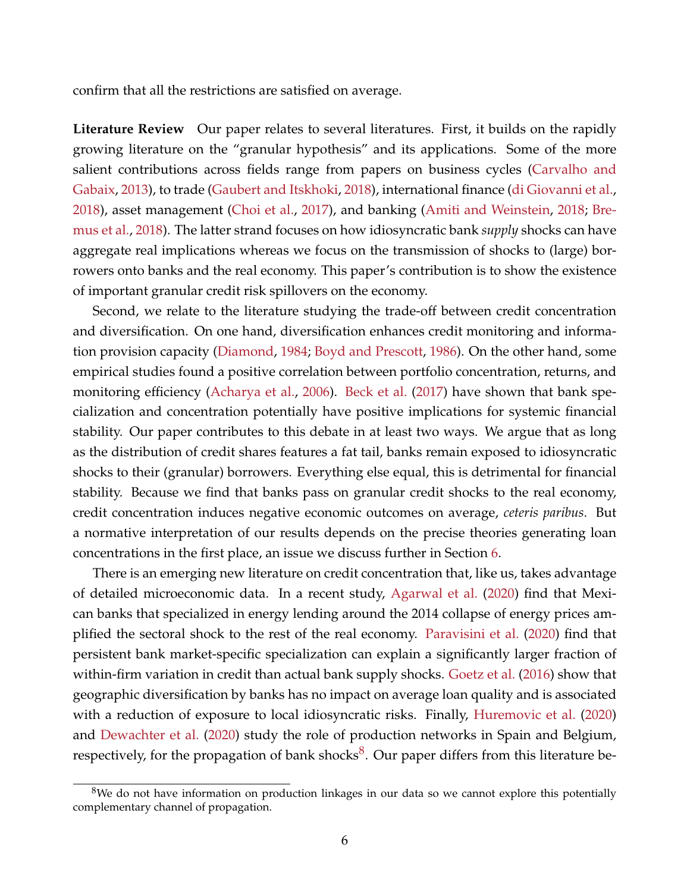confirm that all the restrictions are satisfied on average.

**Literature Review** Our paper relates to several literatures. First, it builds on the rapidly growing literature on the "granular hypothesis" and its applications. Some of the more salient contributions across fields range from papers on business cycles (Carvalho and Gabaix, 2013), to trade (Gaubert and Itskhoki, 2018), international finance (di Giovanni et al., 2018), asset management (Choi et al., 2017), and banking (Amiti and Weinstein, 2018; Bremus et al., 2018). The latter strand focuses on how idiosyncratic bank *supply* shocks can have aggregate real implications whereas we focus on the transmission of shocks to (large) borrowers onto banks and the real economy. This paper's contribution is to show the existence of important granular credit risk spillovers on the economy.

Second, we relate to the literature studying the trade-off between credit concentration and diversification. On one hand, diversification enhances credit monitoring and information provision capacity (Diamond, 1984; Boyd and Prescott, 1986). On the other hand, some empirical studies found a positive correlation between portfolio concentration, returns, and monitoring efficiency (Acharya et al., 2006). Beck et al. (2017) have shown that bank specialization and concentration potentially have positive implications for systemic financial stability. Our paper contributes to this debate in at least two ways. We argue that as long as the distribution of credit shares features a fat tail, banks remain exposed to idiosyncratic shocks to their (granular) borrowers. Everything else equal, this is detrimental for financial stability. Because we find that banks pass on granular credit shocks to the real economy, credit concentration induces negative economic outcomes on average, *ceteris paribus*. But a normative interpretation of our results depends on the precise theories generating loan concentrations in the first place, an issue we discuss further in Section 6.

There is an emerging new literature on credit concentration that, like us, takes advantage of detailed microeconomic data. In a recent study, Agarwal et al. (2020) find that Mexican banks that specialized in energy lending around the 2014 collapse of energy prices amplified the sectoral shock to the rest of the real economy. Paravisini et al. (2020) find that persistent bank market-specific specialization can explain a significantly larger fraction of within-firm variation in credit than actual bank supply shocks. Goetz et al. (2016) show that geographic diversification by banks has no impact on average loan quality and is associated with a reduction of exposure to local idiosyncratic risks. Finally, Huremovic et al. (2020) and Dewachter et al. (2020) study the role of production networks in Spain and Belgium, respectively, for the propagation of bank shocks[8]. Our paper differs from this literature be-

[8]We do not have information on production linkages in our data so we cannot explore this potentially complementary channel of propagation.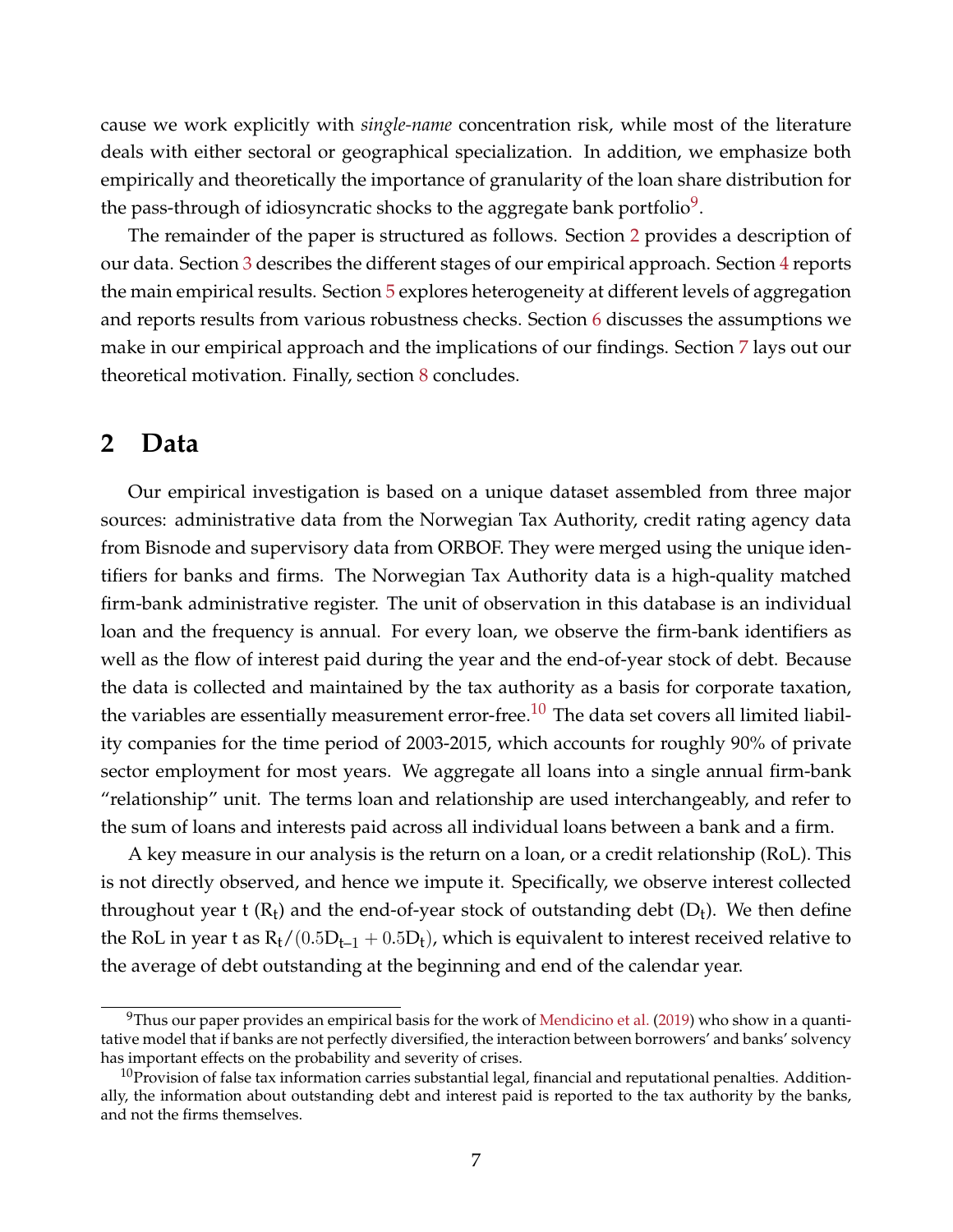cause we work explicitly with *single-name* concentration risk, while most of the literature deals with either sectoral or geographical specialization. In addition, we emphasize both empirically and theoretically the importance of granularity of the loan share distribution for the pass-through of idiosyncratic shocks to the aggregate bank portfolio[9].

The remainder of the paper is structured as follows. Section 2 provides a description of our data. Section 3 describes the different stages of our empirical approach. Section 4 reports the main empirical results. Section 5 explores heterogeneity at different levels of aggregation and reports results from various robustness checks. Section 6 discusses the assumptions we make in our empirical approach and the implications of our findings. Section 7 lays out our theoretical motivation. Finally, section 8 concludes.

## 2 Data

Our empirical investigation is based on a unique dataset assembled from three major sources: administrative data from the Norwegian Tax Authority, credit rating agency data from Bisnode and supervisory data from ORBOF. They were merged using the unique identifiers for banks and firms. The Norwegian Tax Authority data is a high-quality matched firm-bank administrative register. The unit of observation in this database is an individual loan and the frequency is annual. For every loan, we observe the firm-bank identifiers as well as the flow of interest paid during the year and the end-of-year stock of debt. Because the data is collected and maintained by the tax authority as a basis for corporate taxation, the variables are essentially measurement error-free.[10] The data set covers all limited liability companies for the time period of 2003-2015, which accounts for roughly 90% of private sector employment for most years. We aggregate all loans into a single annual firm-bank "relationship" unit. The terms loan and relationship are used interchangeably, and refer to the sum of loans and interests paid across all individual loans between a bank and a firm.

A key measure in our analysis is the return on a loan, or a credit relationship (RoL). This is not directly observed, and hence we impute it. Specifically, we observe interest collected throughout year t ($R_t$) and the end-of-year stock of outstanding debt ($D_t$). We then define the RoL in year t as $R_t/(0.5D_{t-1} + 0.5D_t)$, which is equivalent to interest received relative to the average of debt outstanding at the beginning and end of the calendar year.

---

[9] Thus our paper provides an empirical basis for the work of Mendicino et al. (2019) who show in a quantitative model that if banks are not perfectly diversified, the interaction between borrowers' and banks' solvency has important effects on the probability and severity of crises.

[10] Provision of false tax information carries substantial legal, financial and reputational penalties. Additionally, the information about outstanding debt and interest paid is reported to the tax authority by the banks, and not the firms themselves.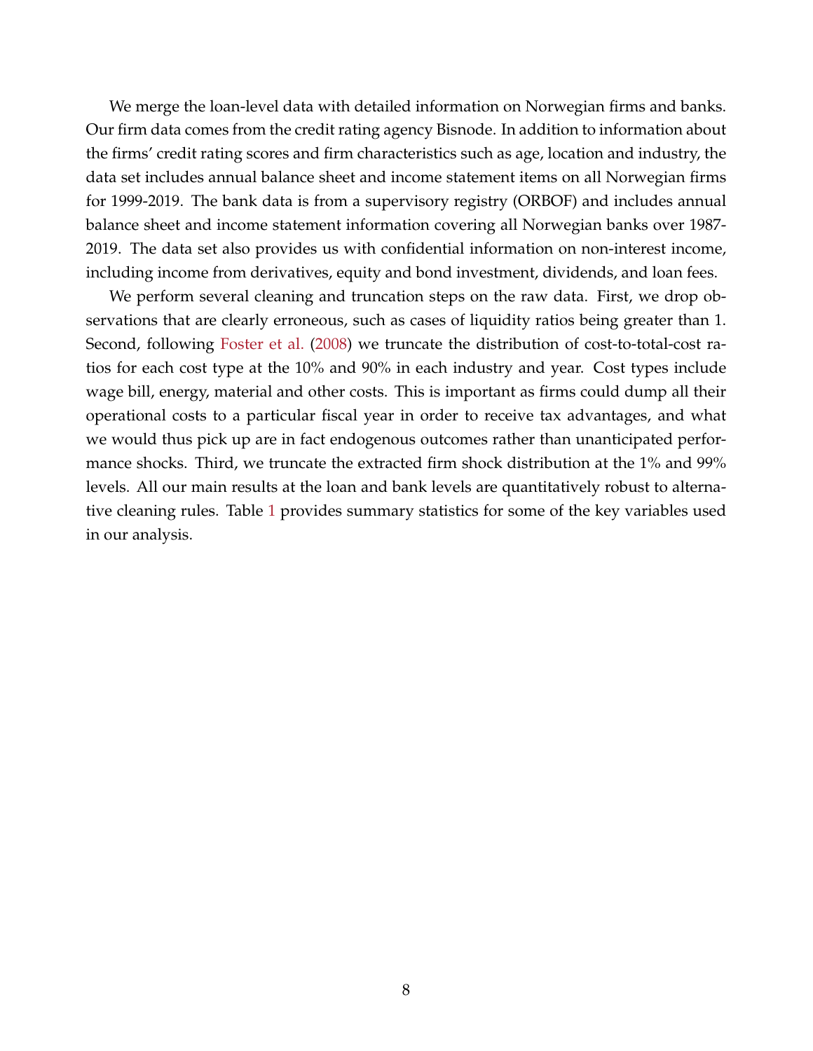We merge the loan-level data with detailed information on Norwegian firms and banks. Our firm data comes from the credit rating agency Bisnode. In addition to information about the firms' credit rating scores and firm characteristics such as age, location and industry, the data set includes annual balance sheet and income statement items on all Norwegian firms for 1999-2019. The bank data is from a supervisory registry (ORBOF) and includes annual balance sheet and income statement information covering all Norwegian banks over 1987-2019. The data set also provides us with confidential information on non-interest income, including income from derivatives, equity and bond investment, dividends, and loan fees.

We perform several cleaning and truncation steps on the raw data. First, we drop observations that are clearly erroneous, such as cases of liquidity ratios being greater than 1. Second, following Foster et al. (2008) we truncate the distribution of cost-to-total-cost ratios for each cost type at the 10% and 90% in each industry and year. Cost types include wage bill, energy, material and other costs. This is important as firms could dump all their operational costs to a particular fiscal year in order to receive tax advantages, and what we would thus pick up are in fact endogenous outcomes rather than unanticipated performance shocks. Third, we truncate the extracted firm shock distribution at the 1% and 99% levels. All our main results at the loan and bank levels are quantitatively robust to alternative cleaning rules. Table 1 provides summary statistics for some of the key variables used in our analysis.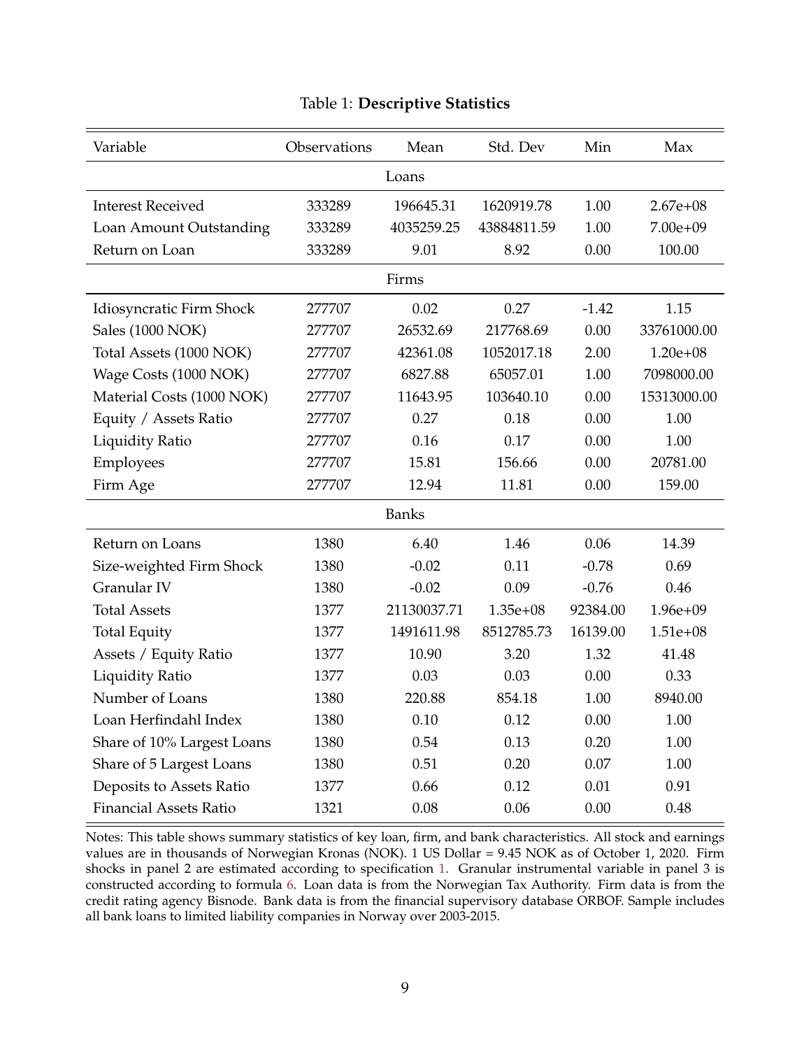Table 1: **Descriptive Statistics**

| Variable | Observations | Mean | Std. Dev | Min | Max |
|---|---|---|---|---|---|
| | | Loans | | | |
| Interest Received | 333289 | 196645.31 | 1620919.78 | 1.00 | 2.67e+08 |
| Loan Amount Outstanding | 333289 | 4035259.25 | 43884811.59 | 1.00 | 7.00e+09 |
| Return on Loan | 333289 | 9.01 | 8.92 | 0.00 | 100.00 |
| | | Firms | | | |
| Idiosyncratic Firm Shock | 277707 | 0.02 | 0.27 | -1.42 | 1.15 |
| Sales (1000 NOK) | 277707 | 26532.69 | 217768.69 | 0.00 | 33761000.00 |
| Total Assets (1000 NOK) | 277707 | 42361.08 | 1052017.18 | 2.00 | 1.20e+08 |
| Wage Costs (1000 NOK) | 277707 | 6827.88 | 65057.01 | 1.00 | 7098000.00 |
| Material Costs (1000 NOK) | 277707 | 11643.95 | 103640.10 | 0.00 | 15313000.00 |
| Equity / Assets Ratio | 277707 | 0.27 | 0.18 | 0.00 | 1.00 |
| Liquidity Ratio | 277707 | 0.16 | 0.17 | 0.00 | 1.00 |
| Employees | 277707 | 15.81 | 156.66 | 0.00 | 20781.00 |
| Firm Age | 277707 | 12.94 | 11.81 | 0.00 | 159.00 |
| | | Banks | | | |
| Return on Loans | 1380 | 6.40 | 1.46 | 0.06 | 14.39 |
| Size-weighted Firm Shock | 1380 | -0.02 | 0.11 | -0.78 | 0.69 |
| Granular IV | 1380 | -0.02 | 0.09 | -0.76 | 0.46 |
| Total Assets | 1377 | 21130037.71 | 1.35e+08 | 92384.00 | 1.96e+09 |
| Total Equity | 1377 | 1491611.98 | 8512785.73 | 16139.00 | 1.51e+08 |
| Assets / Equity Ratio | 1377 | 10.90 | 3.20 | 1.32 | 41.48 |
| Liquidity Ratio | 1377 | 0.03 | 0.03 | 0.00 | 0.33 |
| Number of Loans | 1380 | 220.88 | 854.18 | 1.00 | 8940.00 |
| Loan Herfindahl Index | 1380 | 0.10 | 0.12 | 0.00 | 1.00 |
| Share of 10% Largest Loans | 1380 | 0.54 | 0.13 | 0.20 | 1.00 |
| Share of 5 Largest Loans | 1380 | 0.51 | 0.20 | 0.07 | 1.00 |
| Deposits to Assets Ratio | 1377 | 0.66 | 0.12 | 0.01 | 0.91 |
| Financial Assets Ratio | 1321 | 0.08 | 0.06 | 0.00 | 0.48 |

Notes: This table shows summary statistics of key loan, firm, and bank characteristics. All stock and earnings values are in thousands of Norwegian Kronas (NOK). 1 US Dollar = 9.45 NOK as of October 1, 2020. Firm shocks in panel 2 are estimated according to specification 1. Granular instrumental variable in panel 3 is constructed according to formula 6. Loan data is from the Norwegian Tax Authority. Firm data is from the credit rating agency Bisnode. Bank data is from the financial supervisory database ORBOF. Sample includes all bank loans to limited liability companies in Norway over 2003-2015.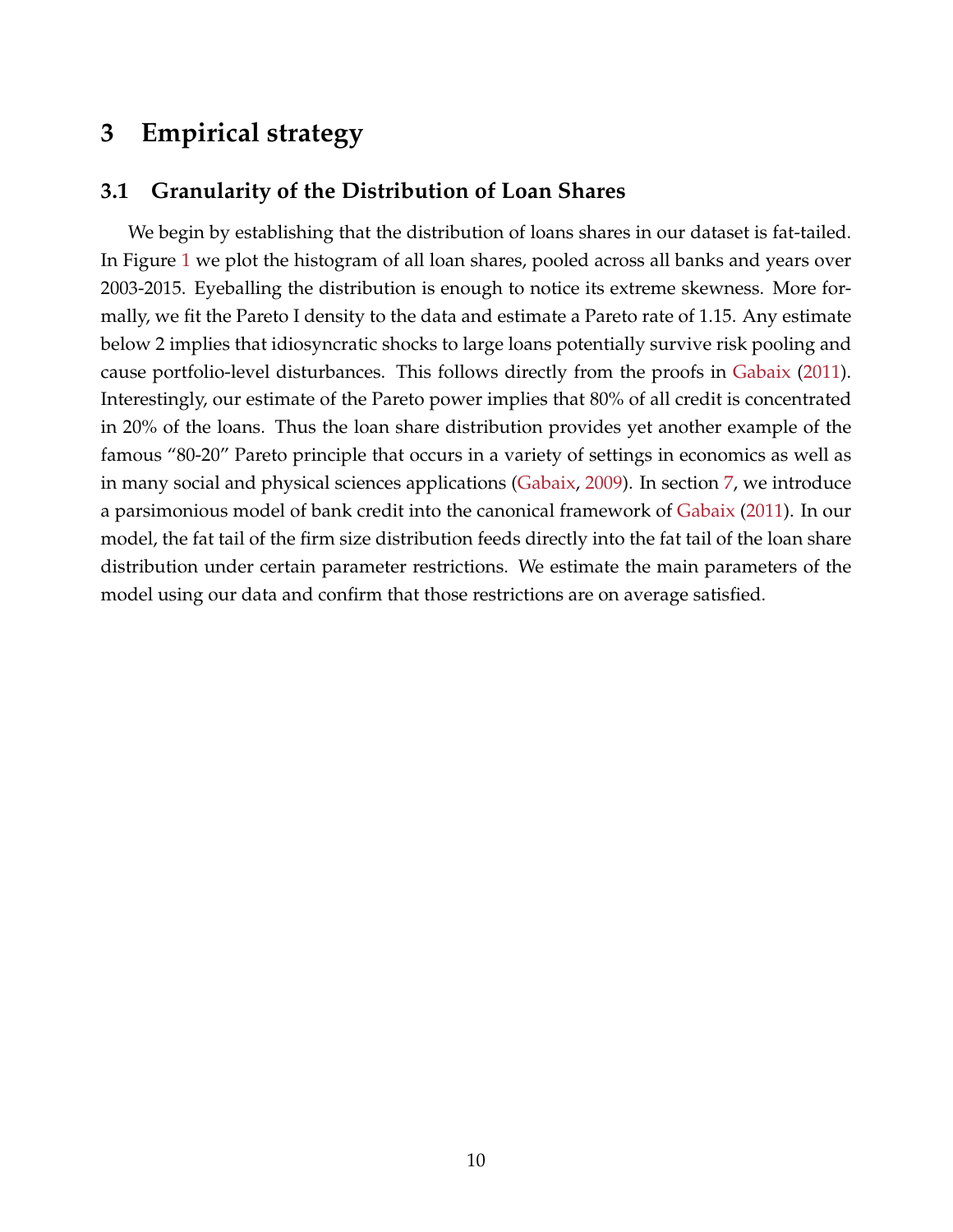# 3 Empirical strategy

## 3.1 Granularity of the Distribution of Loan Shares

We begin by establishing that the distribution of loans shares in our dataset is fat-tailed. In Figure 1 we plot the histogram of all loan shares, pooled across all banks and years over 2003-2015. Eyeballing the distribution is enough to notice its extreme skewness. More formally, we fit the Pareto I density to the data and estimate a Pareto rate of 1.15. Any estimate below 2 implies that idiosyncratic shocks to large loans potentially survive risk pooling and cause portfolio-level disturbances. This follows directly from the proofs in Gabaix (2011). Interestingly, our estimate of the Pareto power implies that 80% of all credit is concentrated in 20% of the loans. Thus the loan share distribution provides yet another example of the famous "80-20" Pareto principle that occurs in a variety of settings in economics as well as in many social and physical sciences applications (Gabaix, 2009). In section 7, we introduce a parsimonious model of bank credit into the canonical framework of Gabaix (2011). In our model, the fat tail of the firm size distribution feeds directly into the fat tail of the loan share distribution under certain parameter restrictions. We estimate the main parameters of the model using our data and confirm that those restrictions are on average satisfied.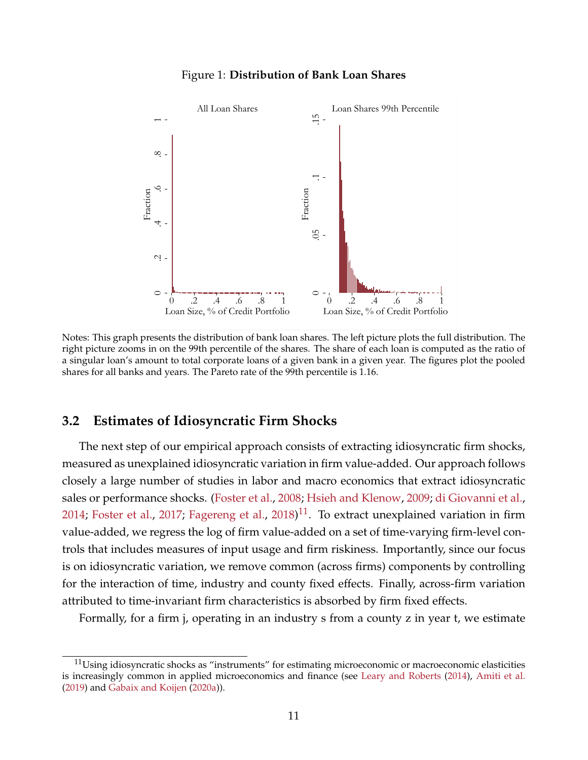Figure 1: **Distribution of Bank Loan Shares**

Notes: This graph presents the distribution of bank loan shares. The left picture plots the full distribution. The right picture zooms in on the 99th percentile of the shares. The share of each loan is computed as the ratio of a singular loan's amount to total corporate loans of a given bank in a given year. The figures plot the pooled shares for all banks and years. The Pareto rate of the 99th percentile is 1.16.

## 3.2 Estimates of Idiosyncratic Firm Shocks

The next step of our empirical approach consists of extracting idiosyncratic firm shocks, measured as unexplained idiosyncratic variation in firm value-added. Our approach follows closely a large number of studies in labor and macro economics that extract idiosyncratic sales or performance shocks. (Foster et al., 2008; Hsieh and Klenow, 2009; di Giovanni et al., 2014; Foster et al., 2017; Fagereng et al., 2018)[11]. To extract unexplained variation in firm value-added, we regress the log of firm value-added on a set of time-varying firm-level controls that includes measures of input usage and firm riskiness. Importantly, since our focus is on idiosyncratic variation, we remove common (across firms) components by controlling for the interaction of time, industry and county fixed effects. Finally, across-firm variation attributed to time-invariant firm characteristics is absorbed by firm fixed effects.

Formally, for a firm j, operating in an industry s from a county z in year t, we estimate

[11] Using idiosyncratic shocks as "instruments" for estimating microeconomic or macroeconomic elasticities is increasingly common in applied microeconomics and finance (see Leary and Roberts (2014), Amiti et al. (2019) and Gabaix and Koijen (2020a)).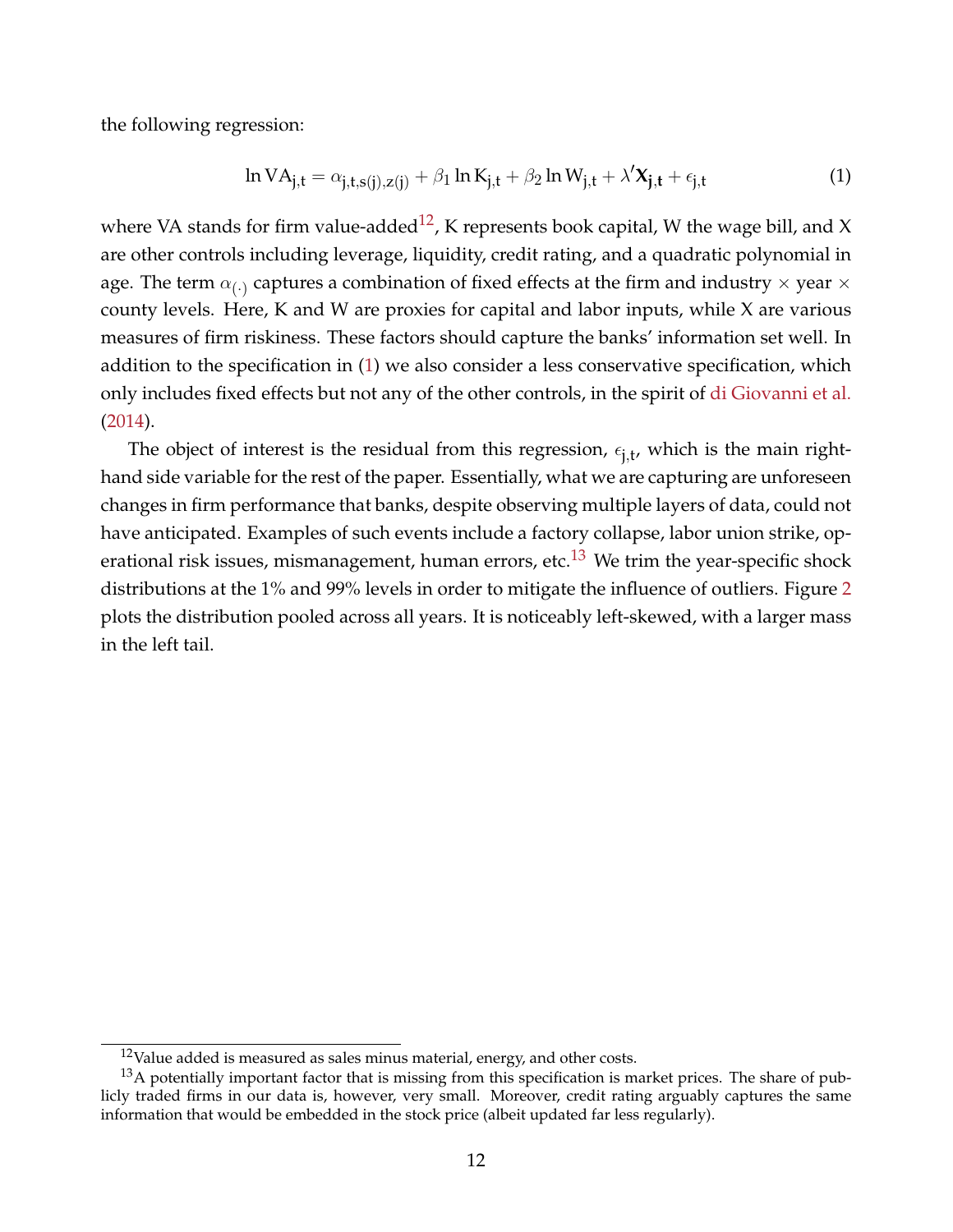the following regression:

$$\ln \mathrm{VA}_{\mathrm{j,t}} = \alpha_{\mathrm{j,t,s(j),z(j)}} + \beta_1 \ln \mathrm{K}_{\mathrm{j,t}} + \beta_2 \ln \mathrm{W}_{\mathrm{j,t}} + \lambda' \mathbf{X}_{\mathbf{j,t}} + \epsilon_{\mathrm{j,t}} \tag{1}$$

where VA stands for firm value-added[12], K represents book capital, W the wage bill, and X are other controls including leverage, liquidity, credit rating, and a quadratic polynomial in age. The term $\alpha_{(\cdot)}$ captures a combination of fixed effects at the firm and industry $\times$ year $\times$ county levels. Here, K and W are proxies for capital and labor inputs, while X are various measures of firm riskiness. These factors should capture the banks' information set well. In addition to the specification in (1) we also consider a less conservative specification, which only includes fixed effects but not any of the other controls, in the spirit of di Giovanni et al. (2014).

The object of interest is the residual from this regression, $\epsilon_{\mathrm{j,t}}$, which is the main right-hand side variable for the rest of the paper. Essentially, what we are capturing are unforeseen changes in firm performance that banks, despite observing multiple layers of data, could not have anticipated. Examples of such events include a factory collapse, labor union strike, operational risk issues, mismanagement, human errors, etc.[13] We trim the year-specific shock distributions at the 1% and 99% levels in order to mitigate the influence of outliers. Figure 2 plots the distribution pooled across all years. It is noticeably left-skewed, with a larger mass in the left tail.

[12]Value added is measured as sales minus material, energy, and other costs.

[13]A potentially important factor that is missing from this specification is market prices. The share of publicly traded firms in our data is, however, very small. Moreover, credit rating arguably captures the same information that would be embedded in the stock price (albeit updated far less regularly).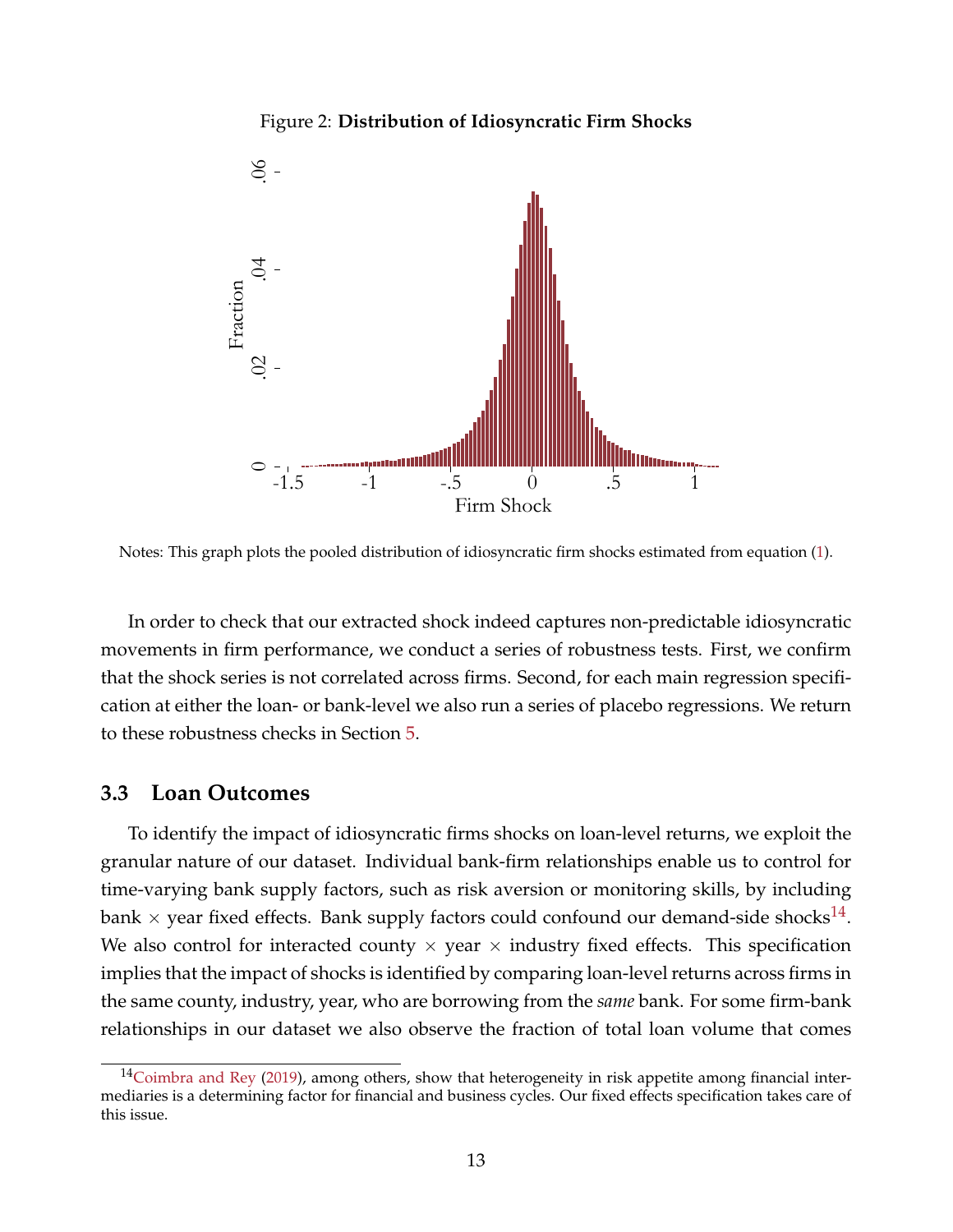Figure 2: **Distribution of Idiosyncratic Firm Shocks**

Notes: This graph plots the pooled distribution of idiosyncratic firm shocks estimated from equation (1).

In order to check that our extracted shock indeed captures non-predictable idiosyncratic movements in firm performance, we conduct a series of robustness tests. First, we confirm that the shock series is not correlated across firms. Second, for each main regression specification at either the loan- or bank-level we also run a series of placebo regressions. We return to these robustness checks in Section 5.

### 3.3 Loan Outcomes

To identify the impact of idiosyncratic firms shocks on loan-level returns, we exploit the granular nature of our dataset. Individual bank-firm relationships enable us to control for time-varying bank supply factors, such as risk aversion or monitoring skills, by including bank $\times$ year fixed effects. Bank supply factors could confound our demand-side shocks[14]. We also control for interacted county $\times$ year $\times$ industry fixed effects. This specification implies that the impact of shocks is identified by comparing loan-level returns across firms in the same county, industry, year, who are borrowing from the *same* bank. For some firm-bank relationships in our dataset we also observe the fraction of total loan volume that comes

[14] Coimbra and Rey (2019), among others, show that heterogeneity in risk appetite among financial intermediaries is a determining factor for financial and business cycles. Our fixed effects specification takes care of this issue.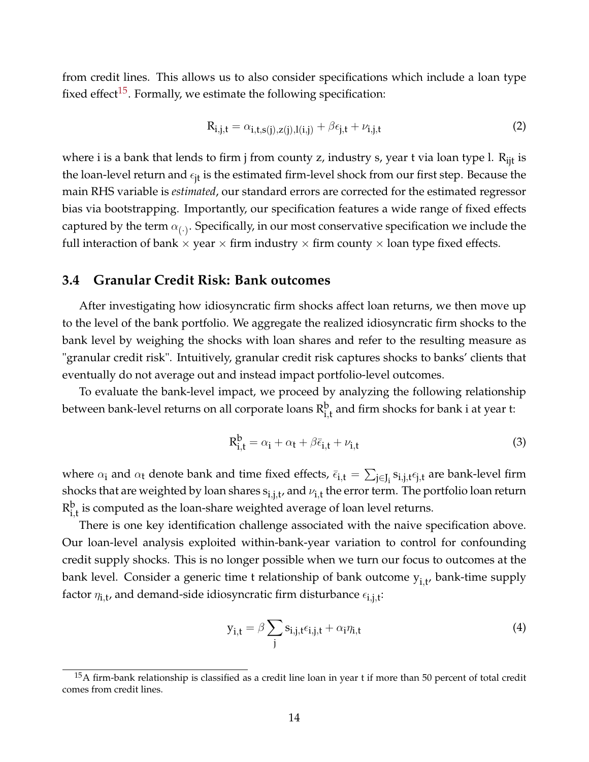from credit lines. This allows us to also consider specifications which include a loan type fixed effect[15]. Formally, we estimate the following specification:

$$R_{i,j,t} = \alpha_{i,t,s(j),z(j),l(i,j)} + \beta \epsilon_{j,t} + \nu_{i,j,t} \tag{2}$$

where i is a bank that lends to firm j from county z, industry s, year t via loan type l. $R_{ijt}$ is the loan-level return and $\epsilon_{jt}$ is the estimated firm-level shock from our first step. Because the main RHS variable is *estimated*, our standard errors are corrected for the estimated regressor bias via bootstrapping. Importantly, our specification features a wide range of fixed effects captured by the term $\alpha_{(\cdot)}$. Specifically, in our most conservative specification we include the full interaction of bank × year × firm industry × firm county × loan type fixed effects.

### 3.4 Granular Credit Risk: Bank outcomes

After investigating how idiosyncratic firm shocks affect loan returns, we then move up to the level of the bank portfolio. We aggregate the realized idiosyncratic firm shocks to the bank level by weighing the shocks with loan shares and refer to the resulting measure as "granular credit risk". Intuitively, granular credit risk captures shocks to banks' clients that eventually do not average out and instead impact portfolio-level outcomes.

To evaluate the bank-level impact, we proceed by analyzing the following relationship between bank-level returns on all corporate loans $R^b_{i,t}$ and firm shocks for bank i at year t:

$$R^b_{i,t} = \alpha_i + \alpha_t + \beta \bar{\epsilon}_{i,t} + \nu_{i,t} \tag{3}$$

where $\alpha_i$ and $\alpha_t$ denote bank and time fixed effects, $\bar{\epsilon}_{i,t} = \sum_{j \in J_i} s_{i,j,t} \epsilon_{j,t}$ are bank-level firm shocks that are weighted by loan shares $s_{i,j,t}$, and $\nu_{i,t}$ the error term. The portfolio loan return $R^b_{i,t}$ is computed as the loan-share weighted average of loan level returns.

There is one key identification challenge associated with the naive specification above. Our loan-level analysis exploited within-bank-year variation to control for confounding credit supply shocks. This is no longer possible when we turn our focus to outcomes at the bank level. Consider a generic time t relationship of bank outcome $y_{i,t}$, bank-time supply factor $\eta_{i,t}$, and demand-side idiosyncratic firm disturbance $\epsilon_{i,j,t}$:

$$y_{i,t} = \beta \sum_j s_{i,j,t} \epsilon_{i,j,t} + \alpha_i \eta_{i,t} \tag{4}$$

[15] A firm-bank relationship is classified as a credit line loan in year t if more than 50 percent of total credit comes from credit lines.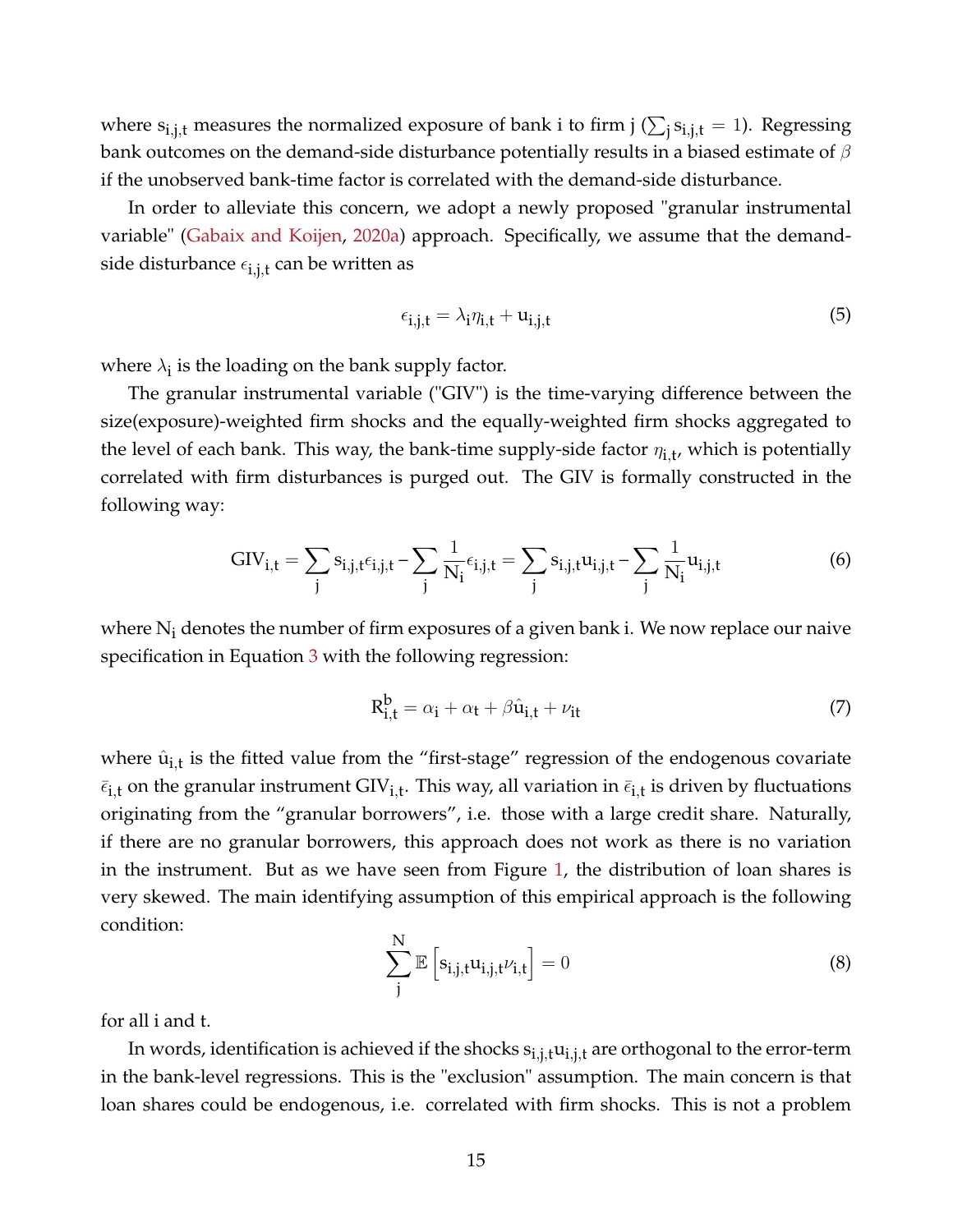where $s_{i,j,t}$ measures the normalized exposure of bank i to firm j ($\sum_j s_{i,j,t} = 1$). Regressing bank outcomes on the demand-side disturbance potentially results in a biased estimate of $\beta$ if the unobserved bank-time factor is correlated with the demand-side disturbance.

In order to alleviate this concern, we adopt a newly proposed "granular instrumental variable" (Gabaix and Koijen, 2020a) approach. Specifically, we assume that the demand-side disturbance $\epsilon_{i,j,t}$ can be written as

$$\epsilon_{i,j,t} = \lambda_i \eta_{i,t} + u_{i,j,t} \tag{5}$$

where $\lambda_i$ is the loading on the bank supply factor.

The granular instrumental variable ("GIV") is the time-varying difference between the size(exposure)-weighted firm shocks and the equally-weighted firm shocks aggregated to the level of each bank. This way, the bank-time supply-side factor $\eta_{i,t}$, which is potentially correlated with firm disturbances is purged out. The GIV is formally constructed in the following way:

$$\text{GIV}_{i,t} = \sum_j s_{i,j,t}\epsilon_{i,j,t} - \sum_j \frac{1}{N_i}\epsilon_{i,j,t} = \sum_j s_{i,j,t}u_{i,j,t} - \sum_j \frac{1}{N_i}u_{i,j,t} \tag{6}$$

where $N_i$ denotes the number of firm exposures of a given bank i. We now replace our naive specification in Equation 3 with the following regression:

$$R^b_{i,t} = \alpha_i + \alpha_t + \beta \hat{u}_{i,t} + \nu_{it} \tag{7}$$

where $\hat{u}_{i,t}$ is the fitted value from the "first-stage" regression of the endogenous covariate $\bar{\epsilon}_{i,t}$ on the granular instrument $\text{GIV}_{i,t}$. This way, all variation in $\bar{\epsilon}_{i,t}$ is driven by fluctuations originating from the "granular borrowers", i.e. those with a large credit share. Naturally, if there are no granular borrowers, this approach does not work as there is no variation in the instrument. But as we have seen from Figure 1, the distribution of loan shares is very skewed. The main identifying assumption of this empirical approach is the following condition:

$$\sum_j^N \mathbb{E}\left[s_{i,j,t}u_{i,j,t}\nu_{i,t}\right] = 0 \tag{8}$$

for all i and t.

In words, identification is achieved if the shocks $s_{i,j,t}u_{i,j,t}$ are orthogonal to the error-term in the bank-level regressions. This is the "exclusion" assumption. The main concern is that loan shares could be endogenous, i.e. correlated with firm shocks. This is not a problem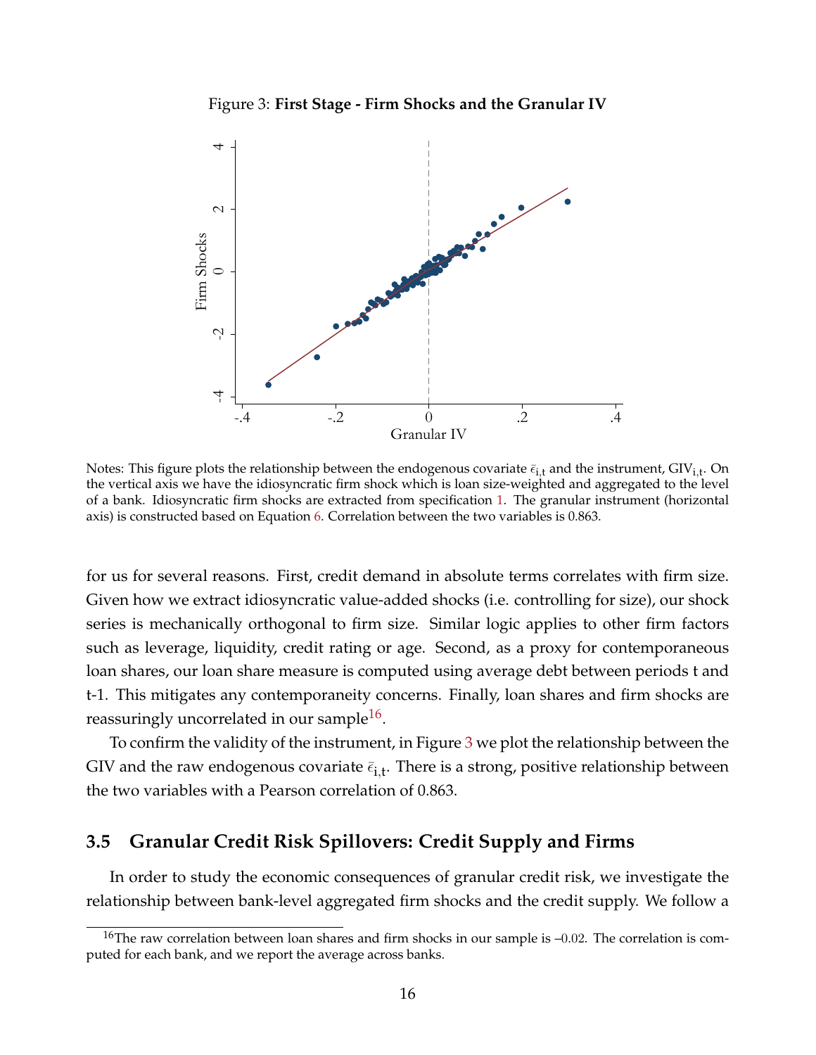Figure 3: **First Stage - Firm Shocks and the Granular IV**

Notes: This figure plots the relationship between the endogenous covariate $\bar{\epsilon}_{i,t}$ and the instrument, $GIV_{i,t}$. On the vertical axis we have the idiosyncratic firm shock which is loan size-weighted and aggregated to the level of a bank. Idiosyncratic firm shocks are extracted from specification 1. The granular instrument (horizontal axis) is constructed based on Equation 6. Correlation between the two variables is 0.863.

for us for several reasons. First, credit demand in absolute terms correlates with firm size. Given how we extract idiosyncratic value-added shocks (i.e. controlling for size), our shock series is mechanically orthogonal to firm size. Similar logic applies to other firm factors such as leverage, liquidity, credit rating or age. Second, as a proxy for contemporaneous loan shares, our loan share measure is computed using average debt between periods t and t-1. This mitigates any contemporaneity concerns. Finally, loan shares and firm shocks are reassuringly uncorrelated in our sample[16].

To confirm the validity of the instrument, in Figure 3 we plot the relationship between the GIV and the raw endogenous covariate $\bar{\epsilon}_{i,t}$. There is a strong, positive relationship between the two variables with a Pearson correlation of 0.863.

### 3.5 Granular Credit Risk Spillovers: Credit Supply and Firms

In order to study the economic consequences of granular credit risk, we investigate the relationship between bank-level aggregated firm shocks and the credit supply. We follow a

[16] The raw correlation between loan shares and firm shocks in our sample is –0.02. The correlation is computed for each bank, and we report the average across banks.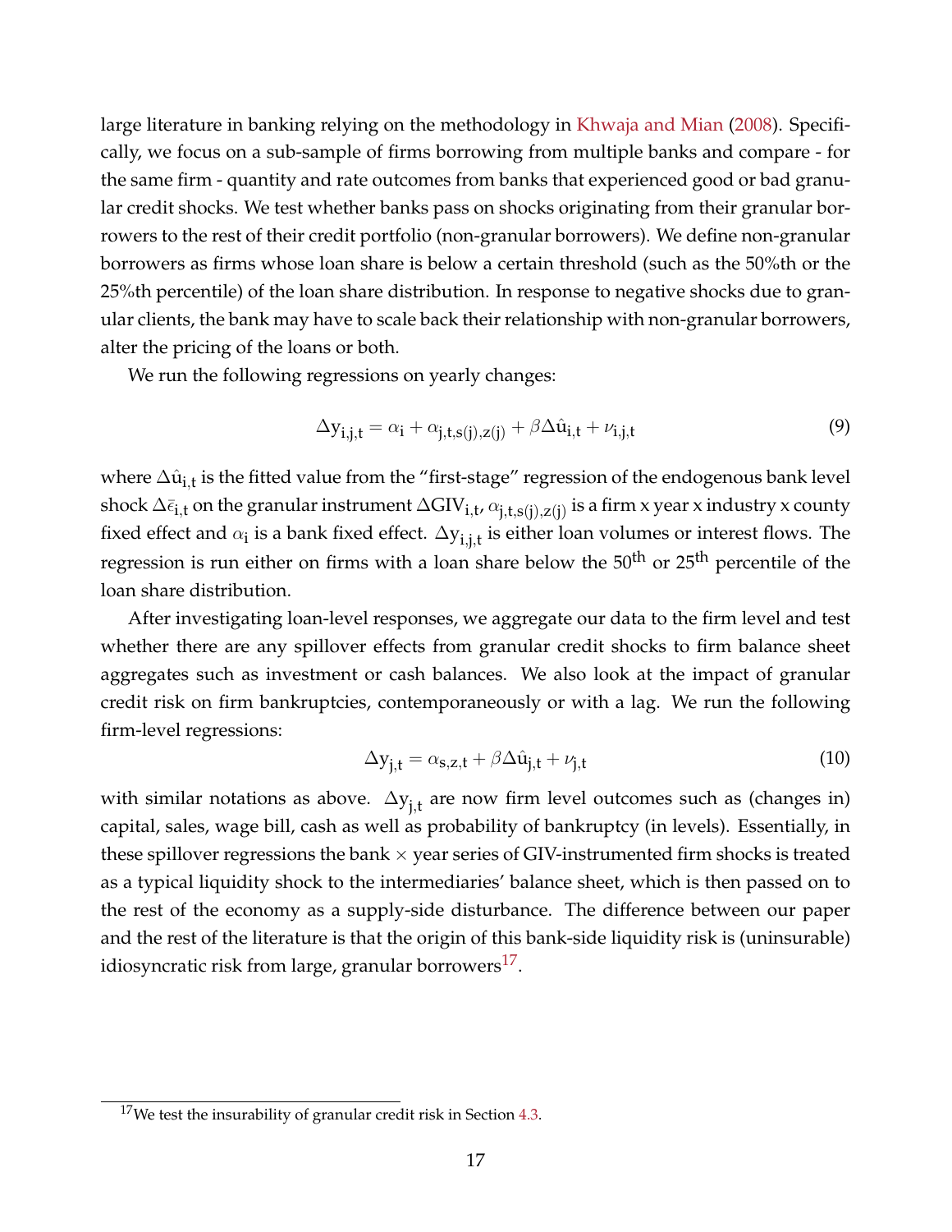large literature in banking relying on the methodology in Khwaja and Mian (2008). Specifically, we focus on a sub-sample of firms borrowing from multiple banks and compare - for the same firm - quantity and rate outcomes from banks that experienced good or bad granular credit shocks. We test whether banks pass on shocks originating from their granular borrowers to the rest of their credit portfolio (non-granular borrowers). We define non-granular borrowers as firms whose loan share is below a certain threshold (such as the 50%th or the 25%th percentile) of the loan share distribution. In response to negative shocks due to granular clients, the bank may have to scale back their relationship with non-granular borrowers, alter the pricing of the loans or both.

We run the following regressions on yearly changes:

$$\Delta y_{i,j,t} = \alpha_i + \alpha_{j,t,s(j),z(j)} + \beta \Delta \hat{u}_{i,t} + \nu_{i,j,t} \tag{9}$$

where $\Delta \hat{u}_{i,t}$ is the fitted value from the "first-stage" regression of the endogenous bank level shock $\Delta \bar{\epsilon}_{i,t}$ on the granular instrument $\Delta GIV_{i,t}$, $\alpha_{j,t,s(j),z(j)}$ is a firm x year x industry x county fixed effect and $\alpha_i$ is a bank fixed effect. $\Delta y_{i,j,t}$ is either loan volumes or interest flows. The regression is run either on firms with a loan share below the $50^{th}$ or $25^{th}$ percentile of the loan share distribution.

After investigating loan-level responses, we aggregate our data to the firm level and test whether there are any spillover effects from granular credit shocks to firm balance sheet aggregates such as investment or cash balances. We also look at the impact of granular credit risk on firm bankruptcies, contemporaneously or with a lag. We run the following firm-level regressions:

$$\Delta y_{j,t} = \alpha_{s,z,t} + \beta \Delta \hat{u}_{j,t} + \nu_{j,t} \tag{10}$$

with similar notations as above. $\Delta y_{j,t}$ are now firm level outcomes such as (changes in) capital, sales, wage bill, cash as well as probability of bankruptcy (in levels). Essentially, in these spillover regressions the bank $\times$ year series of GIV-instrumented firm shocks is treated as a typical liquidity shock to the intermediaries' balance sheet, which is then passed on to the rest of the economy as a supply-side disturbance. The difference between our paper and the rest of the literature is that the origin of this bank-side liquidity risk is (uninsurable) idiosyncratic risk from large, granular borrowers[17].

[17] We test the insurability of granular credit risk in Section 4.3.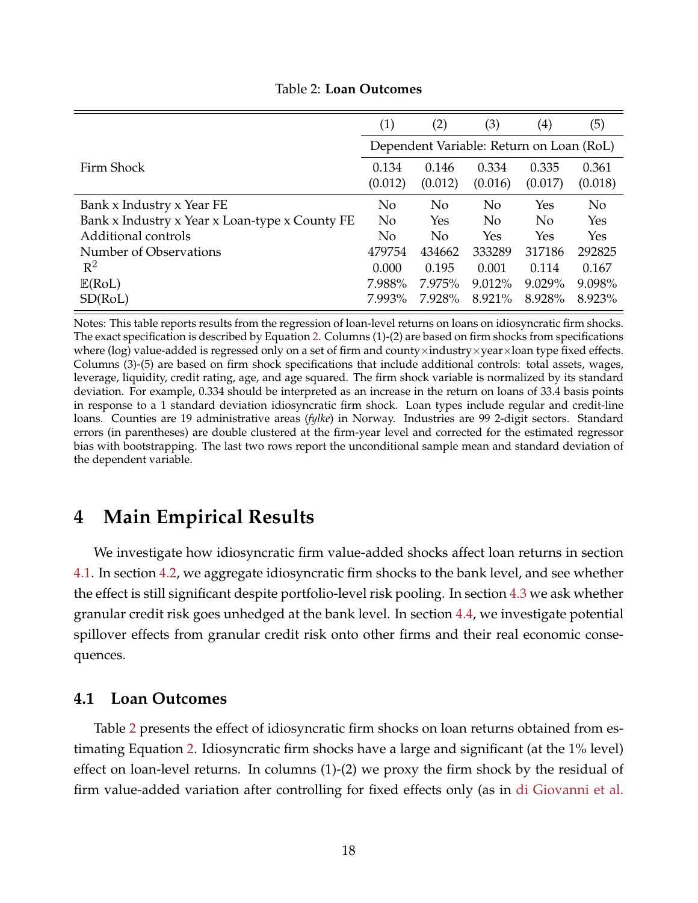Table 2: **Loan Outcomes**

| | (1) | (2) | (3) | (4) | (5) |
|---|---|---|---|---|---|
| | Dependent Variable: Return on Loan (RoL) | | | | |
| Firm Shock | 0.134 | 0.146 | 0.334 | 0.335 | 0.361 |
| | (0.012) | (0.012) | (0.016) | (0.017) | (0.018) |
| Bank x Industry x Year FE | No | No | No | Yes | No |
| Bank x Industry x Year x Loan-type x County FE | No | Yes | No | No | Yes |
| Additional controls | No | No | Yes | Yes | Yes |
| Number of Observations | 479754 | 434662 | 333289 | 317186 | 292825 |
| $R^2$ | 0.000 | 0.195 | 0.001 | 0.114 | 0.167 |
| $\mathbb{E}$(RoL) | 7.988% | 7.975% | 9.012% | 9.029% | 9.098% |
| SD(RoL) | 7.993% | 7.928% | 8.921% | 8.928% | 8.923% |

Notes: This table reports results from the regression of loan-level returns on loans on idiosyncratic firm shocks. The exact specification is described by Equation 2. Columns (1)-(2) are based on firm shocks from specifications where (log) value-added is regressed only on a set of firm and county×industry×year×loan type fixed effects. Columns (3)-(5) are based on firm shock specifications that include additional controls: total assets, wages, leverage, liquidity, credit rating, age, and age squared. The firm shock variable is normalized by its standard deviation. For example, 0.334 should be interpreted as an increase in the return on loans of 33.4 basis points in response to a 1 standard deviation idiosyncratic firm shock. Loan types include regular and credit-line loans. Counties are 19 administrative areas (*fylke*) in Norway. Industries are 99 2-digit sectors. Standard errors (in parentheses) are double clustered at the firm-year level and corrected for the estimated regressor bias with bootstrapping. The last two rows report the unconditional sample mean and standard deviation of the dependent variable.

# 4 Main Empirical Results

We investigate how idiosyncratic firm value-added shocks affect loan returns in section 4.1. In section 4.2, we aggregate idiosyncratic firm shocks to the bank level, and see whether the effect is still significant despite portfolio-level risk pooling. In section 4.3 we ask whether granular credit risk goes unhedged at the bank level. In section 4.4, we investigate potential spillover effects from granular credit risk onto other firms and their real economic consequences.

## 4.1 Loan Outcomes

Table 2 presents the effect of idiosyncratic firm shocks on loan returns obtained from estimating Equation 2. Idiosyncratic firm shocks have a large and significant (at the 1% level) effect on loan-level returns. In columns (1)-(2) we proxy the firm shock by the residual of firm value-added variation after controlling for fixed effects only (as in di Giovanni et al.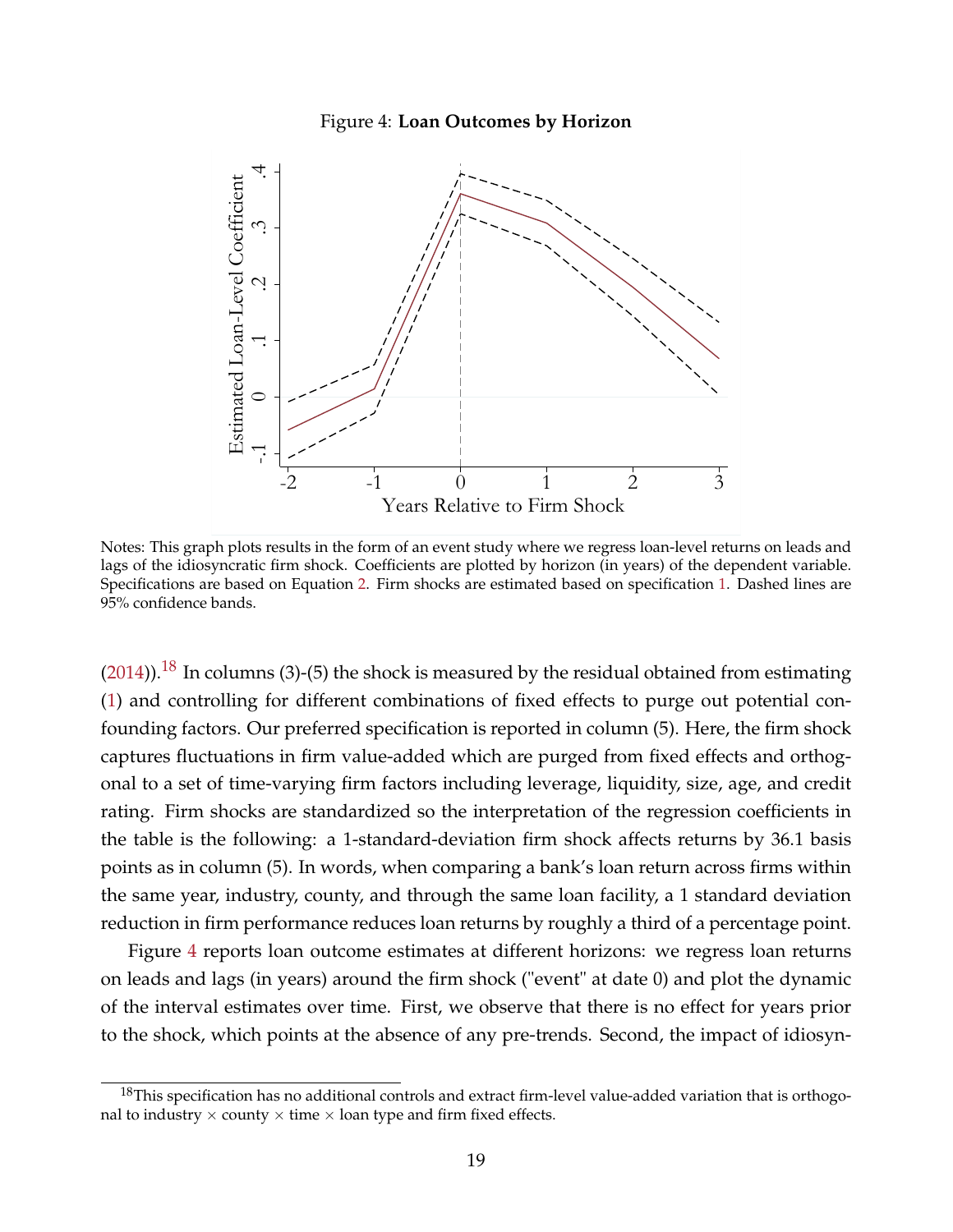Figure 4: **Loan Outcomes by Horizon**

Notes: This graph plots results in the form of an event study where we regress loan-level returns on leads and lags of the idiosyncratic firm shock. Coefficients are plotted by horizon (in years) of the dependent variable. Specifications are based on Equation 2. Firm shocks are estimated based on specification 1. Dashed lines are 95% confidence bands.

(2014)).[18] In columns (3)-(5) the shock is measured by the residual obtained from estimating (1) and controlling for different combinations of fixed effects to purge out potential confounding factors. Our preferred specification is reported in column (5). Here, the firm shock captures fluctuations in firm value-added which are purged from fixed effects and orthogonal to a set of time-varying firm factors including leverage, liquidity, size, age, and credit rating. Firm shocks are standardized so the interpretation of the regression coefficients in the table is the following: a 1-standard-deviation firm shock affects returns by 36.1 basis points as in column (5). In words, when comparing a bank's loan return across firms within the same year, industry, county, and through the same loan facility, a 1 standard deviation reduction in firm performance reduces loan returns by roughly a third of a percentage point.

Figure 4 reports loan outcome estimates at different horizons: we regress loan returns on leads and lags (in years) around the firm shock ("event" at date 0) and plot the dynamic of the interval estimates over time. First, we observe that there is no effect for years prior to the shock, which points at the absence of any pre-trends. Second, the impact of idiosyn-

[18] This specification has no additional controls and extract firm-level value-added variation that is orthogonal to industry × county × time × loan type and firm fixed effects.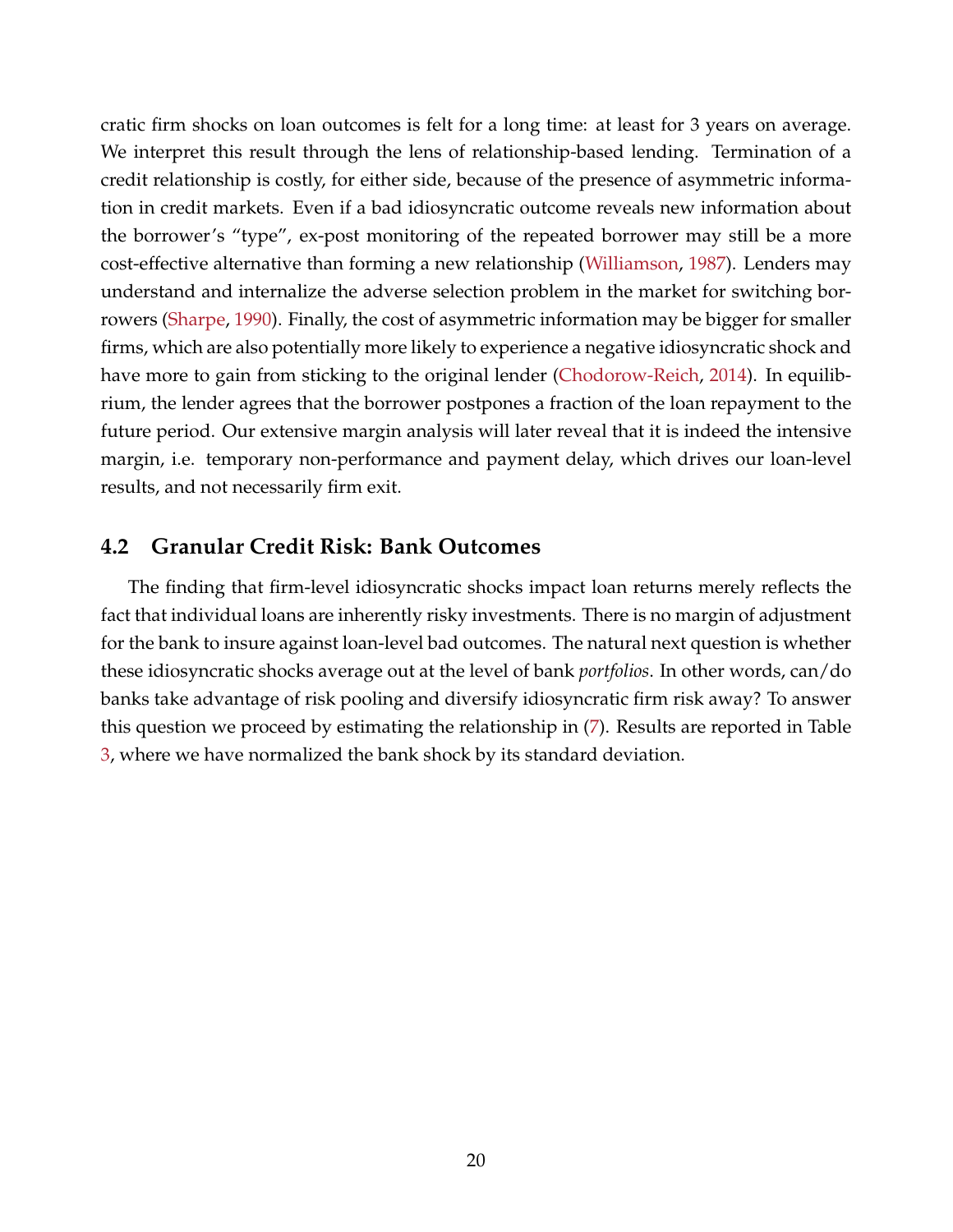cratic firm shocks on loan outcomes is felt for a long time: at least for 3 years on average. We interpret this result through the lens of relationship-based lending. Termination of a credit relationship is costly, for either side, because of the presence of asymmetric information in credit markets. Even if a bad idiosyncratic outcome reveals new information about the borrower's "type", ex-post monitoring of the repeated borrower may still be a more cost-effective alternative than forming a new relationship (Williamson, 1987). Lenders may understand and internalize the adverse selection problem in the market for switching borrowers (Sharpe, 1990). Finally, the cost of asymmetric information may be bigger for smaller firms, which are also potentially more likely to experience a negative idiosyncratic shock and have more to gain from sticking to the original lender (Chodorow-Reich, 2014). In equilibrium, the lender agrees that the borrower postpones a fraction of the loan repayment to the future period. Our extensive margin analysis will later reveal that it is indeed the intensive margin, i.e. temporary non-performance and payment delay, which drives our loan-level results, and not necessarily firm exit.

## 4.2 Granular Credit Risk: Bank Outcomes

The finding that firm-level idiosyncratic shocks impact loan returns merely reflects the fact that individual loans are inherently risky investments. There is no margin of adjustment for the bank to insure against loan-level bad outcomes. The natural next question is whether these idiosyncratic shocks average out at the level of bank *portfolios*. In other words, can/do banks take advantage of risk pooling and diversify idiosyncratic firm risk away? To answer this question we proceed by estimating the relationship in (7). Results are reported in Table 3, where we have normalized the bank shock by its standard deviation.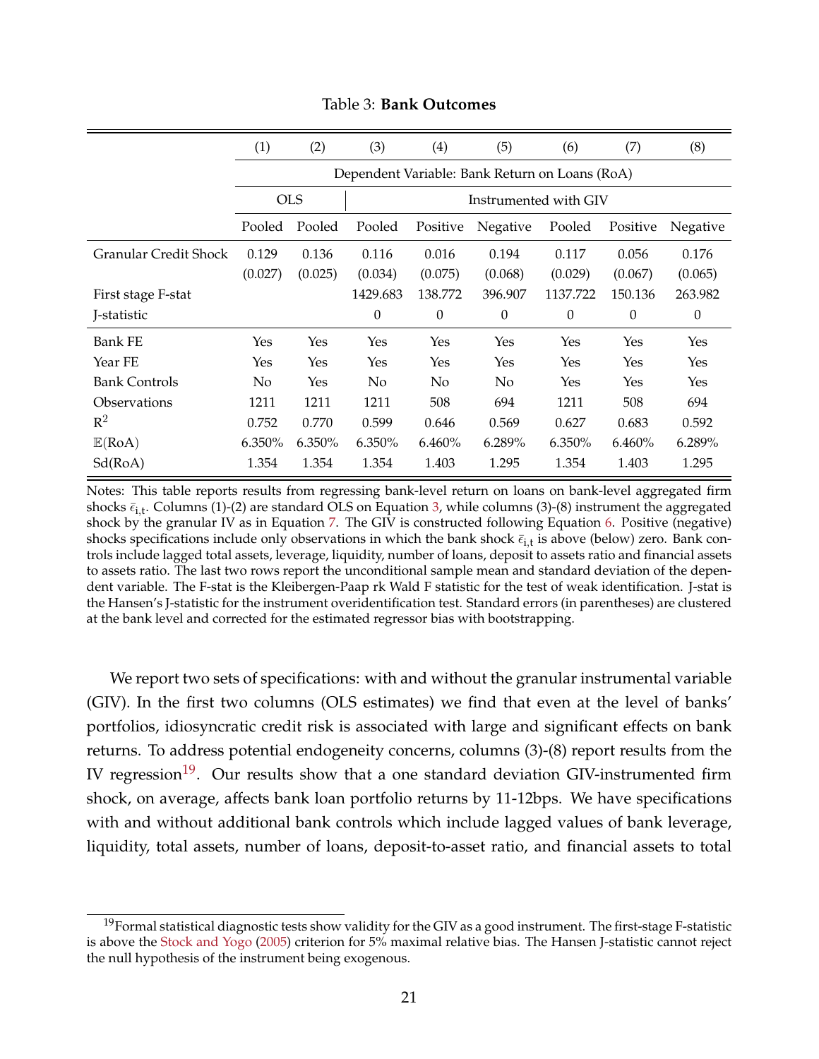Table 3: **Bank Outcomes**

| | (1) | (2) | (3) | (4) | (5) | (6) | (7) | (8) |
|---|---|---|---|---|---|---|---|---|
| | Dependent Variable: Bank Return on Loans (RoA) | | | | | | | |
| | OLS | | Instrumented with GIV | | | | | |
| | Pooled | Pooled | Pooled | Positive | Negative | Pooled | Positive | Negative |
| Granular Credit Shock | 0.129 | 0.136 | 0.116 | 0.016 | 0.194 | 0.117 | 0.056 | 0.176 |
| | (0.027) | (0.025) | (0.034) | (0.075) | (0.068) | (0.029) | (0.067) | (0.065) |
| First stage F-stat | | | 1429.683 | 138.772 | 396.907 | 1137.722 | 150.136 | 263.982 |
| J-statistic | | | 0 | 0 | 0 | 0 | 0 | 0 |
| Bank FE | Yes | Yes | Yes | Yes | Yes | Yes | Yes | Yes |
| Year FE | Yes | Yes | Yes | Yes | Yes | Yes | Yes | Yes |
| Bank Controls | No | Yes | No | No | No | Yes | Yes | Yes |
| Observations | 1211 | 1211 | 1211 | 508 | 694 | 1211 | 508 | 694 |
| $R^2$ | 0.752 | 0.770 | 0.599 | 0.646 | 0.569 | 0.627 | 0.683 | 0.592 |
| $\mathbb{E}$(RoA) | 6.350% | 6.350% | 6.350% | 6.460% | 6.289% | 6.350% | 6.460% | 6.289% |
| Sd(RoA) | 1.354 | 1.354 | 1.354 | 1.403 | 1.295 | 1.354 | 1.403 | 1.295 |

Notes: This table reports results from regressing bank-level return on loans on bank-level aggregated firm shocks $\bar{\epsilon}_{i,t}$. Columns (1)-(2) are standard OLS on Equation 3, while columns (3)-(8) instrument the aggregated shock by the granular IV as in Equation 7. The GIV is constructed following Equation 6. Positive (negative) shocks specifications include only observations in which the bank shock $\bar{\epsilon}_{i,t}$ is above (below) zero. Bank controls include lagged total assets, leverage, liquidity, number of loans, deposit to assets ratio and financial assets to assets ratio. The last two rows report the unconditional sample mean and standard deviation of the dependent variable. The F-stat is the Kleibergen-Paap rk Wald F statistic for the test of weak identification. J-stat is the Hansen's J-statistic for the instrument overidentification test. Standard errors (in parentheses) are clustered at the bank level and corrected for the estimated regressor bias with bootstrapping.

We report two sets of specifications: with and without the granular instrumental variable (GIV). In the first two columns (OLS estimates) we find that even at the level of banks' portfolios, idiosyncratic credit risk is associated with large and significant effects on bank returns. To address potential endogeneity concerns, columns (3)-(8) report results from the IV regression[19]. Our results show that a one standard deviation GIV-instrumented firm shock, on average, affects bank loan portfolio returns by 11-12bps. We have specifications with and without additional bank controls which include lagged values of bank leverage, liquidity, total assets, number of loans, deposit-to-asset ratio, and financial assets to total

[19] Formal statistical diagnostic tests show validity for the GIV as a good instrument. The first-stage F-statistic is above the Stock and Yogo (2005) criterion for 5% maximal relative bias. The Hansen J-statistic cannot reject the null hypothesis of the instrument being exogenous.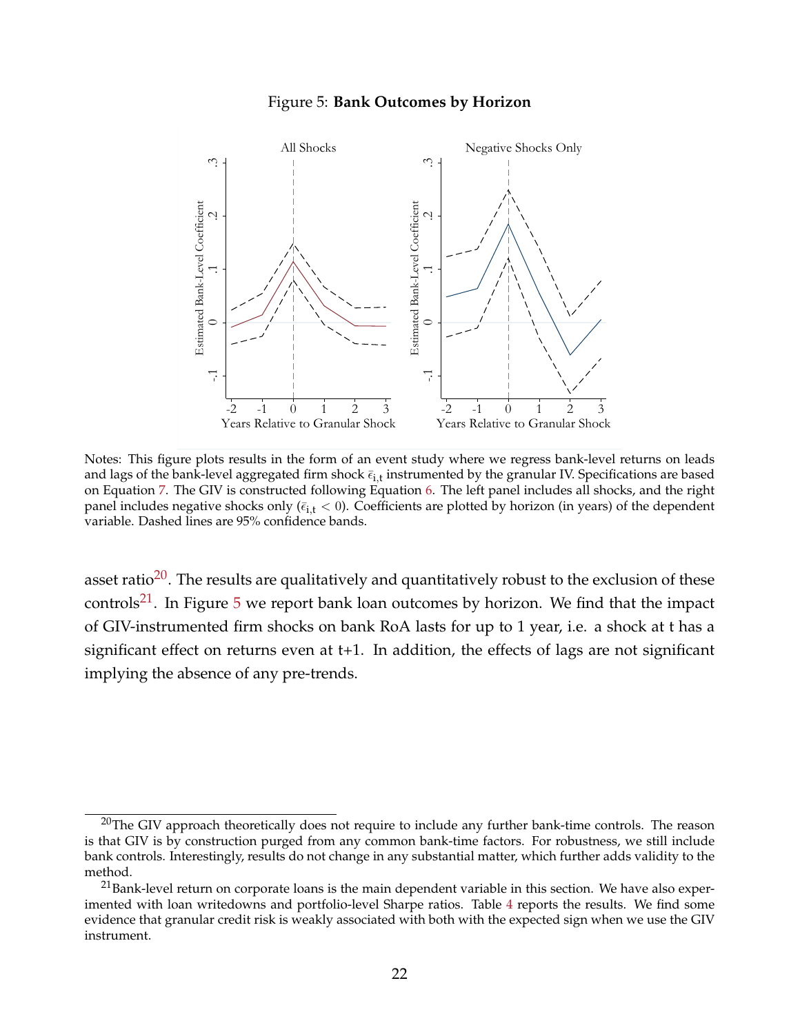Figure 5: **Bank Outcomes by Horizon**

Notes: This figure plots results in the form of an event study where we regress bank-level returns on leads and lags of the bank-level aggregated firm shock $\bar{\epsilon}_{i,t}$ instrumented by the granular IV. Specifications are based on Equation 7. The GIV is constructed following Equation 6. The left panel includes all shocks, and the right panel includes negative shocks only ($\bar{\epsilon}_{i,t} < 0$). Coefficients are plotted by horizon (in years) of the dependent variable. Dashed lines are 95% confidence bands.

asset ratio[20]. The results are qualitatively and quantitatively robust to the exclusion of these controls[21]. In Figure 5 we report bank loan outcomes by horizon. We find that the impact of GIV-instrumented firm shocks on bank RoA lasts for up to 1 year, i.e. a shock at t has a significant effect on returns even at t+1. In addition, the effects of lags are not significant implying the absence of any pre-trends.

[20] The GIV approach theoretically does not require to include any further bank-time controls. The reason is that GIV is by construction purged from any common bank-time factors. For robustness, we still include bank controls. Interestingly, results do not change in any substantial matter, which further adds validity to the method.

[21] Bank-level return on corporate loans is the main dependent variable in this section. We have also experimented with loan writedowns and portfolio-level Sharpe ratios. Table 4 reports the results. We find some evidence that granular credit risk is weakly associated with both with the expected sign when we use the GIV instrument.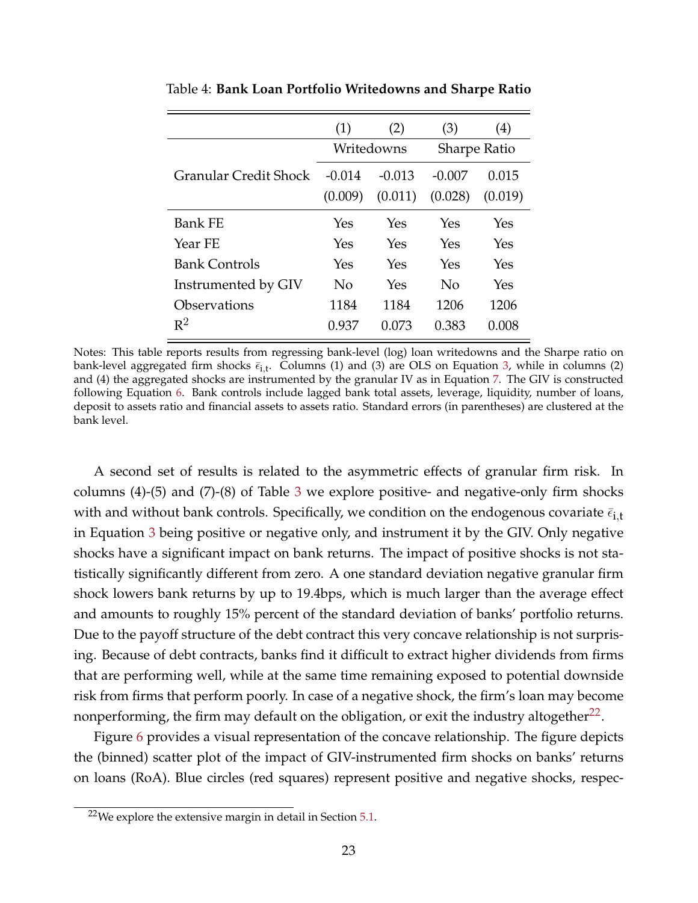Table 4: **Bank Loan Portfolio Writedowns and Sharpe Ratio**

| | (1) | (2) | (3) | (4) |
|---|---|---|---|---|
| | Writedowns | | Sharpe Ratio | |
| Granular Credit Shock | -0.014 | -0.013 | -0.007 | 0.015 |
| | (0.009) | (0.011) | (0.028) | (0.019) |
| Bank FE | Yes | Yes | Yes | Yes |
| Year FE | Yes | Yes | Yes | Yes |
| Bank Controls | Yes | Yes | Yes | Yes |
| Instrumented by GIV | No | Yes | No | Yes |
| Observations | 1184 | 1184 | 1206 | 1206 |
| $R^2$ | 0.937 | 0.073 | 0.383 | 0.008 |

Notes: This table reports results from regressing bank-level (log) loan writedowns and the Sharpe ratio on bank-level aggregated firm shocks $\bar{\epsilon}_{i,t}$. Columns (1) and (3) are OLS on Equation 3, while in columns (2) and (4) the aggregated shocks are instrumented by the granular IV as in Equation 7. The GIV is constructed following Equation 6. Bank controls include lagged bank total assets, leverage, liquidity, number of loans, deposit to assets ratio and financial assets to assets ratio. Standard errors (in parentheses) are clustered at the bank level.

A second set of results is related to the asymmetric effects of granular firm risk. In columns (4)-(5) and (7)-(8) of Table 3 we explore positive- and negative-only firm shocks with and without bank controls. Specifically, we condition on the endogenous covariate $\bar{\epsilon}_{i,t}$ in Equation 3 being positive or negative only, and instrument it by the GIV. Only negative shocks have a significant impact on bank returns. The impact of positive shocks is not statistically significantly different from zero. A one standard deviation negative granular firm shock lowers bank returns by up to 19.4bps, which is much larger than the average effect and amounts to roughly 15% percent of the standard deviation of banks' portfolio returns. Due to the payoff structure of the debt contract this very concave relationship is not surprising. Because of debt contracts, banks find it difficult to extract higher dividends from firms that are performing well, while at the same time remaining exposed to potential downside risk from firms that perform poorly. In case of a negative shock, the firm's loan may become nonperforming, the firm may default on the obligation, or exit the industry altogether[22].

Figure 6 provides a visual representation of the concave relationship. The figure depicts the (binned) scatter plot of the impact of GIV-instrumented firm shocks on banks' returns on loans (RoA). Blue circles (red squares) represent positive and negative shocks, respec-

[22] We explore the extensive margin in detail in Section 5.1.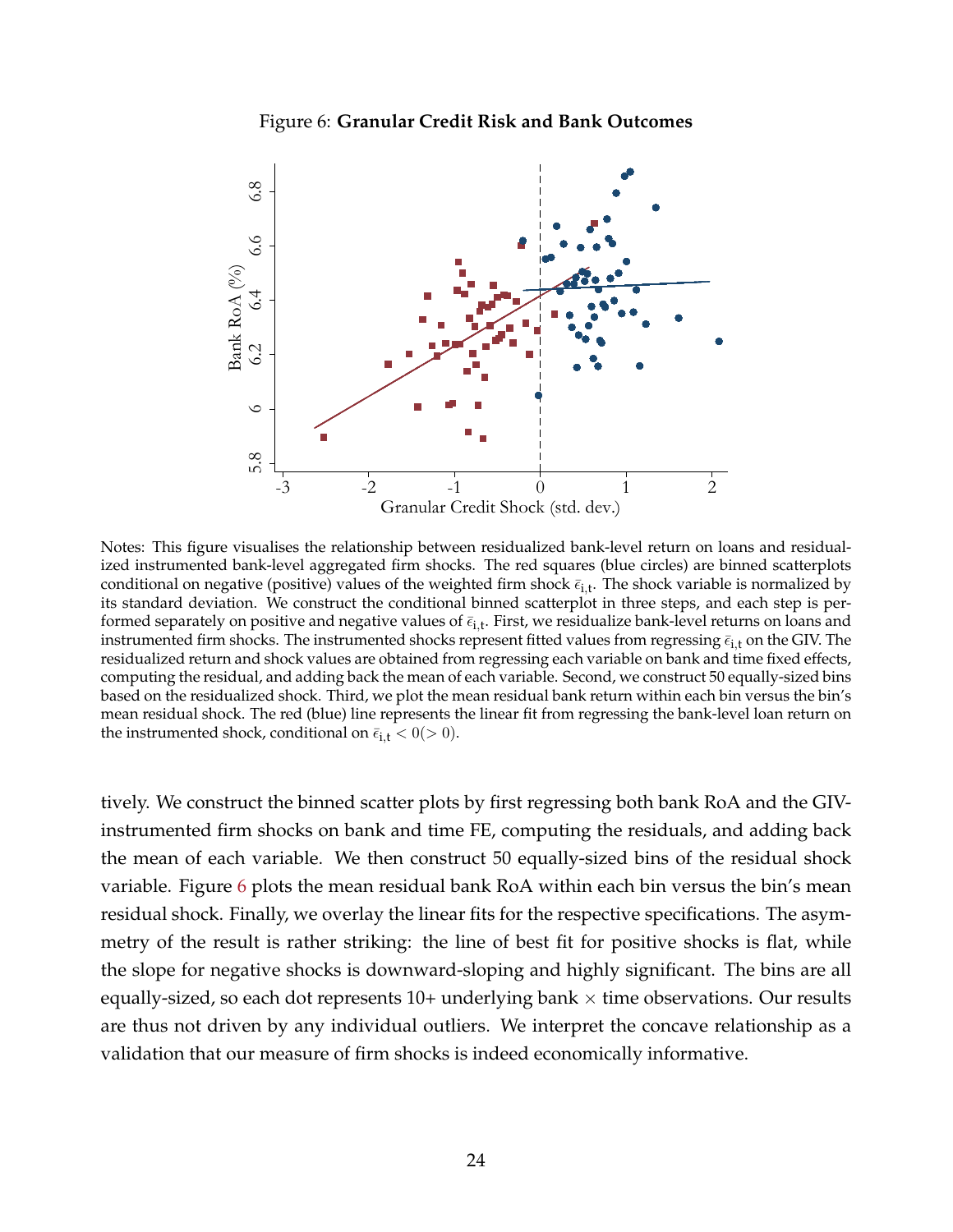Figure 6: **Granular Credit Risk and Bank Outcomes**

Notes: This figure visualises the relationship between residualized bank-level return on loans and residualized instrumented bank-level aggregated firm shocks. The red squares (blue circles) are binned scatterplots conditional on negative (positive) values of the weighted firm shock $\bar{\epsilon}_{i,t}$. The shock variable is normalized by its standard deviation. We construct the conditional binned scatterplot in three steps, and each step is performed separately on positive and negative values of $\bar{\epsilon}_{i,t}$. First, we residualize bank-level returns on loans and instrumented firm shocks. The instrumented shocks represent fitted values from regressing $\bar{\epsilon}_{i,t}$ on the GIV. The residualized return and shock values are obtained from regressing each variable on bank and time fixed effects, computing the residual, and adding back the mean of each variable. Second, we construct 50 equally-sized bins based on the residualized shock. Third, we plot the mean residual bank return within each bin versus the bin's mean residual shock. The red (blue) line represents the linear fit from regressing the bank-level loan return on the instrumented shock, conditional on $\bar{\epsilon}_{i,t} < 0 (> 0)$.

tively. We construct the binned scatter plots by first regressing both bank RoA and the GIV-instrumented firm shocks on bank and time FE, computing the residuals, and adding back the mean of each variable. We then construct 50 equally-sized bins of the residual shock variable. Figure 6 plots the mean residual bank RoA within each bin versus the bin's mean residual shock. Finally, we overlay the linear fits for the respective specifications. The asymmetry of the result is rather striking: the line of best fit for positive shocks is flat, while the slope for negative shocks is downward-sloping and highly significant. The bins are all equally-sized, so each dot represents 10+ underlying bank $\times$ time observations. Our results are thus not driven by any individual outliers. We interpret the concave relationship as a validation that our measure of firm shocks is indeed economically informative.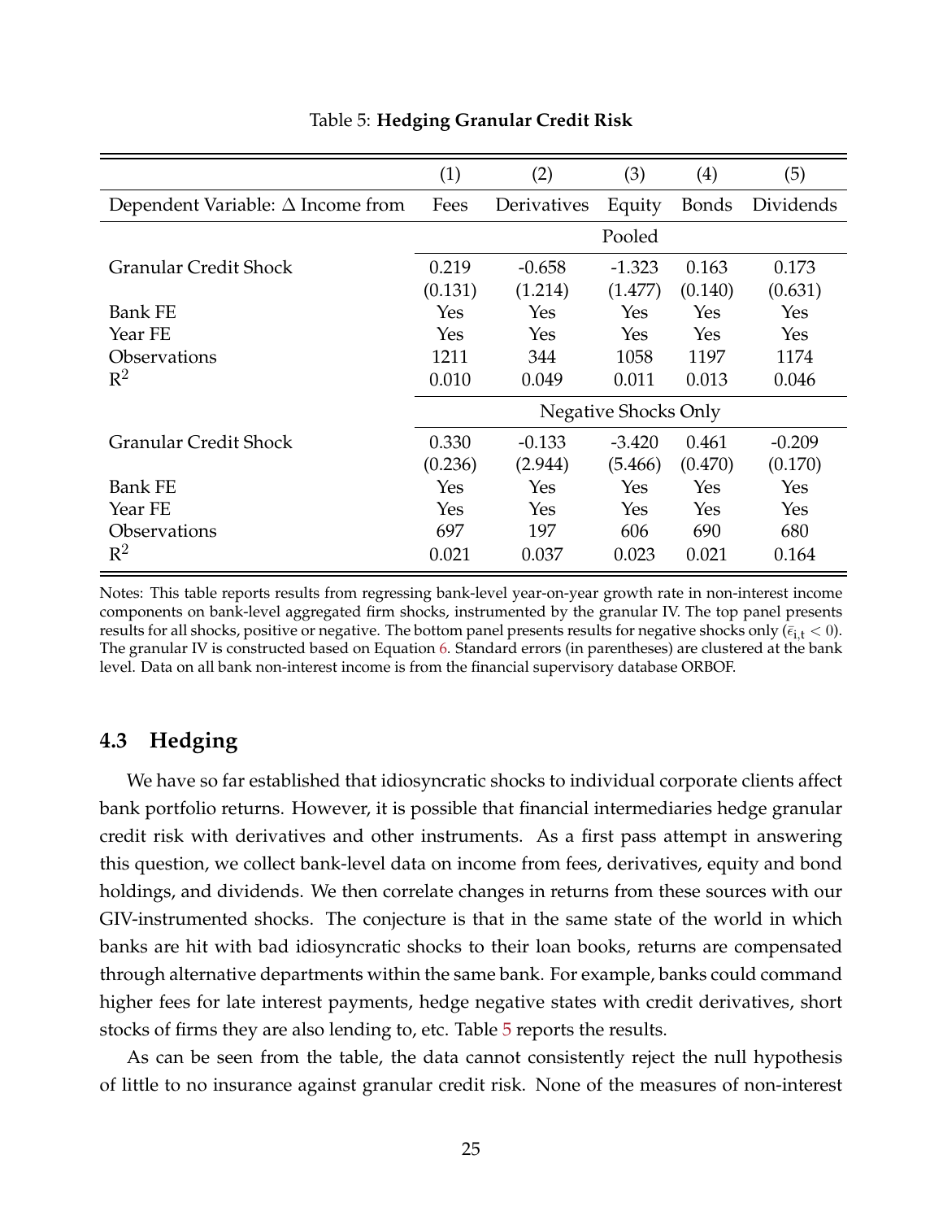Table 5: **Hedging Granular Credit Risk**

| | (1) | (2) | (3) | (4) | (5) |
|---|---|---|---|---|---|
| Dependent Variable: $\Delta$ Income from | Fees | Derivatives | Equity | Bonds | Dividends |
| | | | Pooled | | |
| Granular Credit Shock | 0.219 | -0.658 | -1.323 | 0.163 | 0.173 |
| | (0.131) | (1.214) | (1.477) | (0.140) | (0.631) |
| Bank FE | Yes | Yes | Yes | Yes | Yes |
| Year FE | Yes | Yes | Yes | Yes | Yes |
| Observations | 1211 | 344 | 1058 | 1197 | 1174 |
| $R^2$ | 0.010 | 0.049 | 0.011 | 0.013 | 0.046 |
| | | | Negative Shocks Only | | |
| Granular Credit Shock | 0.330 | -0.133 | -3.420 | 0.461 | -0.209 |
| | (0.236) | (2.944) | (5.466) | (0.470) | (0.170) |
| Bank FE | Yes | Yes | Yes | Yes | Yes |
| Year FE | Yes | Yes | Yes | Yes | Yes |
| Observations | 697 | 197 | 606 | 690 | 680 |
| $R^2$ | 0.021 | 0.037 | 0.023 | 0.021 | 0.164 |

Notes: This table reports results from regressing bank-level year-on-year growth rate in non-interest income components on bank-level aggregated firm shocks, instrumented by the granular IV. The top panel presents results for all shocks, positive or negative. The bottom panel presents results for negative shocks only ($\epsilon_{i,t} < 0$). The granular IV is constructed based on Equation 6. Standard errors (in parentheses) are clustered at the bank level. Data on all bank non-interest income is from the financial supervisory database ORBOF.

## 4.3 Hedging

We have so far established that idiosyncratic shocks to individual corporate clients affect bank portfolio returns. However, it is possible that financial intermediaries hedge granular credit risk with derivatives and other instruments. As a first pass attempt in answering this question, we collect bank-level data on income from fees, derivatives, equity and bond holdings, and dividends. We then correlate changes in returns from these sources with our GIV-instrumented shocks. The conjecture is that in the same state of the world in which banks are hit with bad idiosyncratic shocks to their loan books, returns are compensated through alternative departments within the same bank. For example, banks could command higher fees for late interest payments, hedge negative states with credit derivatives, short stocks of firms they are also lending to, etc. Table 5 reports the results.

As can be seen from the table, the data cannot consistently reject the null hypothesis of little to no insurance against granular credit risk. None of the measures of non-interest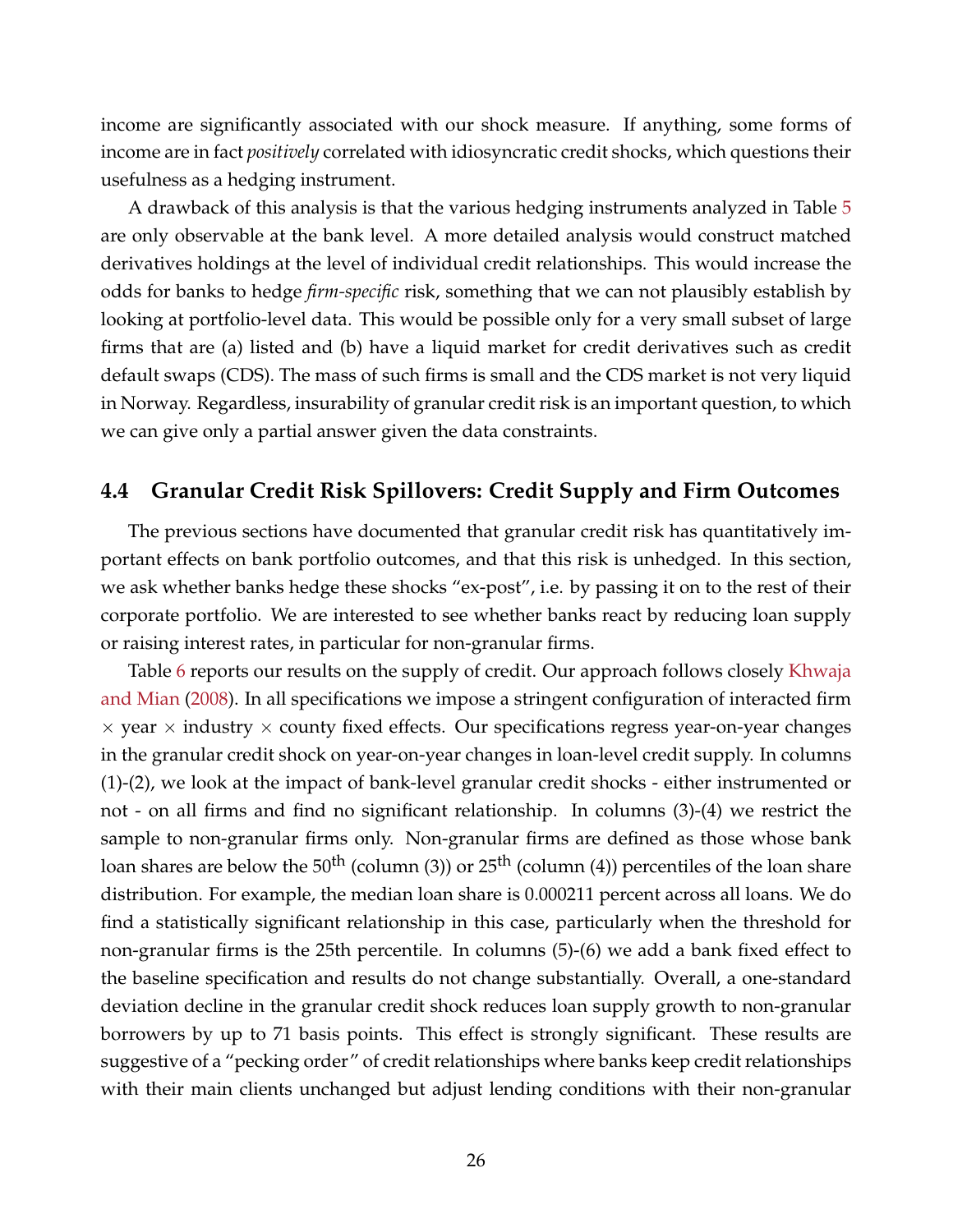income are significantly associated with our shock measure. If anything, some forms of income are in fact *positively* correlated with idiosyncratic credit shocks, which questions their usefulness as a hedging instrument.

A drawback of this analysis is that the various hedging instruments analyzed in Table 5 are only observable at the bank level. A more detailed analysis would construct matched derivatives holdings at the level of individual credit relationships. This would increase the odds for banks to hedge *firm-specific* risk, something that we can not plausibly establish by looking at portfolio-level data. This would be possible only for a very small subset of large firms that are (a) listed and (b) have a liquid market for credit derivatives such as credit default swaps (CDS). The mass of such firms is small and the CDS market is not very liquid in Norway. Regardless, insurability of granular credit risk is an important question, to which we can give only a partial answer given the data constraints.

### 4.4 Granular Credit Risk Spillovers: Credit Supply and Firm Outcomes

The previous sections have documented that granular credit risk has quantitatively important effects on bank portfolio outcomes, and that this risk is unhedged. In this section, we ask whether banks hedge these shocks "ex-post", i.e. by passing it on to the rest of their corporate portfolio. We are interested to see whether banks react by reducing loan supply or raising interest rates, in particular for non-granular firms.

Table 6 reports our results on the supply of credit. Our approach follows closely Khwaja and Mian (2008). In all specifications we impose a stringent configuration of interacted firm $\times$ year $\times$ industry $\times$ county fixed effects. Our specifications regress year-on-year changes in the granular credit shock on year-on-year changes in loan-level credit supply. In columns (1)-(2), we look at the impact of bank-level granular credit shocks - either instrumented or not - on all firms and find no significant relationship. In columns (3)-(4) we restrict the sample to non-granular firms only. Non-granular firms are defined as those whose bank loan shares are below the 50$^{\text{th}}$ (column (3)) or 25$^{\text{th}}$ (column (4)) percentiles of the loan share distribution. For example, the median loan share is 0.000211 percent across all loans. We do find a statistically significant relationship in this case, particularly when the threshold for non-granular firms is the 25th percentile. In columns (5)-(6) we add a bank fixed effect to the baseline specification and results do not change substantially. Overall, a one-standard deviation decline in the granular credit shock reduces loan supply growth to non-granular borrowers by up to 71 basis points. This effect is strongly significant. These results are suggestive of a "pecking order" of credit relationships where banks keep credit relationships with their main clients unchanged but adjust lending conditions with their non-granular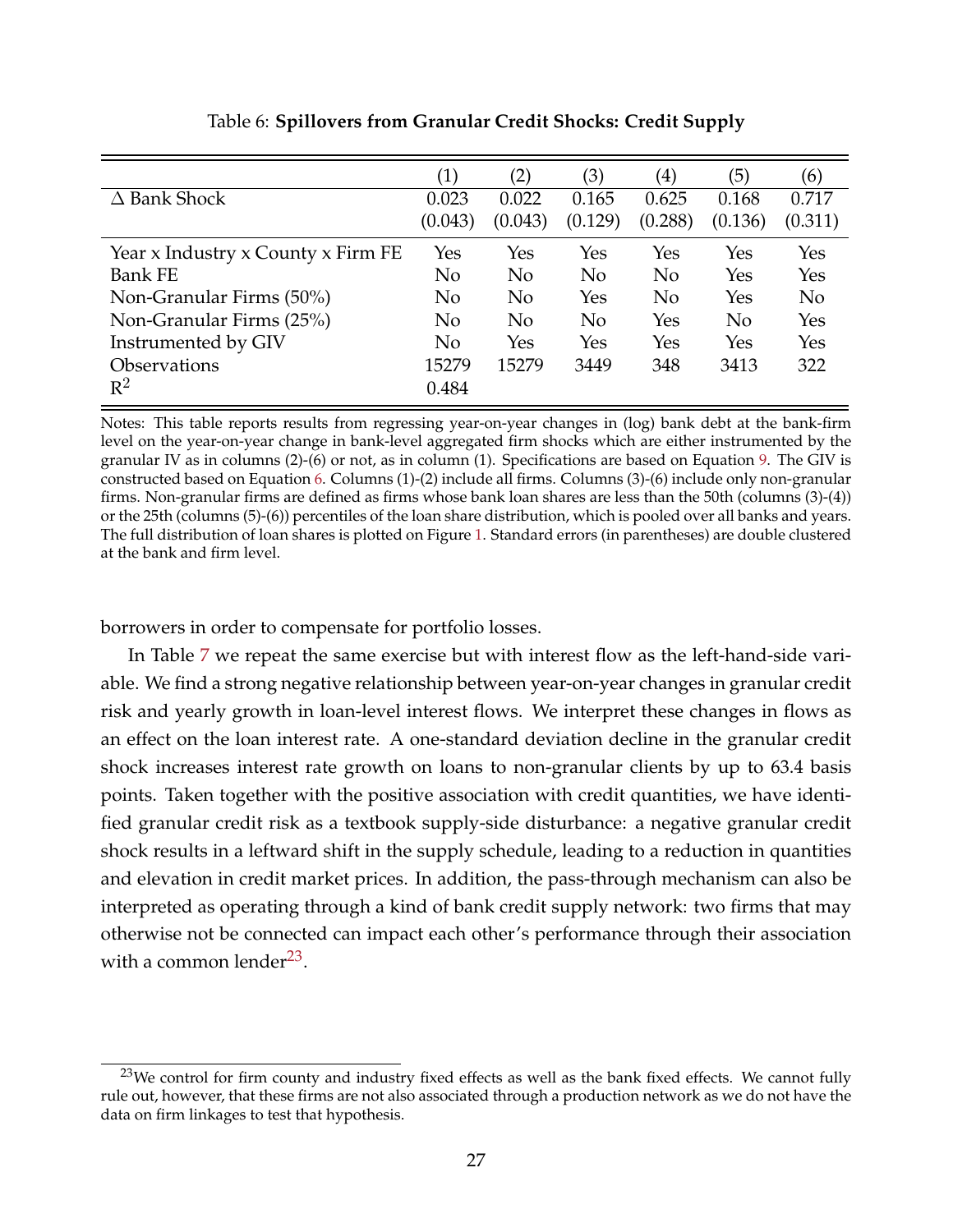Table 6: **Spillovers from Granular Credit Shocks: Credit Supply**

| | (1) | (2) | (3) | (4) | (5) | (6) |
|---|---|---|---|---|---|---|
| $\Delta$ Bank Shock | 0.023 | 0.022 | 0.165 | 0.625 | 0.168 | 0.717 |
| | (0.043) | (0.043) | (0.129) | (0.288) | (0.136) | (0.311) |
| Year x Industry x County x Firm FE | Yes | Yes | Yes | Yes | Yes | Yes |
| Bank FE | No | No | No | No | Yes | Yes |
| Non-Granular Firms (50%) | No | No | Yes | No | Yes | No |
| Non-Granular Firms (25%) | No | No | No | Yes | No | Yes |
| Instrumented by GIV | No | Yes | Yes | Yes | Yes | Yes |
| Observations | 15279 | 15279 | 3449 | 348 | 3413 | 322 |
| $R^2$ | 0.484 | | | | | |

Notes: This table reports results from regressing year-on-year changes in (log) bank debt at the bank-firm level on the year-on-year change in bank-level aggregated firm shocks which are either instrumented by the granular IV as in columns (2)-(6) or not, as in column (1). Specifications are based on Equation 9. The GIV is constructed based on Equation 6. Columns (1)-(2) include all firms. Columns (3)-(6) include only non-granular firms. Non-granular firms are defined as firms whose bank loan shares are less than the 50th (columns (3)-(4)) or the 25th (columns (5)-(6)) percentiles of the loan share distribution, which is pooled over all banks and years. The full distribution of loan shares is plotted on Figure 1. Standard errors (in parentheses) are double clustered at the bank and firm level.

borrowers in order to compensate for portfolio losses.

In Table 7 we repeat the same exercise but with interest flow as the left-hand-side variable. We find a strong negative relationship between year-on-year changes in granular credit risk and yearly growth in loan-level interest flows. We interpret these changes in flows as an effect on the loan interest rate. A one-standard deviation decline in the granular credit shock increases interest rate growth on loans to non-granular clients by up to 63.4 basis points. Taken together with the positive association with credit quantities, we have identified granular credit risk as a textbook supply-side disturbance: a negative granular credit shock results in a leftward shift in the supply schedule, leading to a reduction in quantities and elevation in credit market prices. In addition, the pass-through mechanism can also be interpreted as operating through a kind of bank credit supply network: two firms that may otherwise not be connected can impact each other's performance through their association with a common lender[23].

[23] We control for firm county and industry fixed effects as well as the bank fixed effects. We cannot fully rule out, however, that these firms are not also associated through a production network as we do not have the data on firm linkages to test that hypothesis.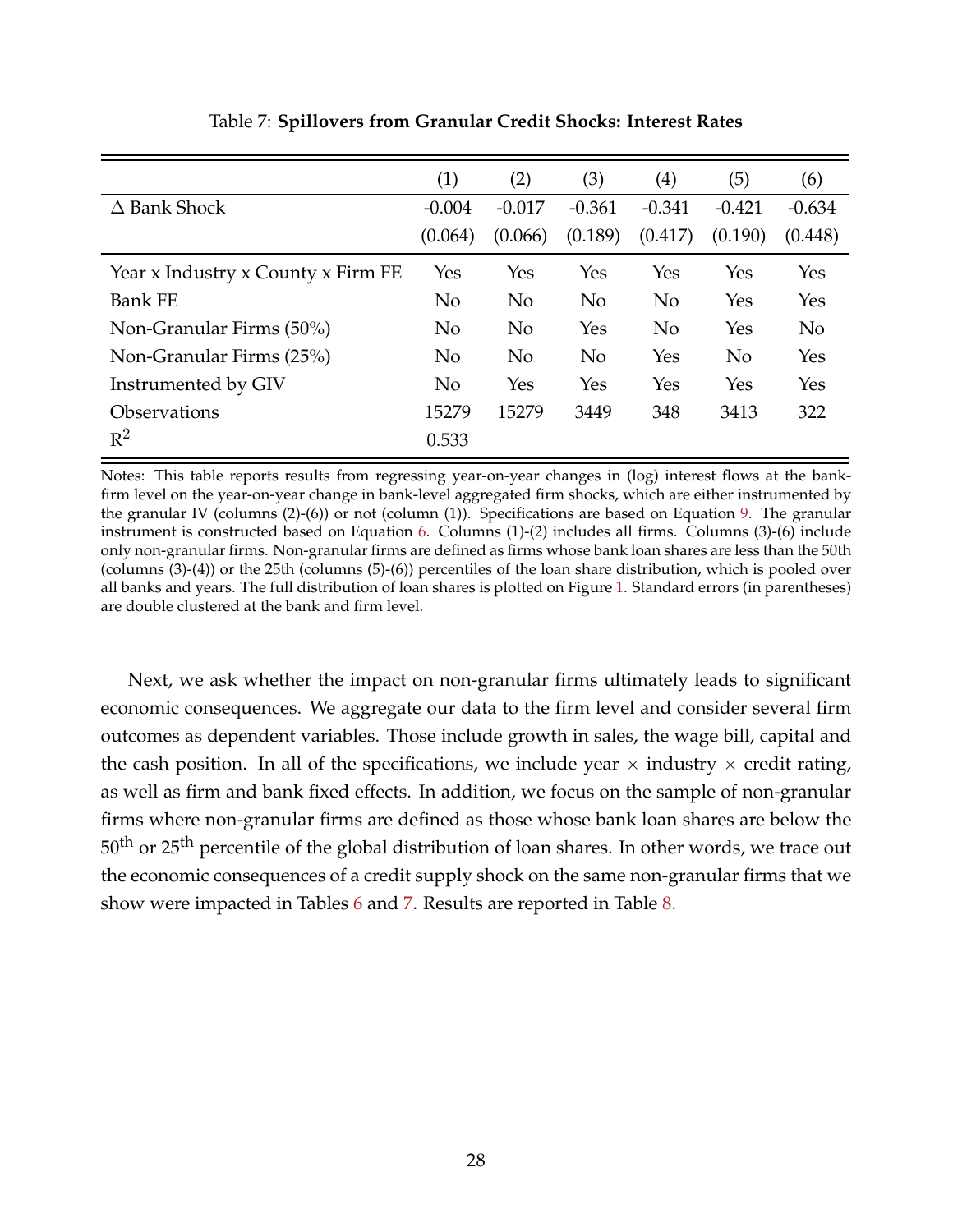Table 7: **Spillovers from Granular Credit Shocks: Interest Rates**

| | (1) | (2) | (3) | (4) | (5) | (6) |
|---|---|---|---|---|---|---|
| $\Delta$ Bank Shock | -0.004 | -0.017 | -0.361 | -0.341 | -0.421 | -0.634 |
| | (0.064) | (0.066) | (0.189) | (0.417) | (0.190) | (0.448) |
| Year x Industry x County x Firm FE | Yes | Yes | Yes | Yes | Yes | Yes |
| Bank FE | No | No | No | No | Yes | Yes |
| Non-Granular Firms (50%) | No | No | Yes | No | Yes | No |
| Non-Granular Firms (25%) | No | No | No | Yes | No | Yes |
| Instrumented by GIV | No | Yes | Yes | Yes | Yes | Yes |
| Observations | 15279 | 15279 | 3449 | 348 | 3413 | 322 |
| $R^2$ | 0.533 | | | | | |

Notes: This table reports results from regressing year-on-year changes in (log) interest flows at the bank-firm level on the year-on-year change in bank-level aggregated firm shocks, which are either instrumented by the granular IV (columns (2)-(6)) or not (column (1)). Specifications are based on Equation 9. The granular instrument is constructed based on Equation 6. Columns (1)-(2) includes all firms. Columns (3)-(6) include only non-granular firms. Non-granular firms are defined as firms whose bank loan shares are less than the 50th (columns (3)-(4)) or the 25th (columns (5)-(6)) percentiles of the loan share distribution, which is pooled over all banks and years. The full distribution of loan shares is plotted on Figure 1. Standard errors (in parentheses) are double clustered at the bank and firm level.

Next, we ask whether the impact on non-granular firms ultimately leads to significant economic consequences. We aggregate our data to the firm level and consider several firm outcomes as dependent variables. Those include growth in sales, the wage bill, capital and the cash position. In all of the specifications, we include year $\times$ industry $\times$ credit rating, as well as firm and bank fixed effects. In addition, we focus on the sample of non-granular firms where non-granular firms are defined as those whose bank loan shares are below the $50^{\text{th}}$ or $25^{\text{th}}$ percentile of the global distribution of loan shares. In other words, we trace out the economic consequences of a credit supply shock on the same non-granular firms that we show were impacted in Tables 6 and 7. Results are reported in Table 8.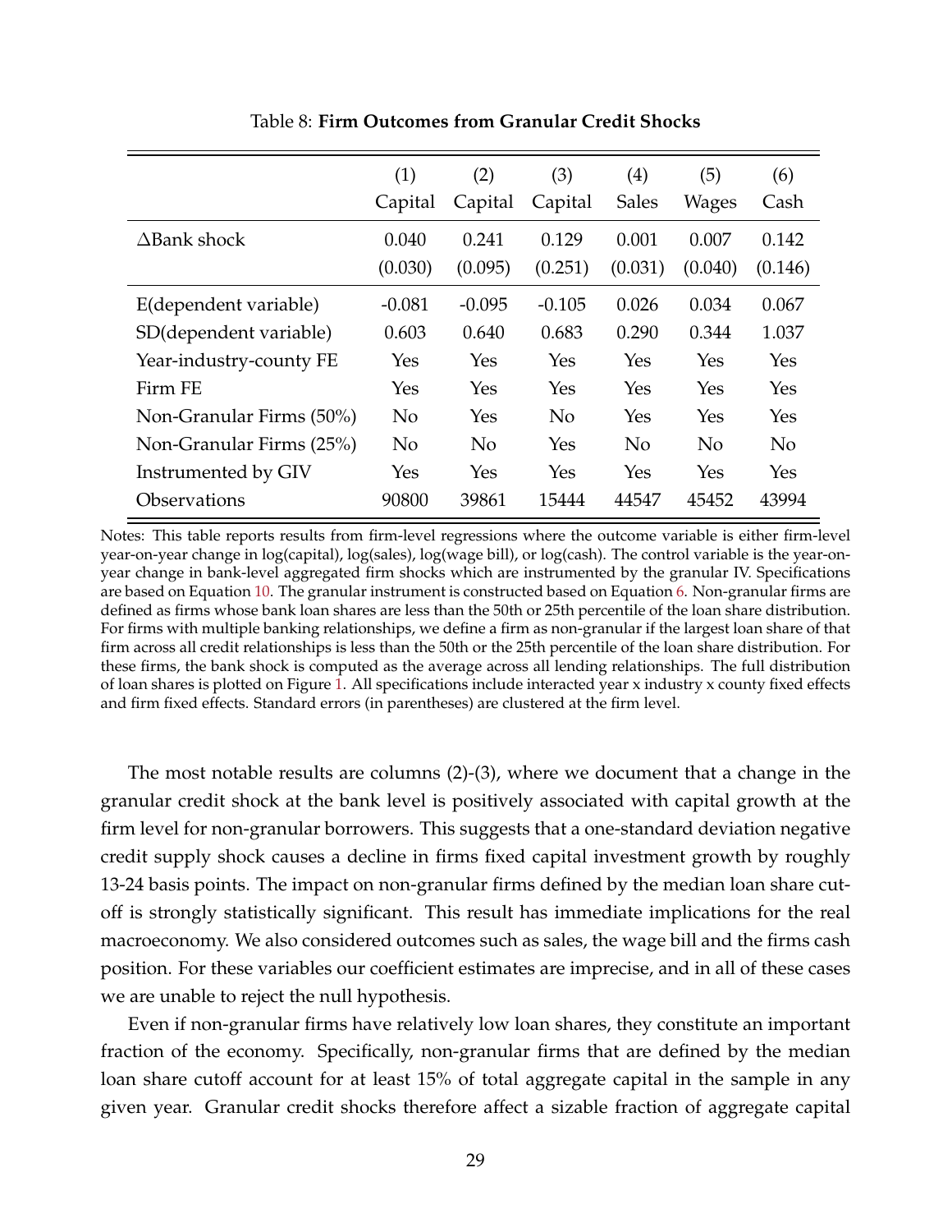Table 8: **Firm Outcomes from Granular Credit Shocks**

| | (1) | (2) | (3) | (4) | (5) | (6) |
|---|---|---|---|---|---|---|
| | Capital | Capital | Capital | Sales | Wages | Cash |
| ΔBank shock | 0.040 | 0.241 | 0.129 | 0.001 | 0.007 | 0.142 |
| | (0.030) | (0.095) | (0.251) | (0.031) | (0.040) | (0.146) |
| E(dependent variable) | -0.081 | -0.095 | -0.105 | 0.026 | 0.034 | 0.067 |
| SD(dependent variable) | 0.603 | 0.640 | 0.683 | 0.290 | 0.344 | 1.037 |
| Year-industry-county FE | Yes | Yes | Yes | Yes | Yes | Yes |
| Firm FE | Yes | Yes | Yes | Yes | Yes | Yes |
| Non-Granular Firms (50%) | No | Yes | No | Yes | Yes | Yes |
| Non-Granular Firms (25%) | No | No | Yes | No | No | No |
| Instrumented by GIV | Yes | Yes | Yes | Yes | Yes | Yes |
| Observations | 90800 | 39861 | 15444 | 44547 | 45452 | 43994 |

Notes: This table reports results from firm-level regressions where the outcome variable is either firm-level year-on-year change in log(capital), log(sales), log(wage bill), or log(cash). The control variable is the year-on-year change in bank-level aggregated firm shocks which are instrumented by the granular IV. Specifications are based on Equation 10. The granular instrument is constructed based on Equation 6. Non-granular firms are defined as firms whose bank loan shares are less than the 50th or 25th percentile of the loan share distribution. For firms with multiple banking relationships, we define a firm as non-granular if the largest loan share of that firm across all credit relationships is less than the 50th or the 25th percentile of the loan share distribution. For these firms, the bank shock is computed as the average across all lending relationships. The full distribution of loan shares is plotted on Figure 1. All specifications include interacted year x industry x county fixed effects and firm fixed effects. Standard errors (in parentheses) are clustered at the firm level.

The most notable results are columns (2)-(3), where we document that a change in the granular credit shock at the bank level is positively associated with capital growth at the firm level for non-granular borrowers. This suggests that a one-standard deviation negative credit supply shock causes a decline in firms fixed capital investment growth by roughly 13-24 basis points. The impact on non-granular firms defined by the median loan share cut-off is strongly statistically significant. This result has immediate implications for the real macroeconomy. We also considered outcomes such as sales, the wage bill and the firms cash position. For these variables our coefficient estimates are imprecise, and in all of these cases we are unable to reject the null hypothesis.

Even if non-granular firms have relatively low loan shares, they constitute an important fraction of the economy. Specifically, non-granular firms that are defined by the median loan share cutoff account for at least 15% of total aggregate capital in the sample in any given year. Granular credit shocks therefore affect a sizable fraction of aggregate capital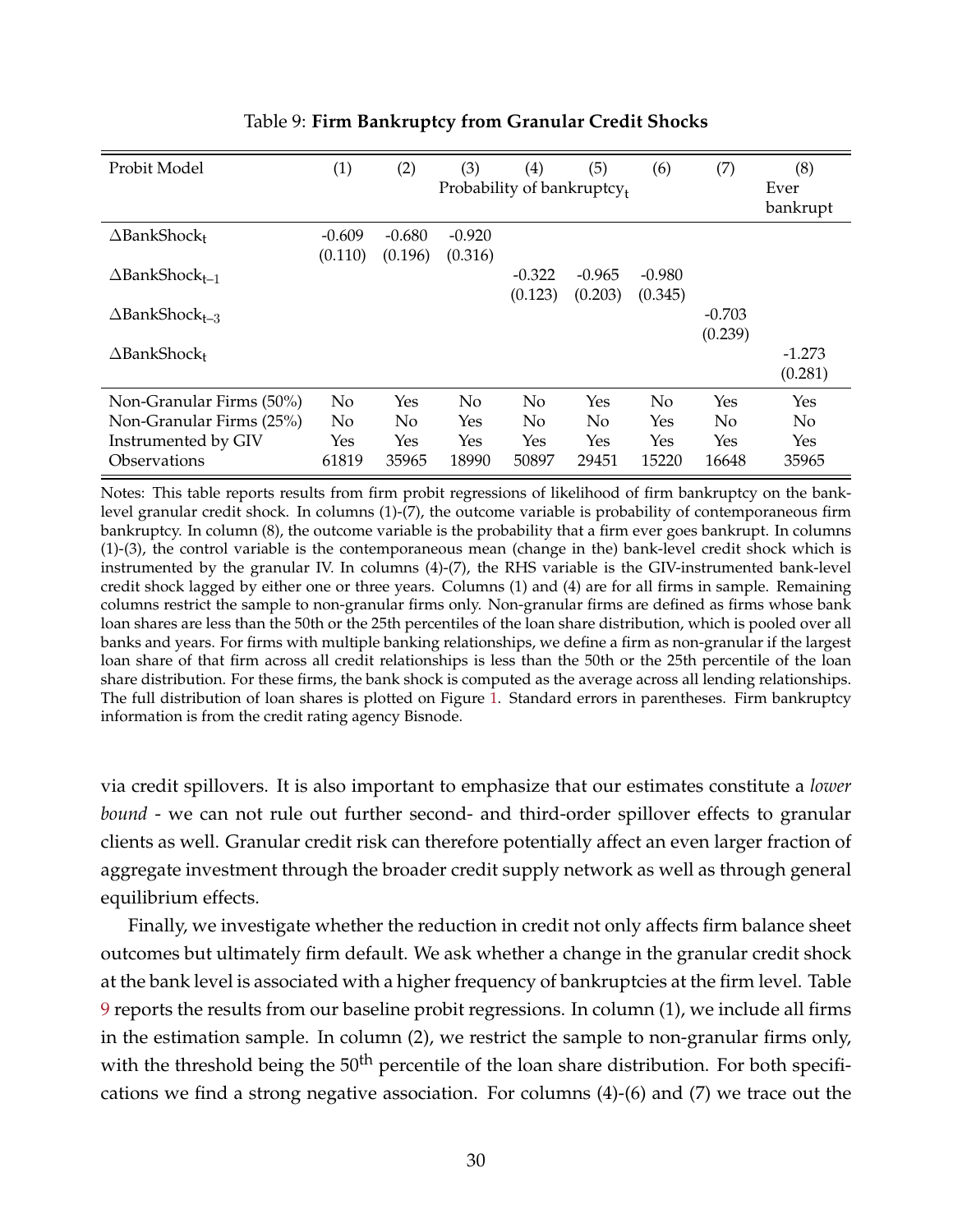Table 9: **Firm Bankruptcy from Granular Credit Shocks**

| Probit Model | (1) | (2) | (3) | (4) | (5) | (6) | (7) | (8) |
|---|---|---|---|---|---|---|---|---|
| | Probability of bankruptcy$_t$ | | | | | | | Ever bankrupt |
| $\Delta$BankShock$_t$ | -0.609 | -0.680 | -0.920 | | | | | |
| | (0.110) | (0.196) | (0.316) | | | | | |
| $\Delta$BankShock$_{t-1}$ | | | | -0.322 | -0.965 | -0.980 | | |
| | | | | (0.123) | (0.203) | (0.345) | | |
| $\Delta$BankShock$_{t-3}$ | | | | | | | -0.703 | |
| | | | | | | | (0.239) | |
| $\Delta$BankShock$_t$ | | | | | | | | -1.273 |
| | | | | | | | | (0.281) |
| Non-Granular Firms (50%) | No | Yes | No | No | Yes | No | Yes | Yes |
| Non-Granular Firms (25%) | No | No | Yes | No | No | Yes | No | No |
| Instrumented by GIV | Yes | Yes | Yes | Yes | Yes | Yes | Yes | Yes |
| Observations | 61819 | 35965 | 18990 | 50897 | 29451 | 15220 | 16648 | 35965 |

Notes: This table reports results from firm probit regressions of likelihood of firm bankruptcy on the bank-level granular credit shock. In columns (1)-(7), the outcome variable is probability of contemporaneous firm bankruptcy. In column (8), the outcome variable is the probability that a firm ever goes bankrupt. In columns (1)-(3), the control variable is the contemporaneous mean (change in the) bank-level credit shock which is instrumented by the granular IV. In columns (4)-(7), the RHS variable is the GIV-instrumented bank-level credit shock lagged by either one or three years. Columns (1) and (4) are for all firms in sample. Remaining columns restrict the sample to non-granular firms only. Non-granular firms are defined as firms whose bank loan shares are less than the 50th or the 25th percentiles of the loan share distribution, which is pooled over all banks and years. For firms with multiple banking relationships, we define a firm as non-granular if the largest loan share of that firm across all credit relationships is less than the 50th or the 25th percentile of the loan share distribution. For these firms, the bank shock is computed as the average across all lending relationships. The full distribution of loan shares is plotted on Figure 1. Standard errors in parentheses. Firm bankruptcy information is from the credit rating agency Bisnode.

via credit spillovers. It is also important to emphasize that our estimates constitute a *lower bound* - we can not rule out further second- and third-order spillover effects to granular clients as well. Granular credit risk can therefore potentially affect an even larger fraction of aggregate investment through the broader credit supply network as well as through general equilibrium effects.

Finally, we investigate whether the reduction in credit not only affects firm balance sheet outcomes but ultimately firm default. We ask whether a change in the granular credit shock at the bank level is associated with a higher frequency of bankruptcies at the firm level. Table 9 reports the results from our baseline probit regressions. In column (1), we include all firms in the estimation sample. In column (2), we restrict the sample to non-granular firms only, with the threshold being the 50$^{\text{th}}$ percentile of the loan share distribution. For both specifications we find a strong negative association. For columns (4)-(6) and (7) we trace out the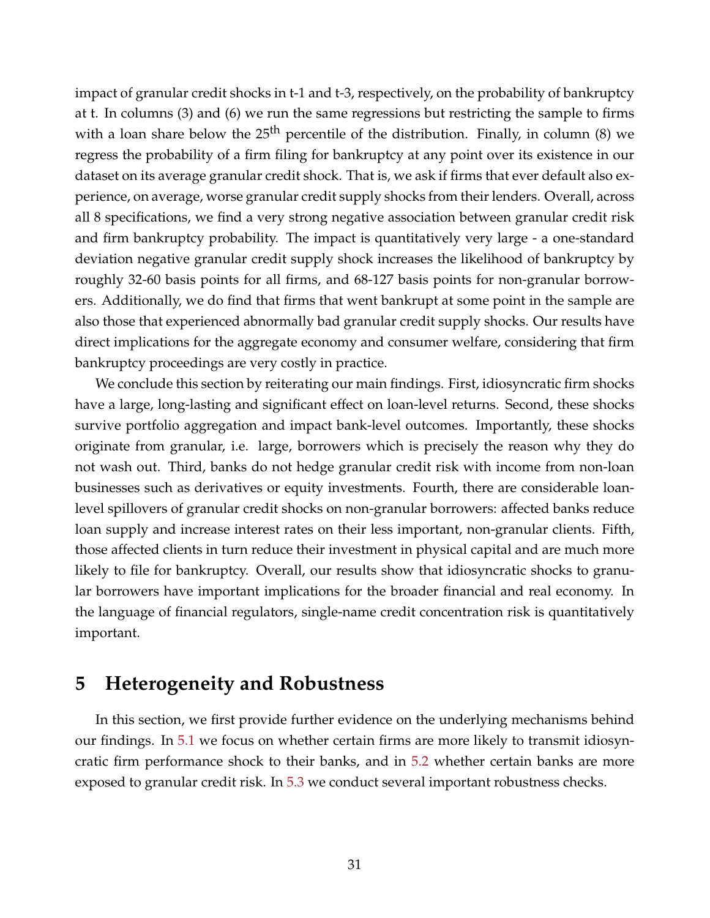impact of granular credit shocks in t-1 and t-3, respectively, on the probability of bankruptcy at t. In columns (3) and (6) we run the same regressions but restricting the sample to firms with a loan share below the $25^{th}$ percentile of the distribution. Finally, in column (8) we regress the probability of a firm filing for bankruptcy at any point over its existence in our dataset on its average granular credit shock. That is, we ask if firms that ever default also experience, on average, worse granular credit supply shocks from their lenders. Overall, across all 8 specifications, we find a very strong negative association between granular credit risk and firm bankruptcy probability. The impact is quantitatively very large - a one-standard deviation negative granular credit supply shock increases the likelihood of bankruptcy by roughly 32-60 basis points for all firms, and 68-127 basis points for non-granular borrowers. Additionally, we do find that firms that went bankrupt at some point in the sample are also those that experienced abnormally bad granular credit supply shocks. Our results have direct implications for the aggregate economy and consumer welfare, considering that firm bankruptcy proceedings are very costly in practice.

We conclude this section by reiterating our main findings. First, idiosyncratic firm shocks have a large, long-lasting and significant effect on loan-level returns. Second, these shocks survive portfolio aggregation and impact bank-level outcomes. Importantly, these shocks originate from granular, i.e. large, borrowers which is precisely the reason why they do not wash out. Third, banks do not hedge granular credit risk with income from non-loan businesses such as derivatives or equity investments. Fourth, there are considerable loan-level spillovers of granular credit shocks on non-granular borrowers: affected banks reduce loan supply and increase interest rates on their less important, non-granular clients. Fifth, those affected clients in turn reduce their investment in physical capital and are much more likely to file for bankruptcy. Overall, our results show that idiosyncratic shocks to granular borrowers have important implications for the broader financial and real economy. In the language of financial regulators, single-name credit concentration risk is quantitatively important.

# 5 Heterogeneity and Robustness

In this section, we first provide further evidence on the underlying mechanisms behind our findings. In 5.1 we focus on whether certain firms are more likely to transmit idiosyncratic firm performance shock to their banks, and in 5.2 whether certain banks are more exposed to granular credit risk. In 5.3 we conduct several important robustness checks.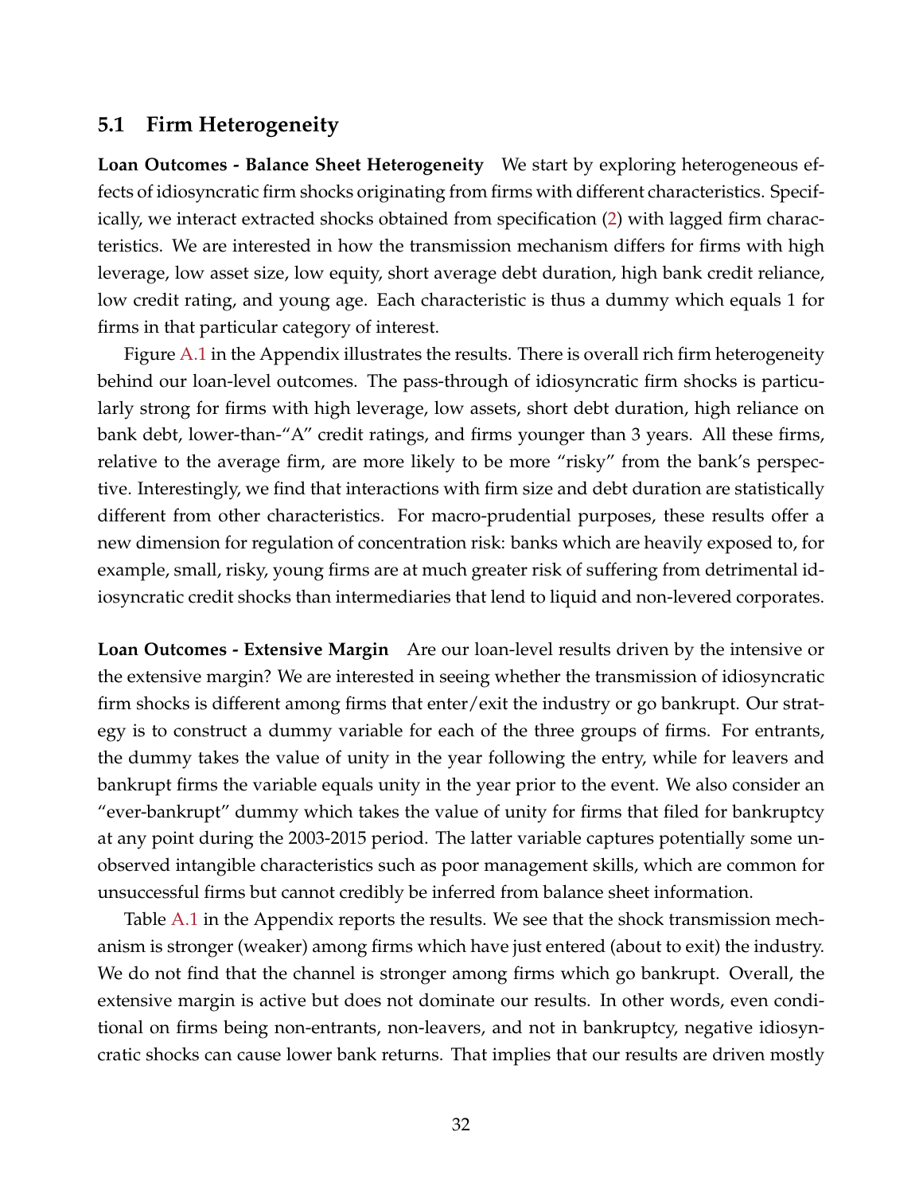## 5.1 Firm Heterogeneity

**Loan Outcomes - Balance Sheet Heterogeneity** We start by exploring heterogeneous effects of idiosyncratic firm shocks originating from firms with different characteristics. Specifically, we interact extracted shocks obtained from specification (2) with lagged firm characteristics. We are interested in how the transmission mechanism differs for firms with high leverage, low asset size, low equity, short average debt duration, high bank credit reliance, low credit rating, and young age. Each characteristic is thus a dummy which equals 1 for firms in that particular category of interest.

Figure A.1 in the Appendix illustrates the results. There is overall rich firm heterogeneity behind our loan-level outcomes. The pass-through of idiosyncratic firm shocks is particularly strong for firms with high leverage, low assets, short debt duration, high reliance on bank debt, lower-than-"A" credit ratings, and firms younger than 3 years. All these firms, relative to the average firm, are more likely to be more "risky" from the bank's perspective. Interestingly, we find that interactions with firm size and debt duration are statistically different from other characteristics. For macro-prudential purposes, these results offer a new dimension for regulation of concentration risk: banks which are heavily exposed to, for example, small, risky, young firms are at much greater risk of suffering from detrimental idiosyncratic credit shocks than intermediaries that lend to liquid and non-levered corporates.

**Loan Outcomes - Extensive Margin** Are our loan-level results driven by the intensive or the extensive margin? We are interested in seeing whether the transmission of idiosyncratic firm shocks is different among firms that enter/exit the industry or go bankrupt. Our strategy is to construct a dummy variable for each of the three groups of firms. For entrants, the dummy takes the value of unity in the year following the entry, while for leavers and bankrupt firms the variable equals unity in the year prior to the event. We also consider an "ever-bankrupt" dummy which takes the value of unity for firms that filed for bankruptcy at any point during the 2003-2015 period. The latter variable captures potentially some unobserved intangible characteristics such as poor management skills, which are common for unsuccessful firms but cannot credibly be inferred from balance sheet information.

Table A.1 in the Appendix reports the results. We see that the shock transmission mechanism is stronger (weaker) among firms which have just entered (about to exit) the industry. We do not find that the channel is stronger among firms which go bankrupt. Overall, the extensive margin is active but does not dominate our results. In other words, even conditional on firms being non-entrants, non-leavers, and not in bankruptcy, negative idiosyncratic shocks can cause lower bank returns. That implies that our results are driven mostly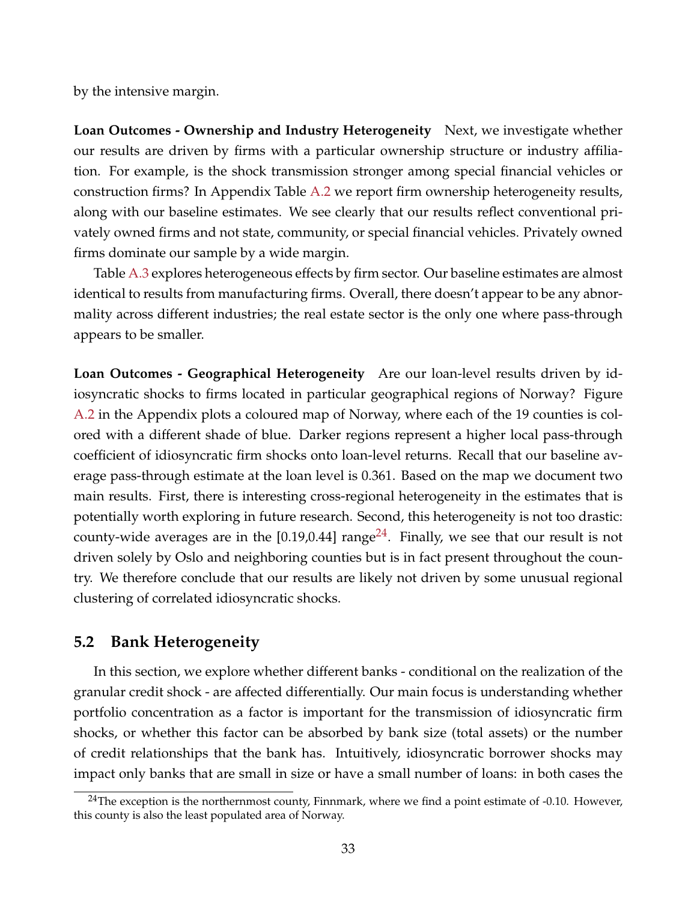by the intensive margin.

**Loan Outcomes - Ownership and Industry Heterogeneity** Next, we investigate whether our results are driven by firms with a particular ownership structure or industry affiliation. For example, is the shock transmission stronger among special financial vehicles or construction firms? In Appendix Table A.2 we report firm ownership heterogeneity results, along with our baseline estimates. We see clearly that our results reflect conventional privately owned firms and not state, community, or special financial vehicles. Privately owned firms dominate our sample by a wide margin.

Table A.3 explores heterogeneous effects by firm sector. Our baseline estimates are almost identical to results from manufacturing firms. Overall, there doesn't appear to be any abnormality across different industries; the real estate sector is the only one where pass-through appears to be smaller.

**Loan Outcomes - Geographical Heterogeneity** Are our loan-level results driven by idiosyncratic shocks to firms located in particular geographical regions of Norway? Figure A.2 in the Appendix plots a coloured map of Norway, where each of the 19 counties is colored with a different shade of blue. Darker regions represent a higher local pass-through coefficient of idiosyncratic firm shocks onto loan-level returns. Recall that our baseline average pass-through estimate at the loan level is 0.361. Based on the map we document two main results. First, there is interesting cross-regional heterogeneity in the estimates that is potentially worth exploring in future research. Second, this heterogeneity is not too drastic: county-wide averages are in the [0.19,0.44] range[24]. Finally, we see that our result is not driven solely by Oslo and neighboring counties but is in fact present throughout the country. We therefore conclude that our results are likely not driven by some unusual regional clustering of correlated idiosyncratic shocks.

## 5.2 Bank Heterogeneity

In this section, we explore whether different banks - conditional on the realization of the granular credit shock - are affected differentially. Our main focus is understanding whether portfolio concentration as a factor is important for the transmission of idiosyncratic firm shocks, or whether this factor can be absorbed by bank size (total assets) or the number of credit relationships that the bank has. Intuitively, idiosyncratic borrower shocks may impact only banks that are small in size or have a small number of loans: in both cases the

[24] The exception is the northernmost county, Finnmark, where we find a point estimate of -0.10. However, this county is also the least populated area of Norway.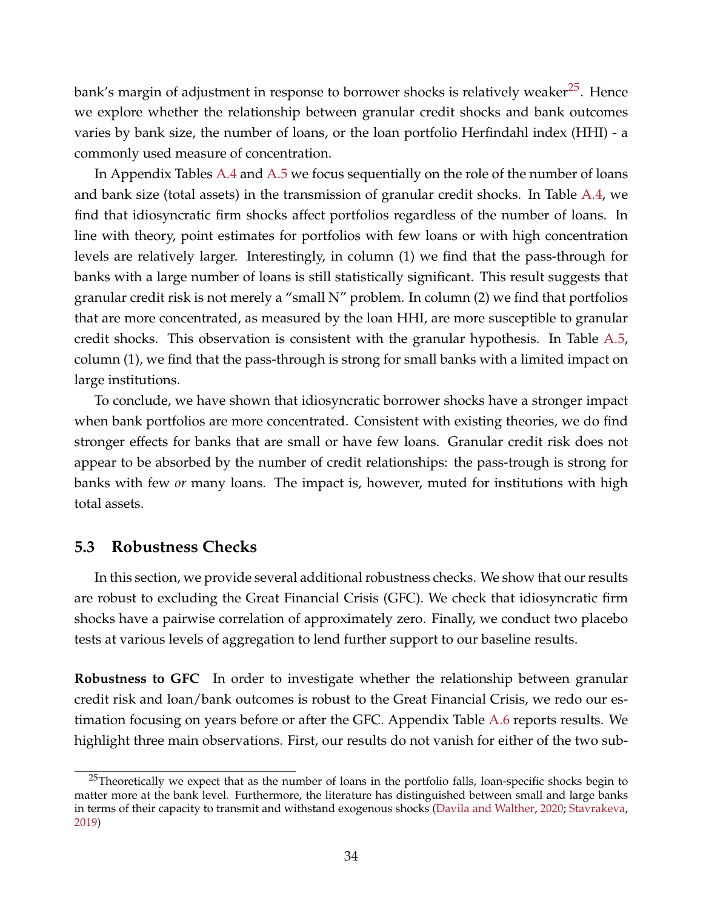bank's margin of adjustment in response to borrower shocks is relatively weaker[25]. Hence we explore whether the relationship between granular credit shocks and bank outcomes varies by bank size, the number of loans, or the loan portfolio Herfindahl index (HHI) - a commonly used measure of concentration.

In Appendix Tables A.4 and A.5 we focus sequentially on the role of the number of loans and bank size (total assets) in the transmission of granular credit shocks. In Table A.4, we find that idiosyncratic firm shocks affect portfolios regardless of the number of loans. In line with theory, point estimates for portfolios with few loans or with high concentration levels are relatively larger. Interestingly, in column (1) we find that the pass-through for banks with a large number of loans is still statistically significant. This result suggests that granular credit risk is not merely a "small N" problem. In column (2) we find that portfolios that are more concentrated, as measured by the loan HHI, are more susceptible to granular credit shocks. This observation is consistent with the granular hypothesis. In Table A.5, column (1), we find that the pass-through is strong for small banks with a limited impact on large institutions.

To conclude, we have shown that idiosyncratic borrower shocks have a stronger impact when bank portfolios are more concentrated. Consistent with existing theories, we do find stronger effects for banks that are small or have few loans. Granular credit risk does not appear to be absorbed by the number of credit relationships: the pass-trough is strong for banks with few *or* many loans. The impact is, however, muted for institutions with high total assets.

### 5.3 Robustness Checks

In this section, we provide several additional robustness checks. We show that our results are robust to excluding the Great Financial Crisis (GFC). We check that idiosyncratic firm shocks have a pairwise correlation of approximately zero. Finally, we conduct two placebo tests at various levels of aggregation to lend further support to our baseline results.

**Robustness to GFC** In order to investigate whether the relationship between granular credit risk and loan/bank outcomes is robust to the Great Financial Crisis, we redo our estimation focusing on years before or after the GFC. Appendix Table A.6 reports results. We highlight three main observations. First, our results do not vanish for either of the two sub-

[25]Theoretically we expect that as the number of loans in the portfolio falls, loan-specific shocks begin to matter more at the bank level. Furthermore, the literature has distinguished between small and large banks in terms of their capacity to transmit and withstand exogenous shocks (Davila and Walther, 2020; Stavrakeva, 2019)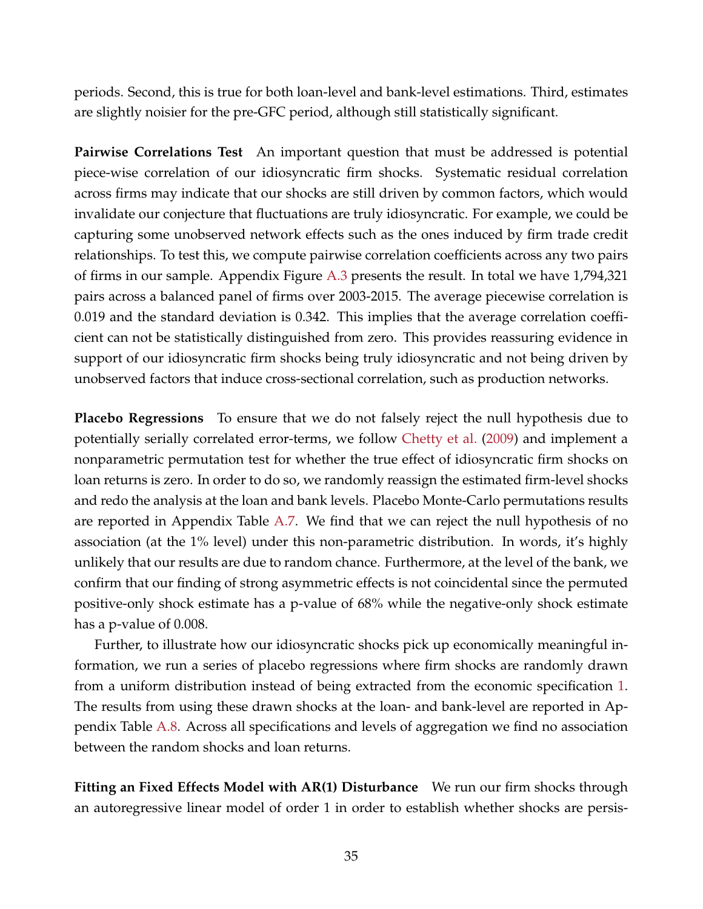periods. Second, this is true for both loan-level and bank-level estimations. Third, estimates are slightly noisier for the pre-GFC period, although still statistically significant.

**Pairwise Correlations Test** An important question that must be addressed is potential piece-wise correlation of our idiosyncratic firm shocks. Systematic residual correlation across firms may indicate that our shocks are still driven by common factors, which would invalidate our conjecture that fluctuations are truly idiosyncratic. For example, we could be capturing some unobserved network effects such as the ones induced by firm trade credit relationships. To test this, we compute pairwise correlation coefficients across any two pairs of firms in our sample. Appendix Figure A.3 presents the result. In total we have 1,794,321 pairs across a balanced panel of firms over 2003-2015. The average piecewise correlation is 0.019 and the standard deviation is 0.342. This implies that the average correlation coefficient can not be statistically distinguished from zero. This provides reassuring evidence in support of our idiosyncratic firm shocks being truly idiosyncratic and not being driven by unobserved factors that induce cross-sectional correlation, such as production networks.

**Placebo Regressions** To ensure that we do not falsely reject the null hypothesis due to potentially serially correlated error-terms, we follow Chetty et al. (2009) and implement a nonparametric permutation test for whether the true effect of idiosyncratic firm shocks on loan returns is zero. In order to do so, we randomly reassign the estimated firm-level shocks and redo the analysis at the loan and bank levels. Placebo Monte-Carlo permutations results are reported in Appendix Table A.7. We find that we can reject the null hypothesis of no association (at the 1% level) under this non-parametric distribution. In words, it's highly unlikely that our results are due to random chance. Furthermore, at the level of the bank, we confirm that our finding of strong asymmetric effects is not coincidental since the permuted positive-only shock estimate has a p-value of 68% while the negative-only shock estimate has a p-value of 0.008.

Further, to illustrate how our idiosyncratic shocks pick up economically meaningful information, we run a series of placebo regressions where firm shocks are randomly drawn from a uniform distribution instead of being extracted from the economic specification 1. The results from using these drawn shocks at the loan- and bank-level are reported in Appendix Table A.8. Across all specifications and levels of aggregation we find no association between the random shocks and loan returns.

**Fitting an Fixed Effects Model with AR(1) Disturbance** We run our firm shocks through an autoregressive linear model of order 1 in order to establish whether shocks are persis-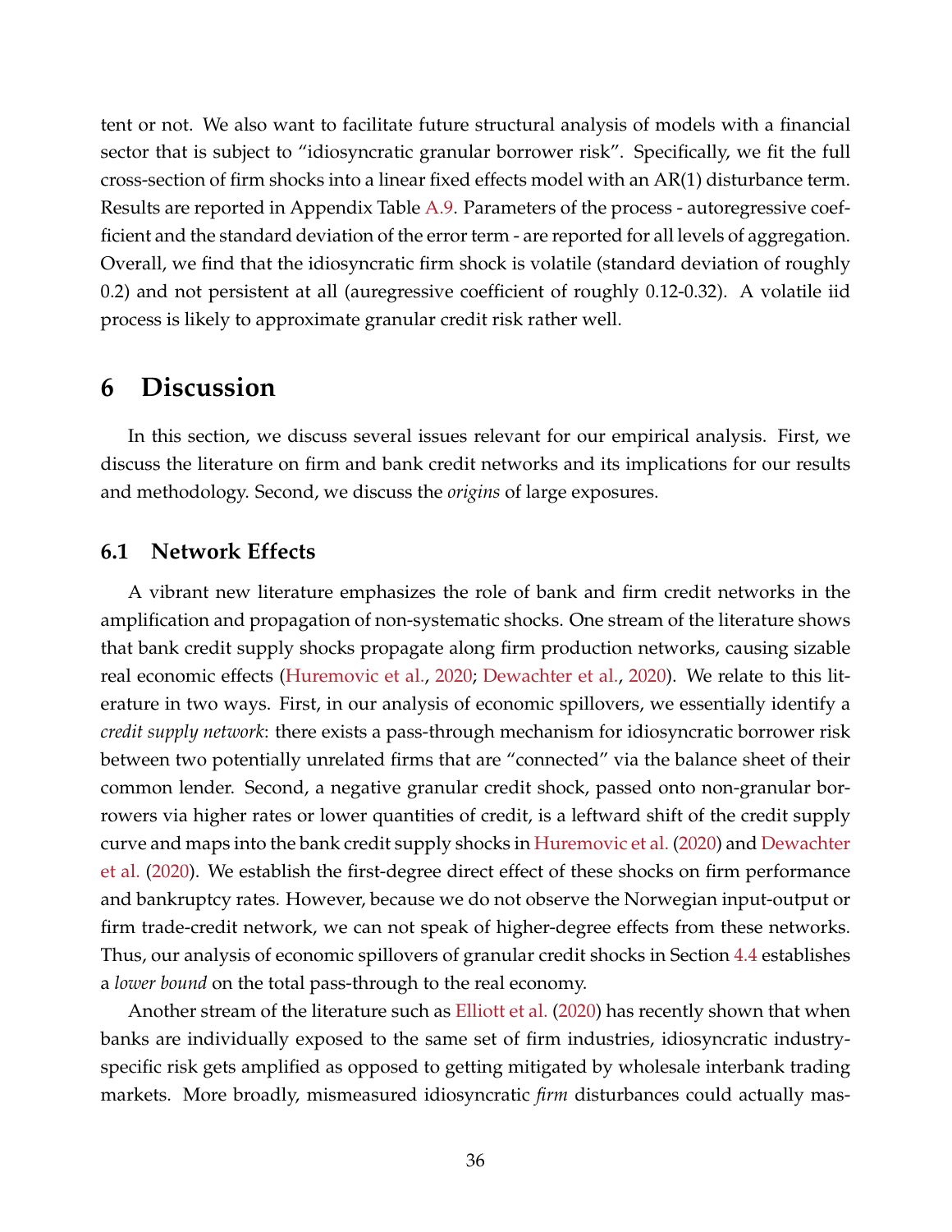tent or not. We also want to facilitate future structural analysis of models with a financial sector that is subject to "idiosyncratic granular borrower risk". Specifically, we fit the full cross-section of firm shocks into a linear fixed effects model with an AR(1) disturbance term. Results are reported in Appendix Table A.9. Parameters of the process - autoregressive coefficient and the standard deviation of the error term - are reported for all levels of aggregation. Overall, we find that the idiosyncratic firm shock is volatile (standard deviation of roughly 0.2) and not persistent at all (auregressive coefficient of roughly 0.12-0.32). A volatile iid process is likely to approximate granular credit risk rather well.

# 6 Discussion

In this section, we discuss several issues relevant for our empirical analysis. First, we discuss the literature on firm and bank credit networks and its implications for our results and methodology. Second, we discuss the *origins* of large exposures.

## 6.1 Network Effects

A vibrant new literature emphasizes the role of bank and firm credit networks in the amplification and propagation of non-systematic shocks. One stream of the literature shows that bank credit supply shocks propagate along firm production networks, causing sizable real economic effects (Huremovic et al., 2020; Dewachter et al., 2020). We relate to this literature in two ways. First, in our analysis of economic spillovers, we essentially identify a *credit supply network*: there exists a pass-through mechanism for idiosyncratic borrower risk between two potentially unrelated firms that are "connected" via the balance sheet of their common lender. Second, a negative granular credit shock, passed onto non-granular borrowers via higher rates or lower quantities of credit, is a leftward shift of the credit supply curve and maps into the bank credit supply shocks in Huremovic et al. (2020) and Dewachter et al. (2020). We establish the first-degree direct effect of these shocks on firm performance and bankruptcy rates. However, because we do not observe the Norwegian input-output or firm trade-credit network, we can not speak of higher-degree effects from these networks. Thus, our analysis of economic spillovers of granular credit shocks in Section 4.4 establishes a *lower bound* on the total pass-through to the real economy.

Another stream of the literature such as Elliott et al. (2020) has recently shown that when banks are individually exposed to the same set of firm industries, idiosyncratic industry-specific risk gets amplified as opposed to getting mitigated by wholesale interbank trading markets. More broadly, mismeasured idiosyncratic *firm* disturbances could actually mas-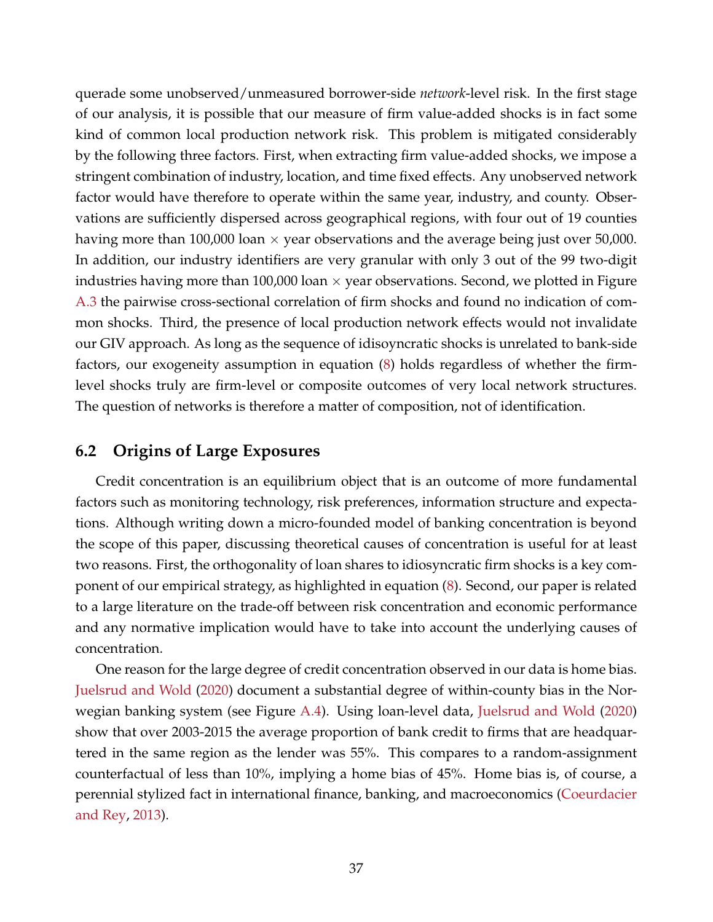querade some unobserved/unmeasured borrower-side *network*-level risk. In the first stage of our analysis, it is possible that our measure of firm value-added shocks is in fact some kind of common local production network risk. This problem is mitigated considerably by the following three factors. First, when extracting firm value-added shocks, we impose a stringent combination of industry, location, and time fixed effects. Any unobserved network factor would have therefore to operate within the same year, industry, and county. Observations are sufficiently dispersed across geographical regions, with four out of 19 counties having more than 100,000 loan $\times$ year observations and the average being just over 50,000. In addition, our industry identifiers are very granular with only 3 out of the 99 two-digit industries having more than 100,000 loan $\times$ year observations. Second, we plotted in Figure A.3 the pairwise cross-sectional correlation of firm shocks and found no indication of common shocks. Third, the presence of local production network effects would not invalidate our GIV approach. As long as the sequence of idisoyncratic shocks is unrelated to bank-side factors, our exogeneity assumption in equation (8) holds regardless of whether the firm-level shocks truly are firm-level or composite outcomes of very local network structures. The question of networks is therefore a matter of composition, not of identification.

## 6.2 Origins of Large Exposures

Credit concentration is an equilibrium object that is an outcome of more fundamental factors such as monitoring technology, risk preferences, information structure and expectations. Although writing down a micro-founded model of banking concentration is beyond the scope of this paper, discussing theoretical causes of concentration is useful for at least two reasons. First, the orthogonality of loan shares to idiosyncratic firm shocks is a key component of our empirical strategy, as highlighted in equation (8). Second, our paper is related to a large literature on the trade-off between risk concentration and economic performance and any normative implication would have to take into account the underlying causes of concentration.

One reason for the large degree of credit concentration observed in our data is home bias. Juelsrud and Wold (2020) document a substantial degree of within-county bias in the Norwegian banking system (see Figure A.4). Using loan-level data, Juelsrud and Wold (2020) show that over 2003-2015 the average proportion of bank credit to firms that are headquartered in the same region as the lender was 55%. This compares to a random-assignment counterfactual of less than 10%, implying a home bias of 45%. Home bias is, of course, a perennial stylized fact in international finance, banking, and macroeconomics (Coeurdacier and Rey, 2013).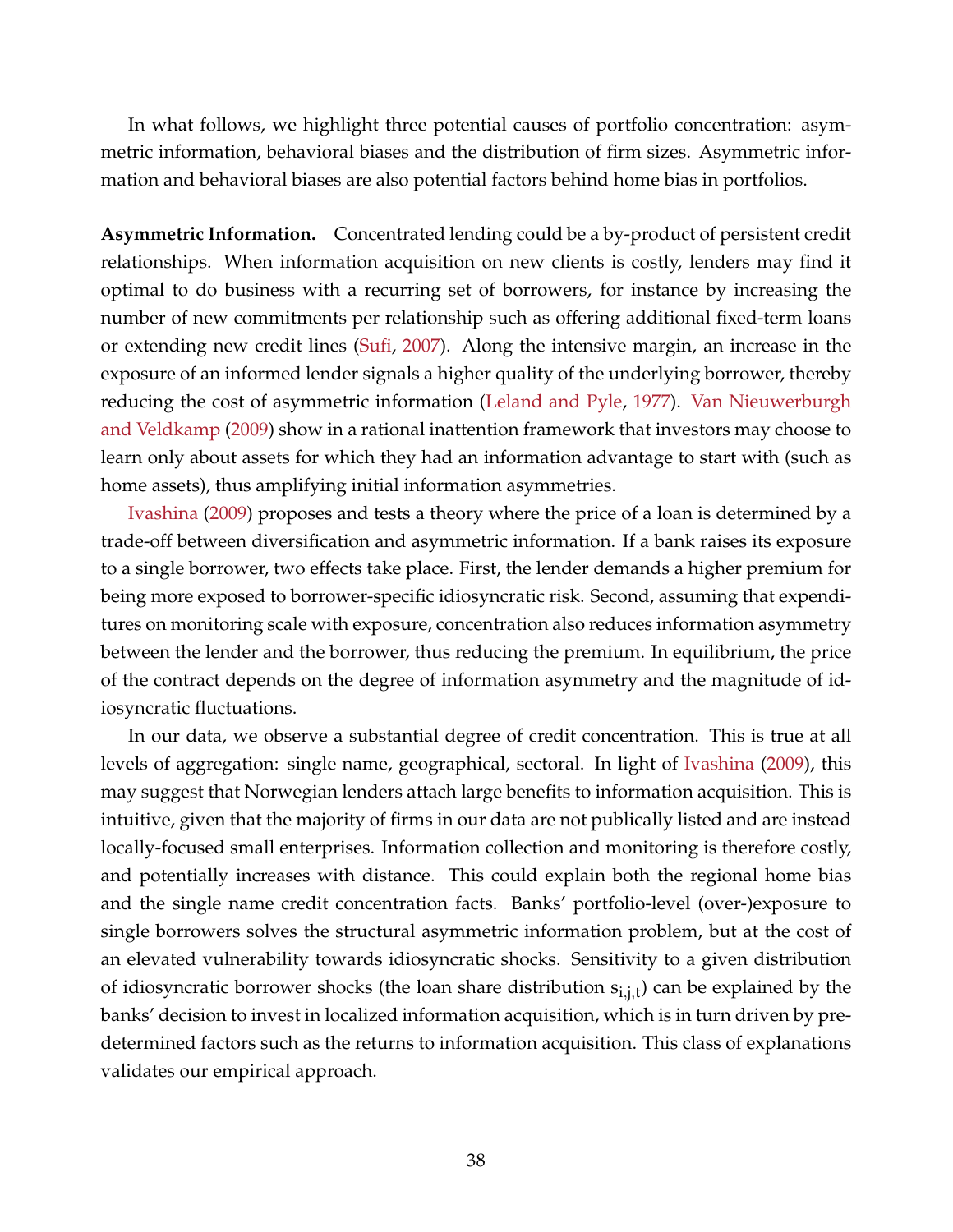In what follows, we highlight three potential causes of portfolio concentration: asymmetric information, behavioral biases and the distribution of firm sizes. Asymmetric information and behavioral biases are also potential factors behind home bias in portfolios.

**Asymmetric Information.** Concentrated lending could be a by-product of persistent credit relationships. When information acquisition on new clients is costly, lenders may find it optimal to do business with a recurring set of borrowers, for instance by increasing the number of new commitments per relationship such as offering additional fixed-term loans or extending new credit lines (Sufi, 2007). Along the intensive margin, an increase in the exposure of an informed lender signals a higher quality of the underlying borrower, thereby reducing the cost of asymmetric information (Leland and Pyle, 1977). Van Nieuwerburgh and Veldkamp (2009) show in a rational inattention framework that investors may choose to learn only about assets for which they had an information advantage to start with (such as home assets), thus amplifying initial information asymmetries.

Ivashina (2009) proposes and tests a theory where the price of a loan is determined by a trade-off between diversification and asymmetric information. If a bank raises its exposure to a single borrower, two effects take place. First, the lender demands a higher premium for being more exposed to borrower-specific idiosyncratic risk. Second, assuming that expenditures on monitoring scale with exposure, concentration also reduces information asymmetry between the lender and the borrower, thus reducing the premium. In equilibrium, the price of the contract depends on the degree of information asymmetry and the magnitude of idiosyncratic fluctuations.

In our data, we observe a substantial degree of credit concentration. This is true at all levels of aggregation: single name, geographical, sectoral. In light of Ivashina (2009), this may suggest that Norwegian lenders attach large benefits to information acquisition. This is intuitive, given that the majority of firms in our data are not publically listed and are instead locally-focused small enterprises. Information collection and monitoring is therefore costly, and potentially increases with distance. This could explain both the regional home bias and the single name credit concentration facts. Banks' portfolio-level (over-)exposure to single borrowers solves the structural asymmetric information problem, but at the cost of an elevated vulnerability towards idiosyncratic shocks. Sensitivity to a given distribution of idiosyncratic borrower shocks (the loan share distribution $s_{i,j,t}$) can be explained by the banks' decision to invest in localized information acquisition, which is in turn driven by predetermined factors such as the returns to information acquisition. This class of explanations validates our empirical approach.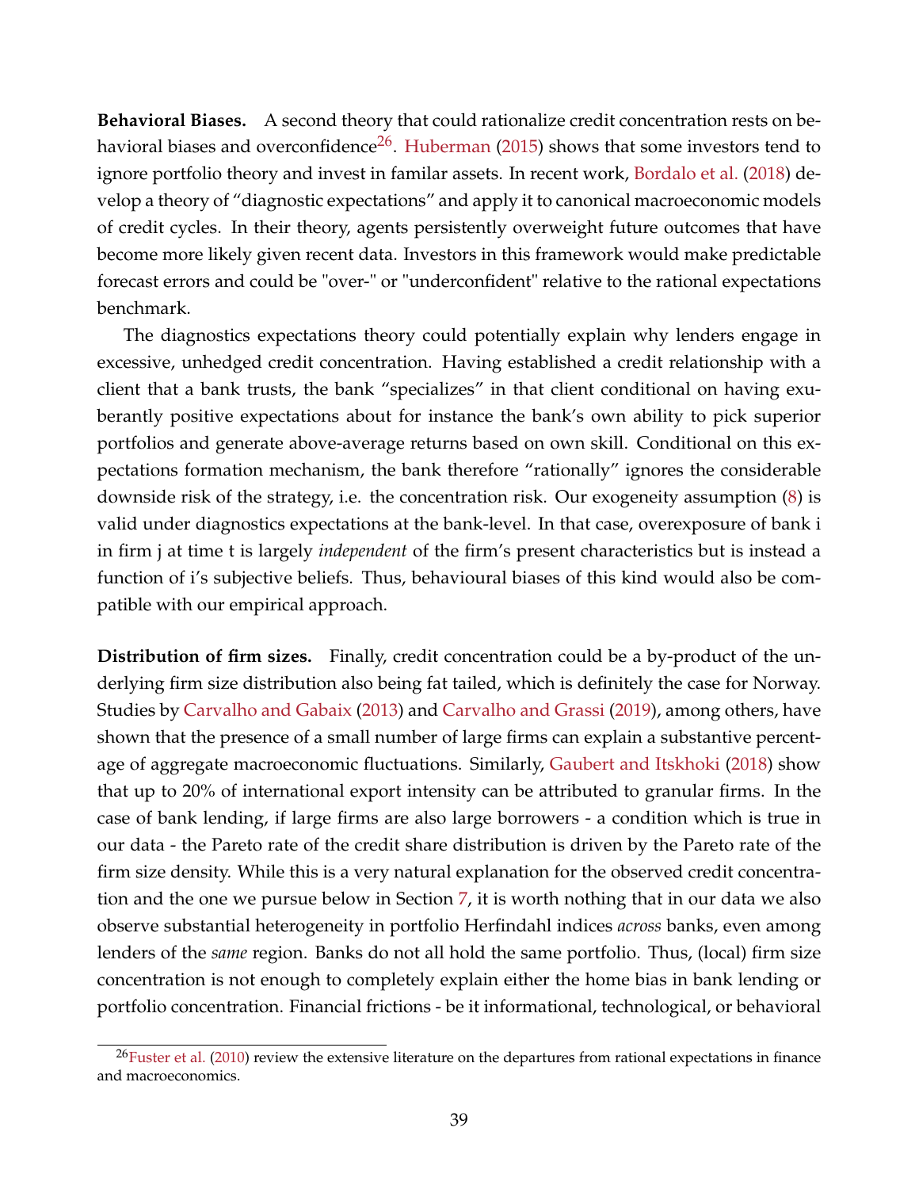**Behavioral Biases.** A second theory that could rationalize credit concentration rests on behavioral biases and overconfidence[26]. Huberman (2015) shows that some investors tend to ignore portfolio theory and invest in familar assets. In recent work, Bordalo et al. (2018) develop a theory of "diagnostic expectations" and apply it to canonical macroeconomic models of credit cycles. In their theory, agents persistently overweight future outcomes that have become more likely given recent data. Investors in this framework would make predictable forecast errors and could be "over-" or "underconfident" relative to the rational expectations benchmark.

The diagnostics expectations theory could potentially explain why lenders engage in excessive, unhedged credit concentration. Having established a credit relationship with a client that a bank trusts, the bank "specializes" in that client conditional on having exuberantly positive expectations about for instance the bank's own ability to pick superior portfolios and generate above-average returns based on own skill. Conditional on this expectations formation mechanism, the bank therefore "rationally" ignores the considerable downside risk of the strategy, i.e. the concentration risk. Our exogeneity assumption (8) is valid under diagnostics expectations at the bank-level. In that case, overexposure of bank i in firm j at time t is largely *independent* of the firm's present characteristics but is instead a function of i's subjective beliefs. Thus, behavioural biases of this kind would also be compatible with our empirical approach.

**Distribution of firm sizes.** Finally, credit concentration could be a by-product of the underlying firm size distribution also being fat tailed, which is definitely the case for Norway. Studies by Carvalho and Gabaix (2013) and Carvalho and Grassi (2019), among others, have shown that the presence of a small number of large firms can explain a substantive percentage of aggregate macroeconomic fluctuations. Similarly, Gaubert and Itskhoki (2018) show that up to 20% of international export intensity can be attributed to granular firms. In the case of bank lending, if large firms are also large borrowers - a condition which is true in our data - the Pareto rate of the credit share distribution is driven by the Pareto rate of the firm size density. While this is a very natural explanation for the observed credit concentration and the one we pursue below in Section 7, it is worth nothing that in our data we also observe substantial heterogeneity in portfolio Herfindahl indices *across* banks, even among lenders of the *same* region. Banks do not all hold the same portfolio. Thus, (local) firm size concentration is not enough to completely explain either the home bias in bank lending or portfolio concentration. Financial frictions - be it informational, technological, or behavioral

[26] Fuster et al. (2010) review the extensive literature on the departures from rational expectations in finance and macroeconomics.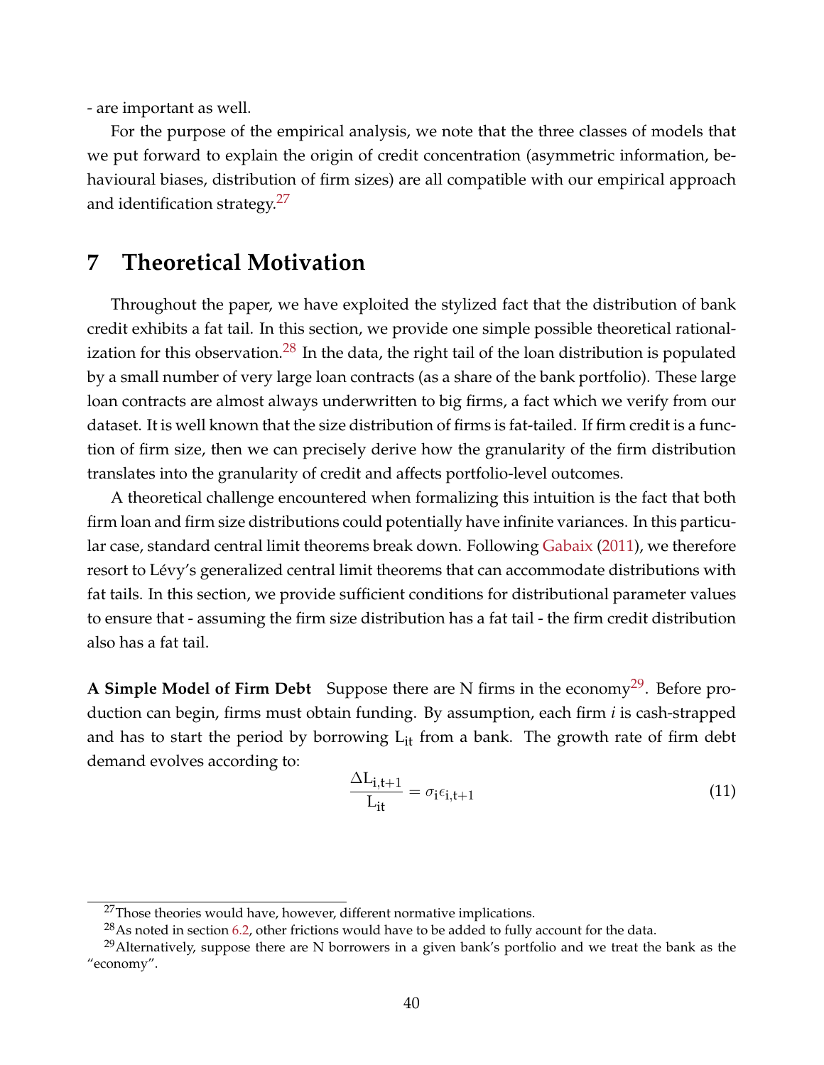- are important as well.

For the purpose of the empirical analysis, we note that the three classes of models that we put forward to explain the origin of credit concentration (asymmetric information, behavioural biases, distribution of firm sizes) are all compatible with our empirical approach and identification strategy.[27]

# 7 Theoretical Motivation

Throughout the paper, we have exploited the stylized fact that the distribution of bank credit exhibits a fat tail. In this section, we provide one simple possible theoretical rationalization for this observation.[28] In the data, the right tail of the loan distribution is populated by a small number of very large loan contracts (as a share of the bank portfolio). These large loan contracts are almost always underwritten to big firms, a fact which we verify from our dataset. It is well known that the size distribution of firms is fat-tailed. If firm credit is a function of firm size, then we can precisely derive how the granularity of the firm distribution translates into the granularity of credit and affects portfolio-level outcomes.

A theoretical challenge encountered when formalizing this intuition is the fact that both firm loan and firm size distributions could potentially have infinite variances. In this particular case, standard central limit theorems break down. Following Gabaix (2011), we therefore resort to Lévy's generalized central limit theorems that can accommodate distributions with fat tails. In this section, we provide sufficient conditions for distributional parameter values to ensure that - assuming the firm size distribution has a fat tail - the firm credit distribution also has a fat tail.

**A Simple Model of Firm Debt** Suppose there are N firms in the economy[29]. Before production can begin, firms must obtain funding. By assumption, each firm *i* is cash-strapped and has to start the period by borrowing $L_{it}$ from a bank. The growth rate of firm debt demand evolves according to:

$$\frac{\Delta L_{i,t+1}}{L_{it}} = \sigma_i \epsilon_{i,t+1} \tag{11}$$

[27] Those theories would have, however, different normative implications.

[28] As noted in section 6.2, other frictions would have to be added to fully account for the data.

[29] Alternatively, suppose there are N borrowers in a given bank's portfolio and we treat the bank as the "economy".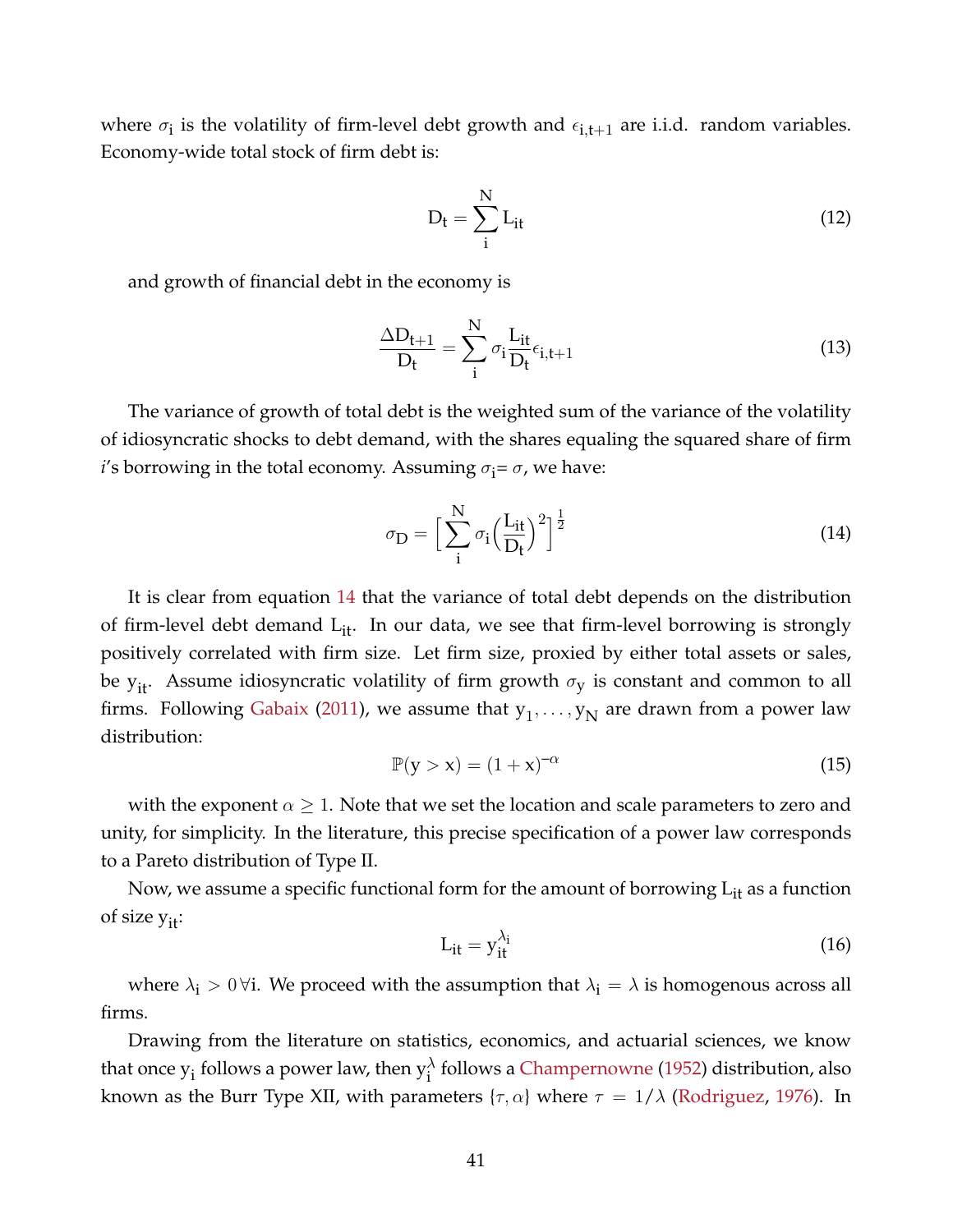where $\sigma_i$ is the volatility of firm-level debt growth and $\epsilon_{i,t+1}$ are i.i.d. random variables. Economy-wide total stock of firm debt is:

$$D_t = \sum_i^N L_{it} \tag{12}$$

and growth of financial debt in the economy is

$$\frac{\Delta D_{t+1}}{D_t} = \sum_i^N \sigma_i \frac{L_{it}}{D_t} \epsilon_{i,t+1} \tag{13}$$

The variance of growth of total debt is the weighted sum of the variance of the volatility of idiosyncratic shocks to debt demand, with the shares equaling the squared share of firm *i*'s borrowing in the total economy. Assuming $\sigma_i = \sigma$, we have:

$$\sigma_D = \Big[\sum_i^N \sigma_i \Big(\frac{L_{it}}{D_t}\Big)^2\Big]^{\frac{1}{2}} \tag{14}$$

It is clear from equation 14 that the variance of total debt depends on the distribution of firm-level debt demand $L_{it}$. In our data, we see that firm-level borrowing is strongly positively correlated with firm size. Let firm size, proxied by either total assets or sales, be $y_{it}$. Assume idiosyncratic volatility of firm growth $\sigma_y$ is constant and common to all firms. Following Gabaix (2011), we assume that $y_1, \ldots, y_N$ are drawn from a power law distribution:

$$\mathbb{P}(y > x) = (1 + x)^{-\alpha} \tag{15}$$

with the exponent $\alpha \geq 1$. Note that we set the location and scale parameters to zero and unity, for simplicity. In the literature, this precise specification of a power law corresponds to a Pareto distribution of Type II.

Now, we assume a specific functional form for the amount of borrowing $L_{it}$ as a function of size $y_{it}$:

$$L_{it} = y_{it}^{\lambda_i} \tag{16}$$

where $\lambda_i > 0 \, \forall i$. We proceed with the assumption that $\lambda_i = \lambda$ is homogenous across all firms.

Drawing from the literature on statistics, economics, and actuarial sciences, we know that once $y_i$ follows a power law, then $y_i^{\lambda}$ follows a Champernowne (1952) distribution, also known as the Burr Type XII, with parameters $\{\tau, \alpha\}$ where $\tau = 1/\lambda$ (Rodriguez, 1976). In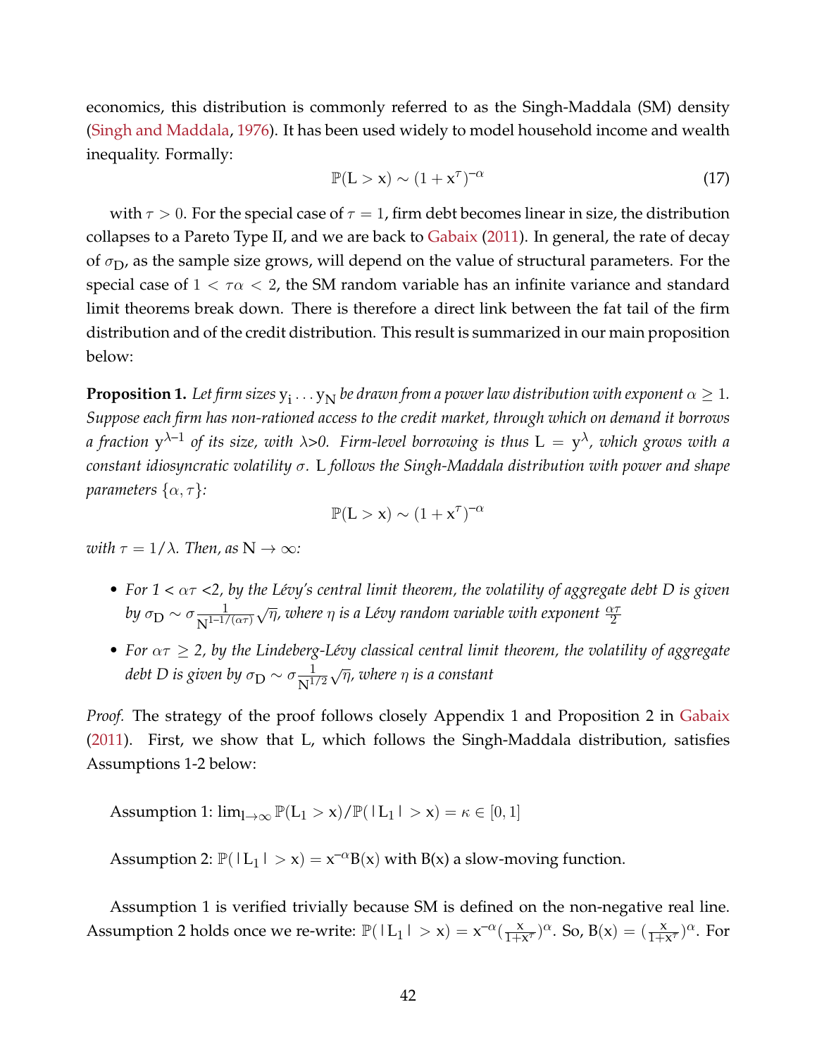economics, this distribution is commonly referred to as the Singh-Maddala (SM) density (Singh and Maddala, 1976). It has been used widely to model household income and wealth inequality. Formally:

$$\mathbb{P}(L > x) \sim (1 + x^{\tau})^{-\alpha} \tag{17}$$

with $\tau > 0$. For the special case of $\tau = 1$, firm debt becomes linear in size, the distribution collapses to a Pareto Type II, and we are back to Gabaix (2011). In general, the rate of decay of $\sigma_D$, as the sample size grows, will depend on the value of structural parameters. For the special case of $1 < \tau\alpha < 2$, the SM random variable has an infinite variance and standard limit theorems break down. There is therefore a direct link between the fat tail of the firm distribution and of the credit distribution. This result is summarized in our main proposition below:

**Proposition 1.** *Let firm sizes $y_i \ldots y_N$ be drawn from a power law distribution with exponent $\alpha \geq 1$. Suppose each firm has non-rationed access to the credit market, through which on demand it borrows a fraction $y^{\lambda-1}$ of its size, with $\lambda > 0$. Firm-level borrowing is thus $L = y^{\lambda}$, which grows with a constant idiosyncratic volatility $\sigma$. L follows the Singh-Maddala distribution with power and shape parameters $\{\alpha, \tau\}$:*

$$\mathbb{P}(L > x) \sim (1 + x^{\tau})^{-\alpha}$$

*with $\tau = 1/\lambda$. Then, as $N \to \infty$:*

- *For 1 < $\alpha\tau$ <2, by the Lévy's central limit theorem, the volatility of aggregate debt D is given by $\sigma_D \sim \sigma \frac{1}{N^{1-1/(\alpha\tau)}}\sqrt{\eta}$, where $\eta$ is a Lévy random variable with exponent $\frac{\alpha\tau}{2}$*
- *For $\alpha\tau \geq 2$, by the Lindeberg-Lévy classical central limit theorem, the volatility of aggregate debt D is given by $\sigma_D \sim \sigma \frac{1}{N^{1/2}}\sqrt{\eta}$, where $\eta$ is a constant*

*Proof.* The strategy of the proof follows closely Appendix 1 and Proposition 2 in Gabaix (2011). First, we show that L, which follows the Singh-Maddala distribution, satisfies Assumptions 1-2 below:

Assumption 1: $\lim_{l \to \infty} \mathbb{P}(L_1 > x)/\mathbb{P}(|L_1| > x) = \kappa \in [0, 1]$

Assumption 2: $\mathbb{P}(|L_1| > x) = x^{-\alpha}B(x)$ with B(x) a slow-moving function.

Assumption 1 is verified trivially because SM is defined on the non-negative real line. Assumption 2 holds once we re-write: $\mathbb{P}(|L_1| > x) = x^{-\alpha}(\frac{x}{1+x^{\tau}})^{\alpha}$. So, $B(x) = (\frac{x}{1+x^{\tau}})^{\alpha}$. For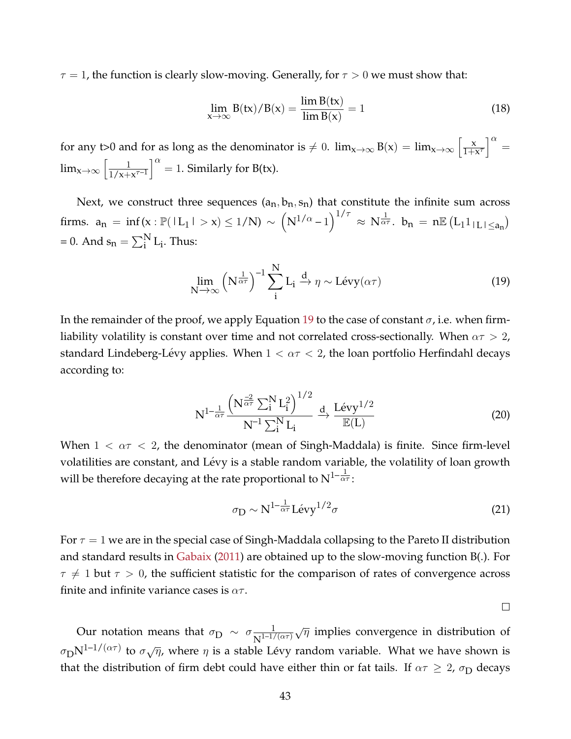$\tau = 1$, the function is clearly slow-moving. Generally, for $\tau > 0$ we must show that:

$$\lim_{x \to \infty} B(tx)/B(x) = \frac{\lim B(tx)}{\lim B(x)} = 1 \tag{18}$$

for any t>0 and for as long as the denominator is $\neq 0$. $\lim_{x\to\infty} B(x) = \lim_{x\to\infty} \left[\frac{x}{1+x^{\tau}}\right]^{\alpha} = \lim_{x\to\infty} \left[\frac{1}{1/x + x^{\tau - 1}}\right]^{\alpha} = 1$. Similarly for B(tx).

Next, we construct three sequences $(a_n, b_n, s_n)$ that constitute the infinite sum across firms. $a_n = \inf(x : \mathbb{P}(\mid L_1 \mid > x) \leq 1/N) \sim \left(N^{1/\alpha} - 1\right)^{1/\tau} \approx N^{\frac{1}{\alpha\tau}}$. $b_n = n\mathbb{E}\left(L_1 1_{\mid L \mid \leq a_n}\right)$ = 0. And $s_n = \sum_i^N L_i$. Thus:

$$\lim_{N \to \infty} \left(N^{\frac{1}{\alpha\tau}}\right)^{-1} \sum_i^N L_i \xrightarrow{d} \eta \sim \text{Lévy}(\alpha\tau) \tag{19}$$

In the remainder of the proof, we apply Equation 19 to the case of constant $\sigma$, i.e. when firm-liability volatility is constant over time and not correlated cross-sectionally. When $\alpha\tau > 2$, standard Lindeberg-Lévy applies. When $1 < \alpha\tau < 2$, the loan portfolio Herfindahl decays according to:

$$N^{1-\frac{1}{\alpha\tau}} \frac{\left(N^{\frac{-2}{\alpha\tau}} \sum_i^N L_i^2\right)^{1/2}}{N^{-1} \sum_i^N L_i} \xrightarrow{d} \frac{\text{Lévy}^{1/2}}{\mathbb{E}(L)} \tag{20}$$

When $1 < \alpha\tau < 2$, the denominator (mean of Singh-Maddala) is finite. Since firm-level volatilities are constant, and Lévy is a stable random variable, the volatility of loan growth will be therefore decaying at the rate proportional to $N^{1-\frac{1}{\alpha\tau}}$:

$$\sigma_D \sim N^{1-\frac{1}{\alpha\tau}} \text{Lévy}^{1/2} \sigma \tag{21}$$

For $\tau = 1$ we are in the special case of Singh-Maddala collapsing to the Pareto II distribution and standard results in Gabaix (2011) are obtained up to the slow-moving function B(.). For $\tau \neq 1$ but $\tau > 0$, the sufficient statistic for the comparison of rates of convergence across finite and infinite variance cases is $\alpha\tau$.

□

Our notation means that $\sigma_D \sim \sigma \frac{1}{N^{1-1/(\alpha\tau)}} \sqrt{\eta}$ implies convergence in distribution of $\sigma_D N^{1-1/(\alpha\tau)}$ to $\sigma\sqrt{\eta}$, where $\eta$ is a stable Lévy random variable. What we have shown is that the distribution of firm debt could have either thin or fat tails. If $\alpha\tau \geq 2$, $\sigma_D$ decays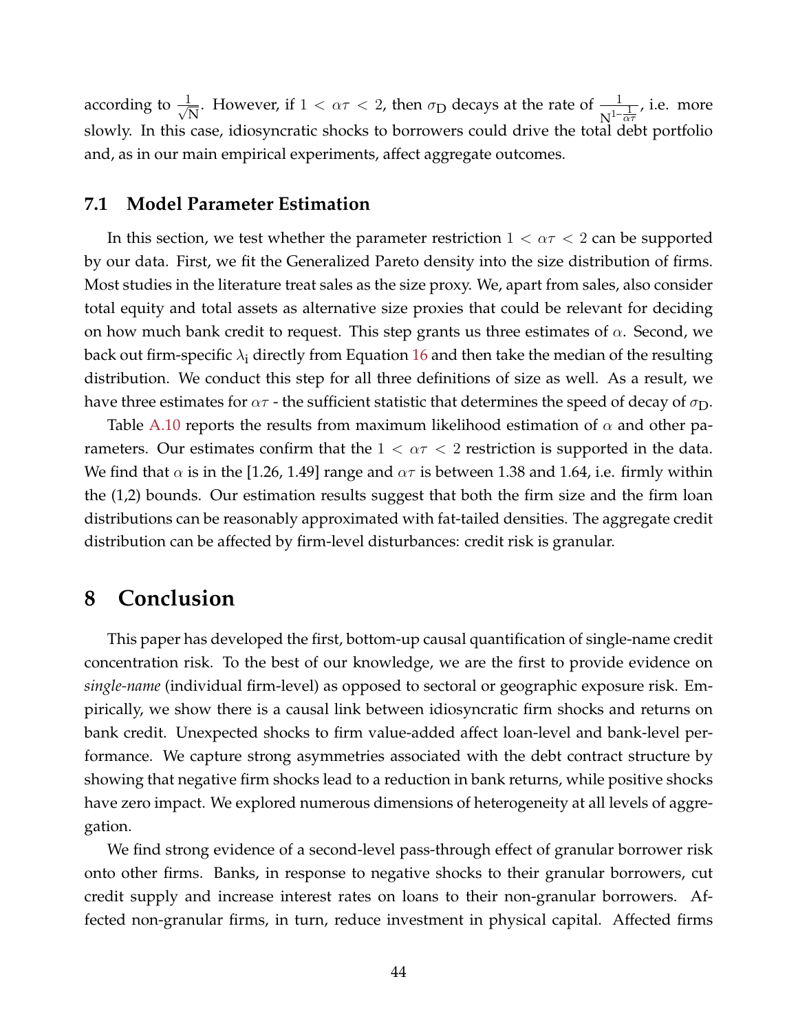according to $\frac{1}{\sqrt{N}}$. However, if $1 < \alpha\tau < 2$, then $\sigma_D$ decays at the rate of $\frac{1}{N^{1-\frac{1}{\alpha\tau}}}$, i.e. more slowly. In this case, idiosyncratic shocks to borrowers could drive the total debt portfolio and, as in our main empirical experiments, affect aggregate outcomes.

### 7.1 Model Parameter Estimation

In this section, we test whether the parameter restriction $1 < \alpha\tau < 2$ can be supported by our data. First, we fit the Generalized Pareto density into the size distribution of firms. Most studies in the literature treat sales as the size proxy. We, apart from sales, also consider total equity and total assets as alternative size proxies that could be relevant for deciding on how much bank credit to request. This step grants us three estimates of $\alpha$. Second, we back out firm-specific $\lambda_i$ directly from Equation 16 and then take the median of the resulting distribution. We conduct this step for all three definitions of size as well. As a result, we have three estimates for $\alpha\tau$ - the sufficient statistic that determines the speed of decay of $\sigma_D$.

Table A.10 reports the results from maximum likelihood estimation of $\alpha$ and other parameters. Our estimates confirm that the $1 < \alpha\tau < 2$ restriction is supported in the data. We find that $\alpha$ is in the [1.26, 1.49] range and $\alpha\tau$ is between 1.38 and 1.64, i.e. firmly within the (1,2) bounds. Our estimation results suggest that both the firm size and the firm loan distributions can be reasonably approximated with fat-tailed densities. The aggregate credit distribution can be affected by firm-level disturbances: credit risk is granular.

## 8 Conclusion

This paper has developed the first, bottom-up causal quantification of single-name credit concentration risk. To the best of our knowledge, we are the first to provide evidence on *single-name* (individual firm-level) as opposed to sectoral or geographic exposure risk. Empirically, we show there is a causal link between idiosyncratic firm shocks and returns on bank credit. Unexpected shocks to firm value-added affect loan-level and bank-level performance. We capture strong asymmetries associated with the debt contract structure by showing that negative firm shocks lead to a reduction in bank returns, while positive shocks have zero impact. We explored numerous dimensions of heterogeneity at all levels of aggregation.

We find strong evidence of a second-level pass-through effect of granular borrower risk onto other firms. Banks, in response to negative shocks to their granular borrowers, cut credit supply and increase interest rates on loans to their non-granular borrowers. Affected non-granular firms, in turn, reduce investment in physical capital. Affected firms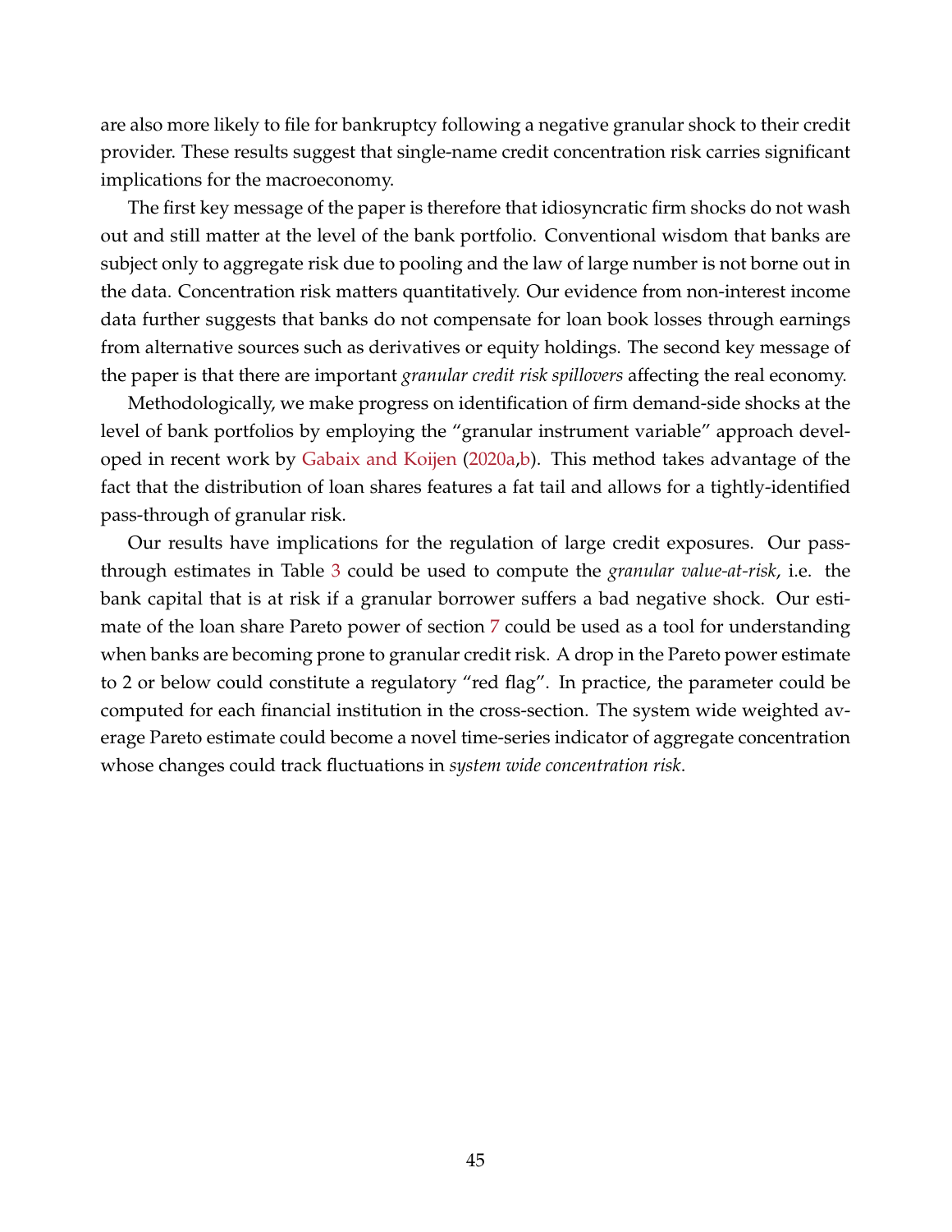are also more likely to file for bankruptcy following a negative granular shock to their credit provider. These results suggest that single-name credit concentration risk carries significant implications for the macroeconomy.

The first key message of the paper is therefore that idiosyncratic firm shocks do not wash out and still matter at the level of the bank portfolio. Conventional wisdom that banks are subject only to aggregate risk due to pooling and the law of large number is not borne out in the data. Concentration risk matters quantitatively. Our evidence from non-interest income data further suggests that banks do not compensate for loan book losses through earnings from alternative sources such as derivatives or equity holdings. The second key message of the paper is that there are important *granular credit risk spillovers* affecting the real economy.

Methodologically, we make progress on identification of firm demand-side shocks at the level of bank portfolios by employing the "granular instrument variable" approach developed in recent work by Gabaix and Koijen (2020a,b). This method takes advantage of the fact that the distribution of loan shares features a fat tail and allows for a tightly-identified pass-through of granular risk.

Our results have implications for the regulation of large credit exposures. Our pass-through estimates in Table 3 could be used to compute the *granular value-at-risk*, i.e. the bank capital that is at risk if a granular borrower suffers a bad negative shock. Our estimate of the loan share Pareto power of section 7 could be used as a tool for understanding when banks are becoming prone to granular credit risk. A drop in the Pareto power estimate to 2 or below could constitute a regulatory "red flag". In practice, the parameter could be computed for each financial institution in the cross-section. The system wide weighted average Pareto estimate could become a novel time-series indicator of aggregate concentration whose changes could track fluctuations in *system wide concentration risk*.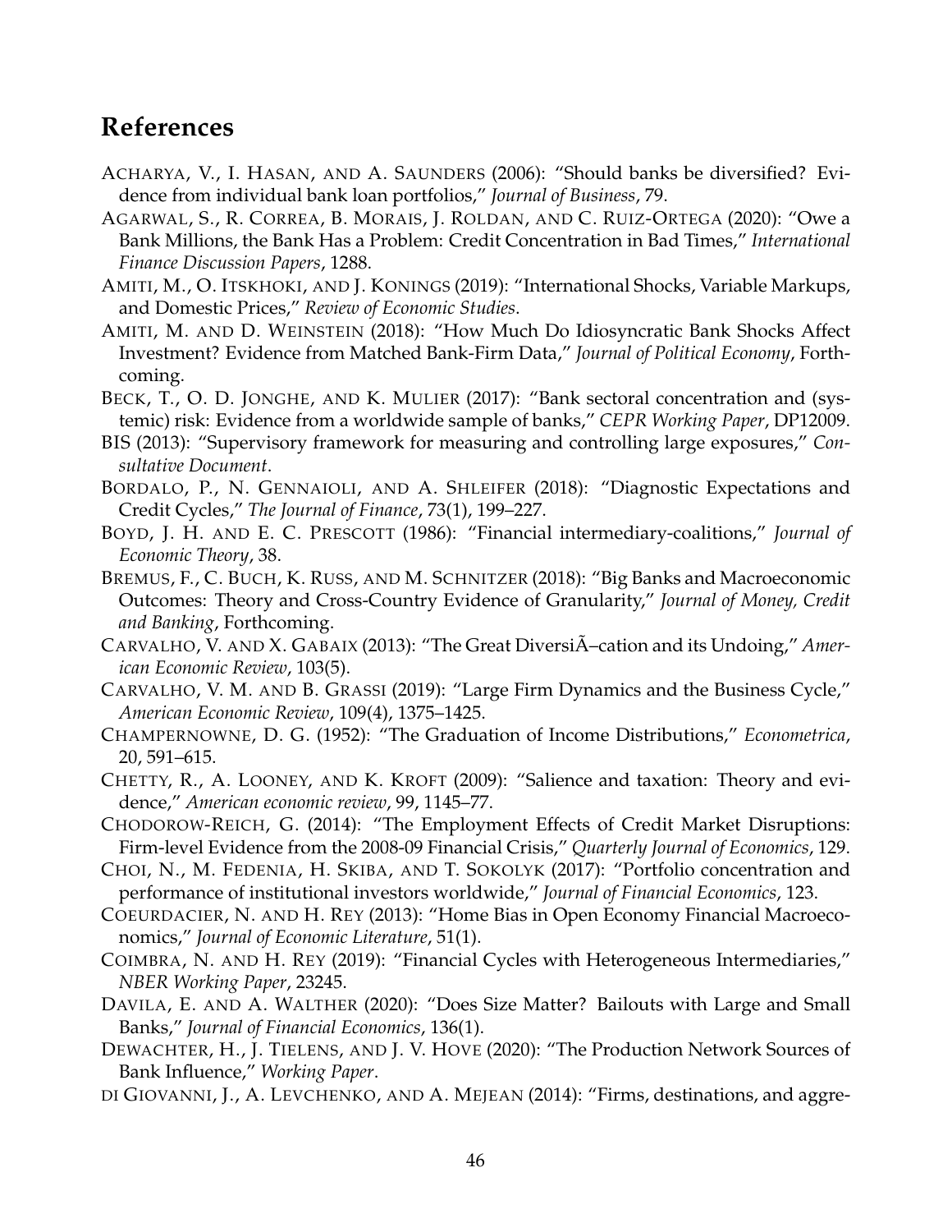# References

ACHARYA, V., I. HASAN, AND A. SAUNDERS (2006): "Should banks be diversified? Evidence from individual bank loan portfolios," *Journal of Business*, 79.

AGARWAL, S., R. CORREA, B. MORAIS, J. ROLDAN, AND C. RUIZ-ORTEGA (2020): "Owe a Bank Millions, the Bank Has a Problem: Credit Concentration in Bad Times," *International Finance Discussion Papers*, 1288.

AMITI, M., O. ITSKHOKI, AND J. KONINGS (2019): "International Shocks, Variable Markups, and Domestic Prices," *Review of Economic Studies*.

AMITI, M. AND D. WEINSTEIN (2018): "How Much Do Idiosyncratic Bank Shocks Affect Investment? Evidence from Matched Bank-Firm Data," *Journal of Political Economy*, Forthcoming.

BECK, T., O. D. JONGHE, AND K. MULIER (2017): "Bank sectoral concentration and (systemic) risk: Evidence from a worldwide sample of banks," *CEPR Working Paper*, DP12009.

BIS (2013): "Supervisory framework for measuring and controlling large exposures," *Consultative Document*.

BORDALO, P., N. GENNAIOLI, AND A. SHLEIFER (2018): "Diagnostic Expectations and Credit Cycles," *The Journal of Finance*, 73(1), 199–227.

BOYD, J. H. AND E. C. PRESCOTT (1986): "Financial intermediary-coalitions," *Journal of Economic Theory*, 38.

BREMUS, F., C. BUCH, K. RUSS, AND M. SCHNITZER (2018): "Big Banks and Macroeconomic Outcomes: Theory and Cross-Country Evidence of Granularity," *Journal of Money, Credit and Banking*, Forthcoming.

CARVALHO, V. AND X. GABAIX (2013): "The Great DiversiÃ–cation and its Undoing," *American Economic Review*, 103(5).

CARVALHO, V. M. AND B. GRASSI (2019): "Large Firm Dynamics and the Business Cycle," *American Economic Review*, 109(4), 1375–1425.

CHAMPERNOWNE, D. G. (1952): "The Graduation of Income Distributions," *Econometrica*, 20, 591–615.

CHETTY, R., A. LOONEY, AND K. KROFT (2009): "Salience and taxation: Theory and evidence," *American economic review*, 99, 1145–77.

CHODOROW-REICH, G. (2014): "The Employment Effects of Credit Market Disruptions: Firm-level Evidence from the 2008-09 Financial Crisis," *Quarterly Journal of Economics*, 129.

CHOI, N., M. FEDENIA, H. SKIBA, AND T. SOKOLYK (2017): "Portfolio concentration and performance of institutional investors worldwide," *Journal of Financial Economics*, 123.

COEURDACIER, N. AND H. REY (2013): "Home Bias in Open Economy Financial Macroeconomics," *Journal of Economic Literature*, 51(1).

COIMBRA, N. AND H. REY (2019): "Financial Cycles with Heterogeneous Intermediaries," *NBER Working Paper*, 23245.

DAVILA, E. AND A. WALTHER (2020): "Does Size Matter? Bailouts with Large and Small Banks," *Journal of Financial Economics*, 136(1).

DEWACHTER, H., J. TIELENS, AND J. V. HOVE (2020): "The Production Network Sources of Bank Influence," *Working Paper*.

DI GIOVANNI, J., A. LEVCHENKO, AND A. MEJEAN (2014): "Firms, destinations, and aggre-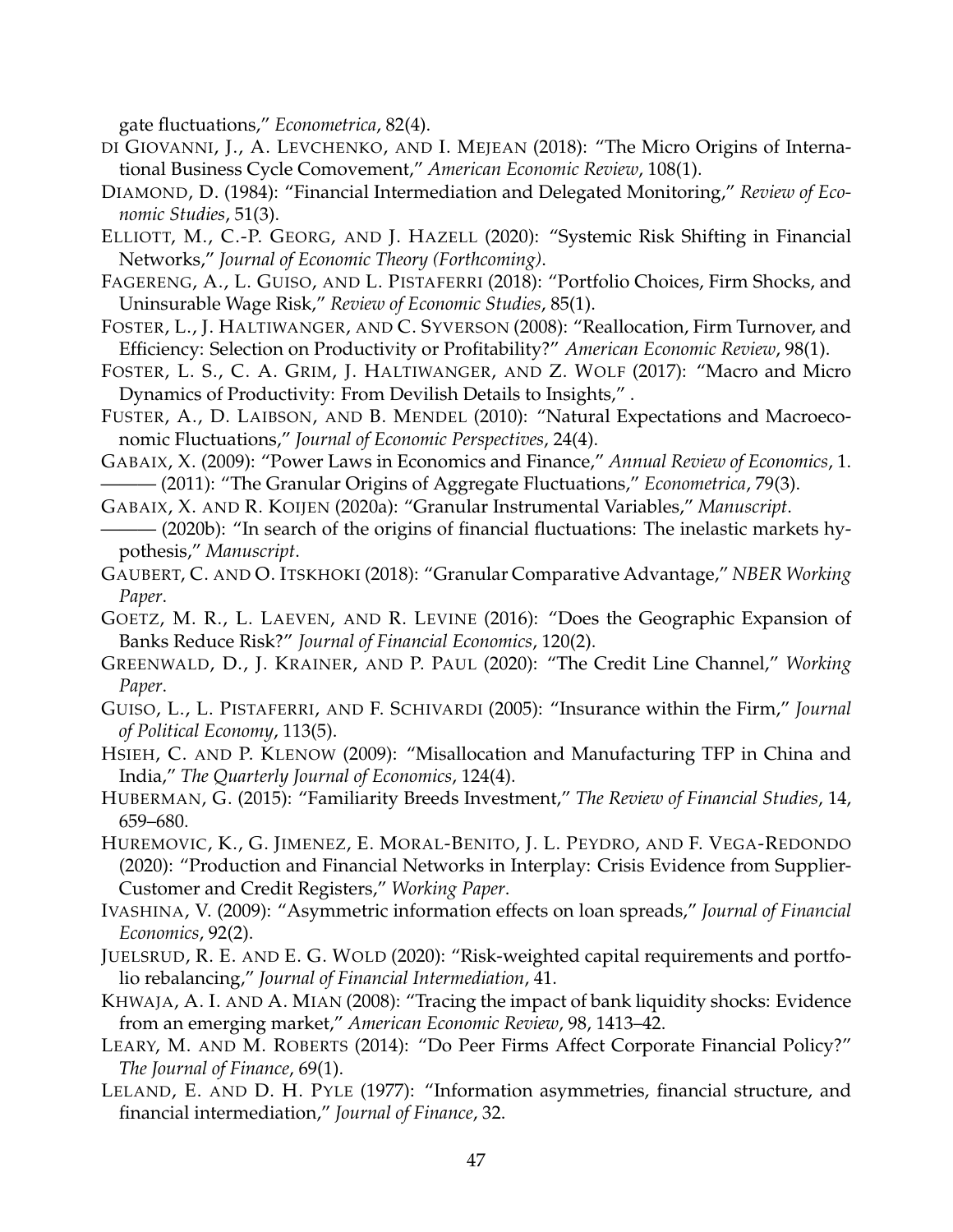gate fluctuations," *Econometrica*, 82(4).

DI GIOVANNI, J., A. LEVCHENKO, AND I. MEJEAN (2018): "The Micro Origins of International Business Cycle Comovement," *American Economic Review*, 108(1).

DIAMOND, D. (1984): "Financial Intermediation and Delegated Monitoring," *Review of Economic Studies*, 51(3).

ELLIOTT, M., C.-P. GEORG, AND J. HAZELL (2020): "Systemic Risk Shifting in Financial Networks," *Journal of Economic Theory (Forthcoming)*.

FAGERENG, A., L. GUISO, AND L. PISTAFERRI (2018): "Portfolio Choices, Firm Shocks, and Uninsurable Wage Risk," *Review of Economic Studies*, 85(1).

FOSTER, L., J. HALTIWANGER, AND C. SYVERSON (2008): "Reallocation, Firm Turnover, and Efficiency: Selection on Productivity or Profitability?" *American Economic Review*, 98(1).

FOSTER, L. S., C. A. GRIM, J. HALTIWANGER, AND Z. WOLF (2017): "Macro and Micro Dynamics of Productivity: From Devilish Details to Insights," .

FUSTER, A., D. LAIBSON, AND B. MENDEL (2010): "Natural Expectations and Macroeconomic Fluctuations," *Journal of Economic Perspectives*, 24(4).

GABAIX, X. (2009): "Power Laws in Economics and Finance," *Annual Review of Economics*, 1.

——— (2011): "The Granular Origins of Aggregate Fluctuations," *Econometrica*, 79(3).

GABAIX, X. AND R. KOIJEN (2020a): "Granular Instrumental Variables," *Manuscript*.

——— (2020b): "In search of the origins of financial fluctuations: The inelastic markets hypothesis," *Manuscript*.

GAUBERT, C. AND O. ITSKHOKI (2018): "Granular Comparative Advantage," *NBER Working Paper*.

GOETZ, M. R., L. LAEVEN, AND R. LEVINE (2016): "Does the Geographic Expansion of Banks Reduce Risk?" *Journal of Financial Economics*, 120(2).

GREENWALD, D., J. KRAINER, AND P. PAUL (2020): "The Credit Line Channel," *Working Paper*.

GUISO, L., L. PISTAFERRI, AND F. SCHIVARDI (2005): "Insurance within the Firm," *Journal of Political Economy*, 113(5).

HSIEH, C. AND P. KLENOW (2009): "Misallocation and Manufacturing TFP in China and India," *The Quarterly Journal of Economics*, 124(4).

HUBERMAN, G. (2015): "Familiarity Breeds Investment," *The Review of Financial Studies*, 14, 659–680.

HUREMOVIC, K., G. JIMENEZ, E. MORAL-BENITO, J. L. PEYDRO, AND F. VEGA-REDONDO (2020): "Production and Financial Networks in Interplay: Crisis Evidence from Supplier-Customer and Credit Registers," *Working Paper*.

IVASHINA, V. (2009): "Asymmetric information effects on loan spreads," *Journal of Financial Economics*, 92(2).

JUELSRUD, R. E. AND E. G. WOLD (2020): "Risk-weighted capital requirements and portfolio rebalancing," *Journal of Financial Intermediation*, 41.

KHWAJA, A. I. AND A. MIAN (2008): "Tracing the impact of bank liquidity shocks: Evidence from an emerging market," *American Economic Review*, 98, 1413–42.

LEARY, M. AND M. ROBERTS (2014): "Do Peer Firms Affect Corporate Financial Policy?" *The Journal of Finance*, 69(1).

LELAND, E. AND D. H. PYLE (1977): "Information asymmetries, financial structure, and financial intermediation," *Journal of Finance*, 32.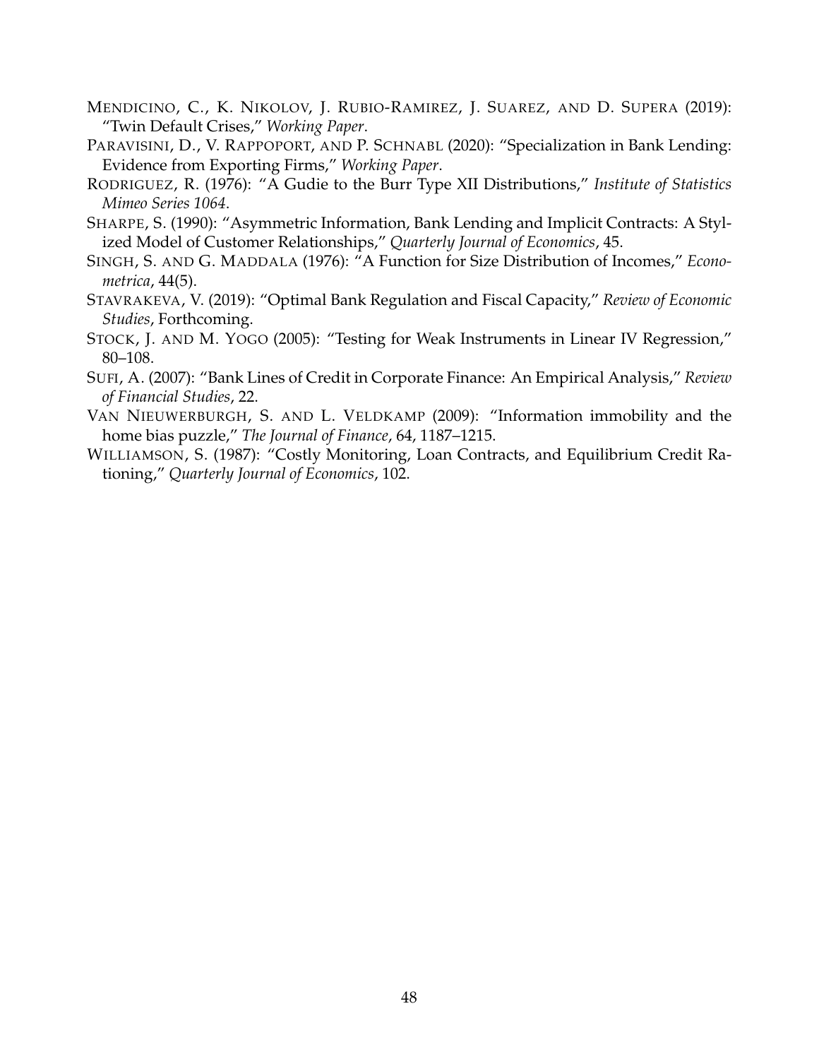MENDICINO, C., K. NIKOLOV, J. RUBIO-RAMIREZ, J. SUAREZ, AND D. SUPERA (2019): "Twin Default Crises," *Working Paper*.

PARAVISINI, D., V. RAPPOPORT, AND P. SCHNABL (2020): "Specialization in Bank Lending: Evidence from Exporting Firms," *Working Paper*.

RODRIGUEZ, R. (1976): "A Gudie to the Burr Type XII Distributions," *Institute of Statistics Mimeo Series 1064*.

SHARPE, S. (1990): "Asymmetric Information, Bank Lending and Implicit Contracts: A Stylized Model of Customer Relationships," *Quarterly Journal of Economics*, 45.

SINGH, S. AND G. MADDALA (1976): "A Function for Size Distribution of Incomes," *Econometrica*, 44(5).

STAVRAKEVA, V. (2019): "Optimal Bank Regulation and Fiscal Capacity," *Review of Economic Studies*, Forthcoming.

STOCK, J. AND M. YOGO (2005): "Testing for Weak Instruments in Linear IV Regression," 80–108.

SUFI, A. (2007): "Bank Lines of Credit in Corporate Finance: An Empirical Analysis," *Review of Financial Studies*, 22.

VAN NIEUWERBURGH, S. AND L. VELDKAMP (2009): "Information immobility and the home bias puzzle," *The Journal of Finance*, 64, 1187–1215.

WILLIAMSON, S. (1987): "Costly Monitoring, Loan Contracts, and Equilibrium Credit Rationing," *Quarterly Journal of Economics*, 102.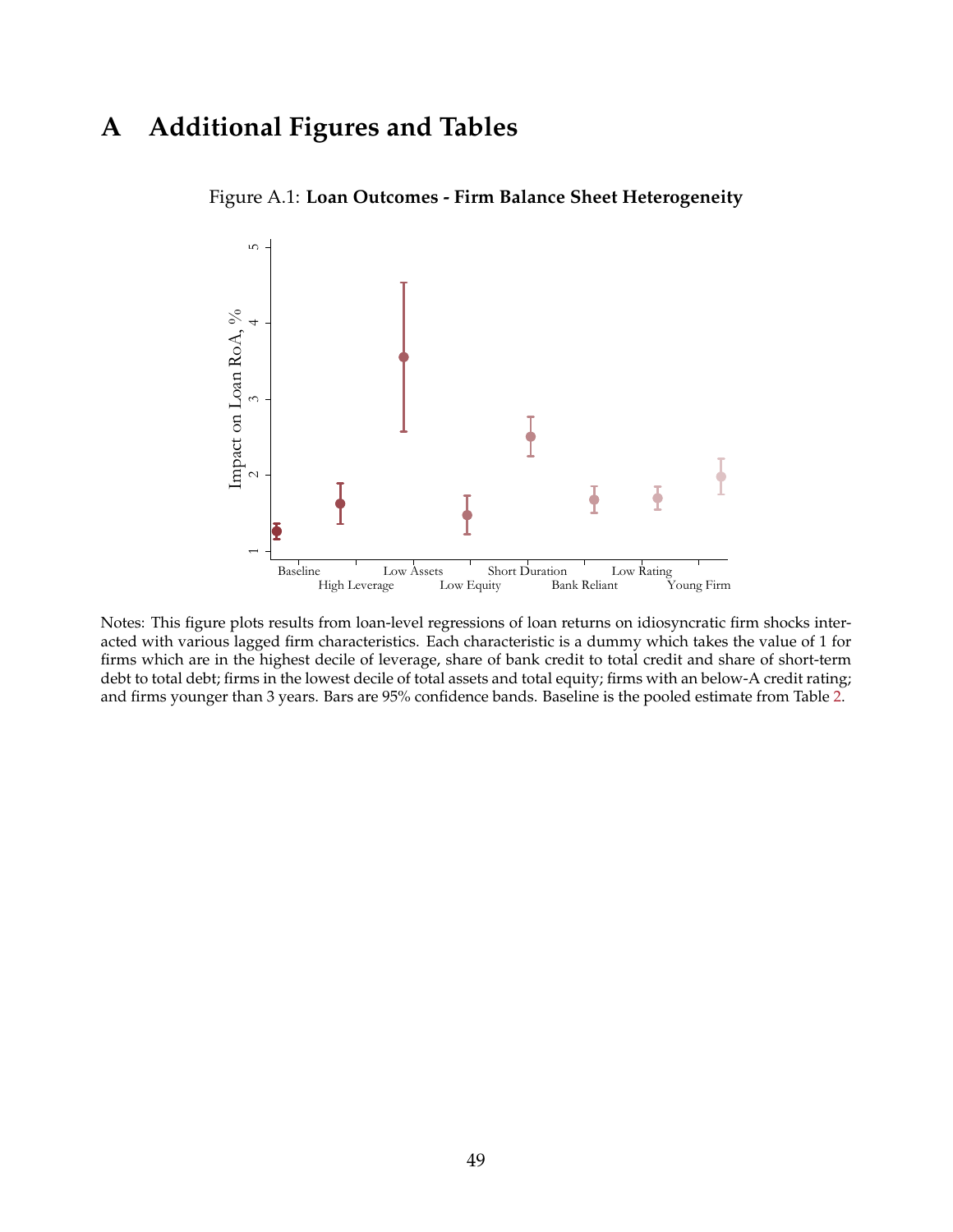# A Additional Figures and Tables

Figure A.1: **Loan Outcomes - Firm Balance Sheet Heterogeneity**

Notes: This figure plots results from loan-level regressions of loan returns on idiosyncratic firm shocks interacted with various lagged firm characteristics. Each characteristic is a dummy which takes the value of 1 for firms which are in the highest decile of leverage, share of bank credit to total credit and share of short-term debt to total debt; firms in the lowest decile of total assets and total equity; firms with an below-A credit rating; and firms younger than 3 years. Bars are 95% confidence bands. Baseline is the pooled estimate from Table 2.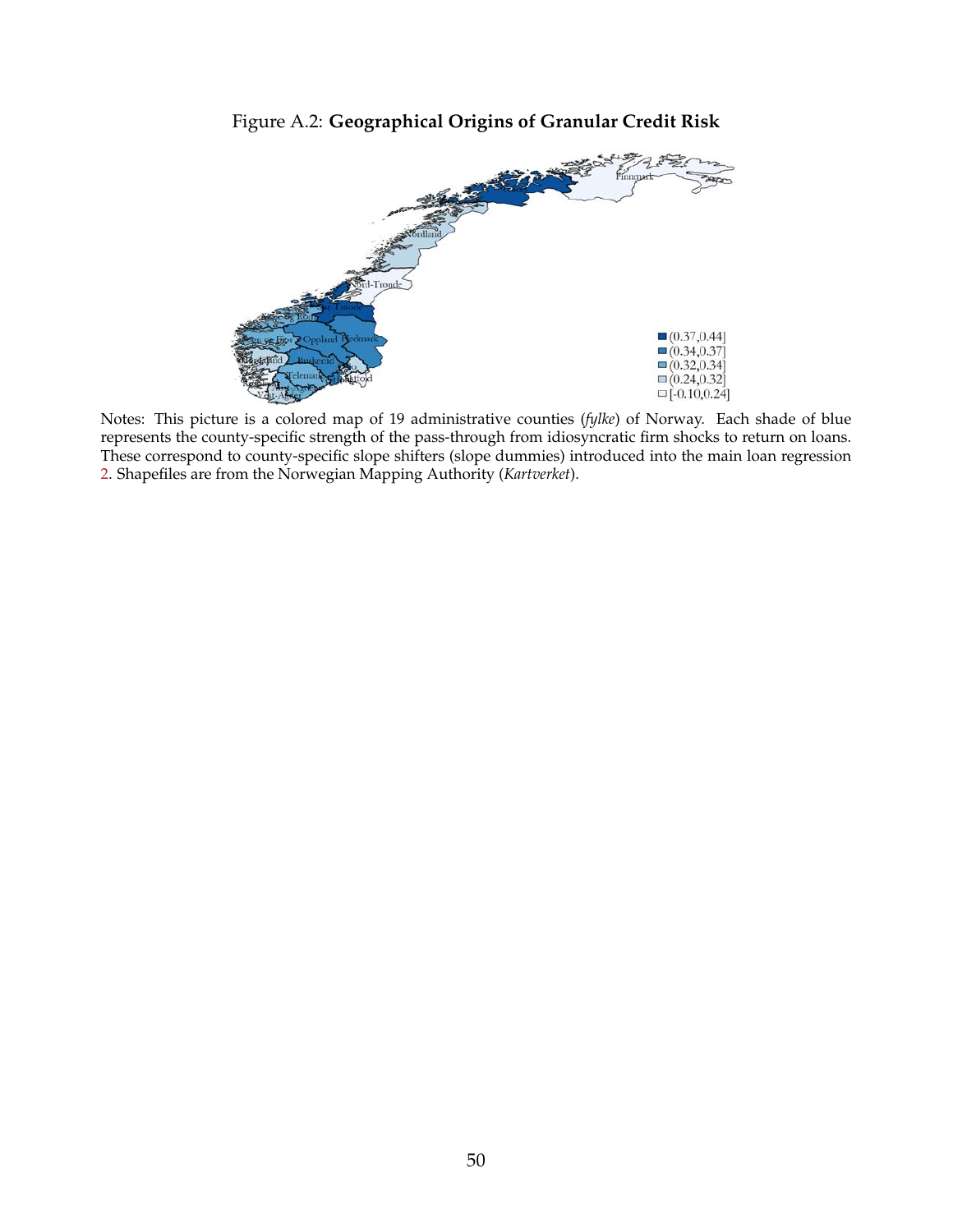Figure A.2: **Geographical Origins of Granular Credit Risk**

Notes: This picture is a colored map of 19 administrative counties (*fylke*) of Norway. Each shade of blue represents the county-specific strength of the pass-through from idiosyncratic firm shocks to return on loans. These correspond to county-specific slope shifters (slope dummies) introduced into the main loan regression 2. Shapefiles are from the Norwegian Mapping Authority (*Kartverket*).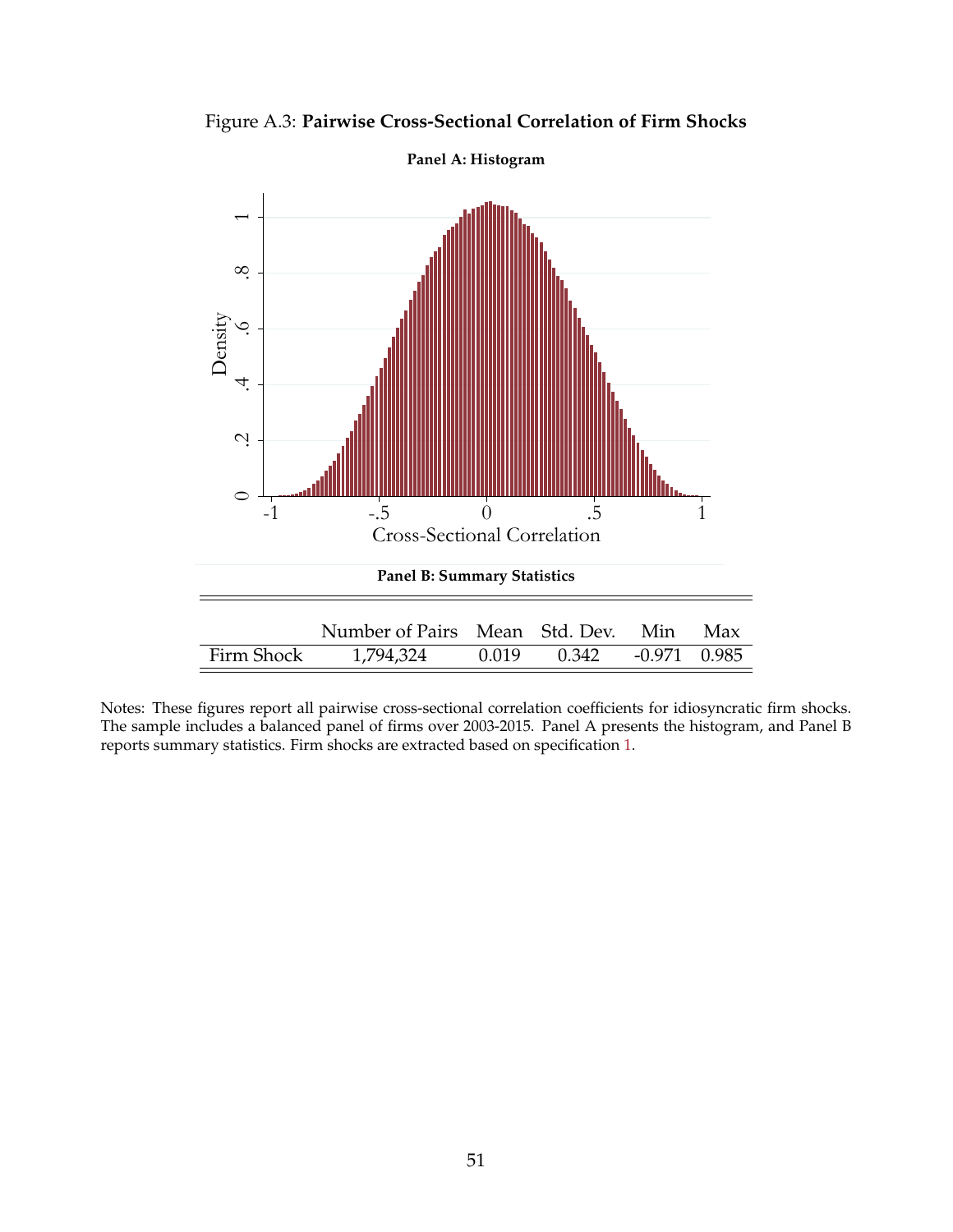Figure A.3: **Pairwise Cross-Sectional Correlation of Firm Shocks**

**Panel A: Histogram**

**Panel B: Summary Statistics**

| | Number of Pairs | Mean | Std. Dev. | Min | Max |
|---|---|---|---|---|---|
| Firm Shock | 1,794,324 | 0.019 | 0.342 | -0.971 | 0.985 |

Notes: These figures report all pairwise cross-sectional correlation coefficients for idiosyncratic firm shocks. The sample includes a balanced panel of firms over 2003-2015. Panel A presents the histogram, and Panel B reports summary statistics. Firm shocks are extracted based on specification 1.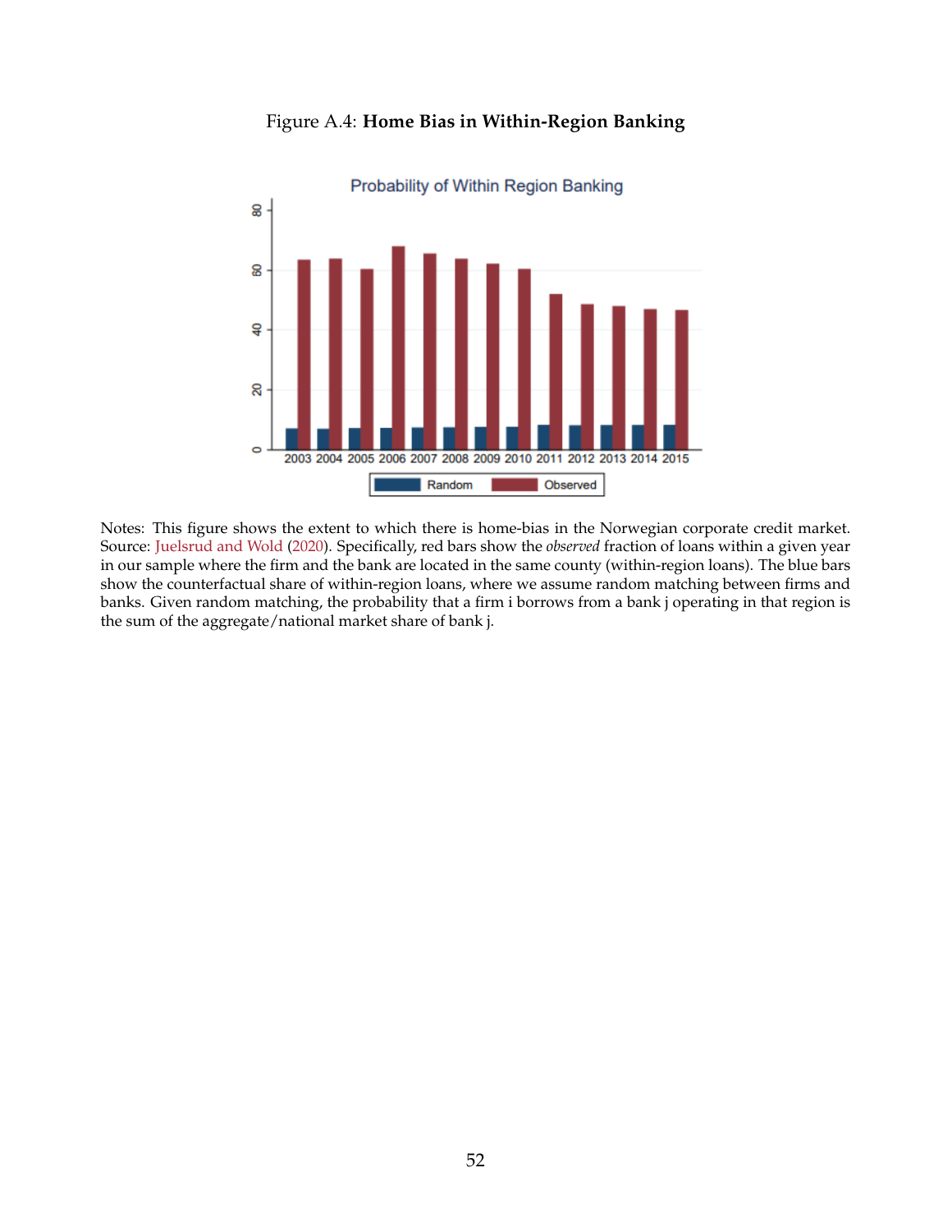Figure A.4: **Home Bias in Within-Region Banking**

Notes: This figure shows the extent to which there is home-bias in the Norwegian corporate credit market. Source: Juelsrud and Wold (2020). Specifically, red bars show the *observed* fraction of loans within a given year in our sample where the firm and the bank are located in the same county (within-region loans). The blue bars show the counterfactual share of within-region loans, where we assume random matching between firms and banks. Given random matching, the probability that a firm i borrows from a bank j operating in that region is the sum of the aggregate/national market share of bank j.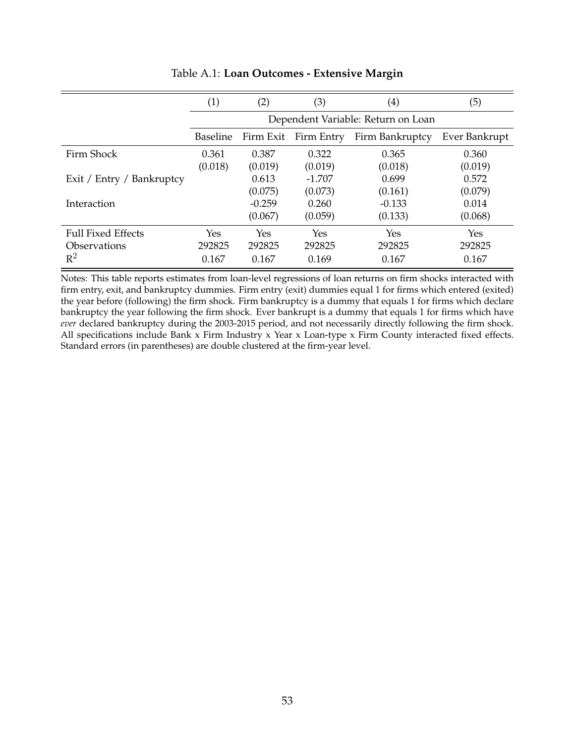Table A.1: **Loan Outcomes - Extensive Margin**

| | (1) | (2) | (3) | (4) | (5) |
|---|---|---|---|---|---|
| | Dependent Variable: Return on Loan | | | | |
| | Baseline | Firm Exit | Firm Entry | Firm Bankruptcy | Ever Bankrupt |
| Firm Shock | 0.361 | 0.387 | 0.322 | 0.365 | 0.360 |
| | (0.018) | (0.019) | (0.019) | (0.018) | (0.019) |
| Exit / Entry / Bankruptcy | | 0.613 | -1.707 | 0.699 | 0.572 |
| | | (0.075) | (0.073) | (0.161) | (0.079) |
| Interaction | | -0.259 | 0.260 | -0.133 | 0.014 |
| | | (0.067) | (0.059) | (0.133) | (0.068) |
| Full Fixed Effects | Yes | Yes | Yes | Yes | Yes |
| Observations | 292825 | 292825 | 292825 | 292825 | 292825 |
| $R^2$ | 0.167 | 0.167 | 0.169 | 0.167 | 0.167 |

Notes: This table reports estimates from loan-level regressions of loan returns on firm shocks interacted with firm entry, exit, and bankruptcy dummies. Firm entry (exit) dummies equal 1 for firms which entered (exited) the year before (following) the firm shock. Firm bankruptcy is a dummy that equals 1 for firms which declare bankruptcy the year following the firm shock. Ever bankrupt is a dummy that equals 1 for firms which have *ever* declared bankruptcy during the 2003-2015 period, and not necessarily directly following the firm shock. All specifications include Bank x Firm Industry x Year x Loan-type x Firm County interacted fixed effects. Standard errors (in parentheses) are double clustered at the firm-year level.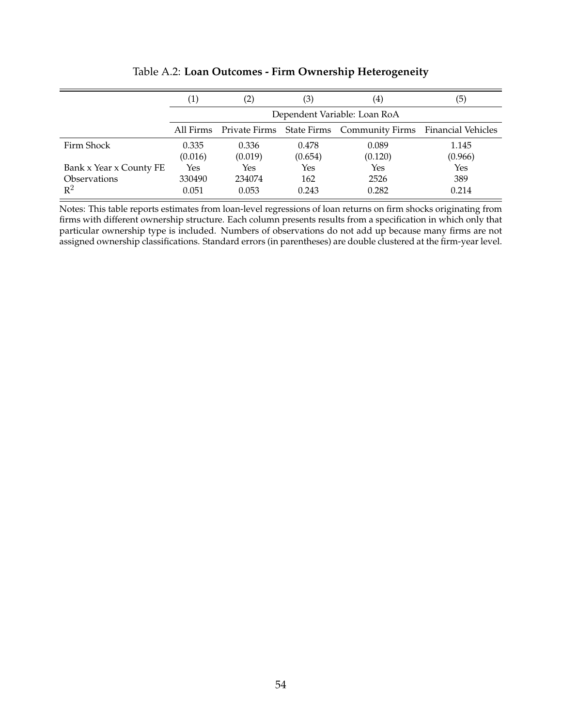Table A.2: **Loan Outcomes - Firm Ownership Heterogeneity**

| | (1) | (2) | (3) | (4) | (5) |
|---|---|---|---|---|---|
| | Dependent Variable: Loan RoA | | | | |
| | All Firms | Private Firms | State Firms | Community Firms | Financial Vehicles |
| Firm Shock | 0.335 | 0.336 | 0.478 | 0.089 | 1.145 |
| | (0.016) | (0.019) | (0.654) | (0.120) | (0.966) |
| Bank x Year x County FE | Yes | Yes | Yes | Yes | Yes |
| Observations | 330490 | 234074 | 162 | 2526 | 389 |
| $R^2$ | 0.051 | 0.053 | 0.243 | 0.282 | 0.214 |

Notes: This table reports estimates from loan-level regressions of loan returns on firm shocks originating from firms with different ownership structure. Each column presents results from a specification in which only that particular ownership type is included. Numbers of observations do not add up because many firms are not assigned ownership classifications. Standard errors (in parentheses) are double clustered at the firm-year level.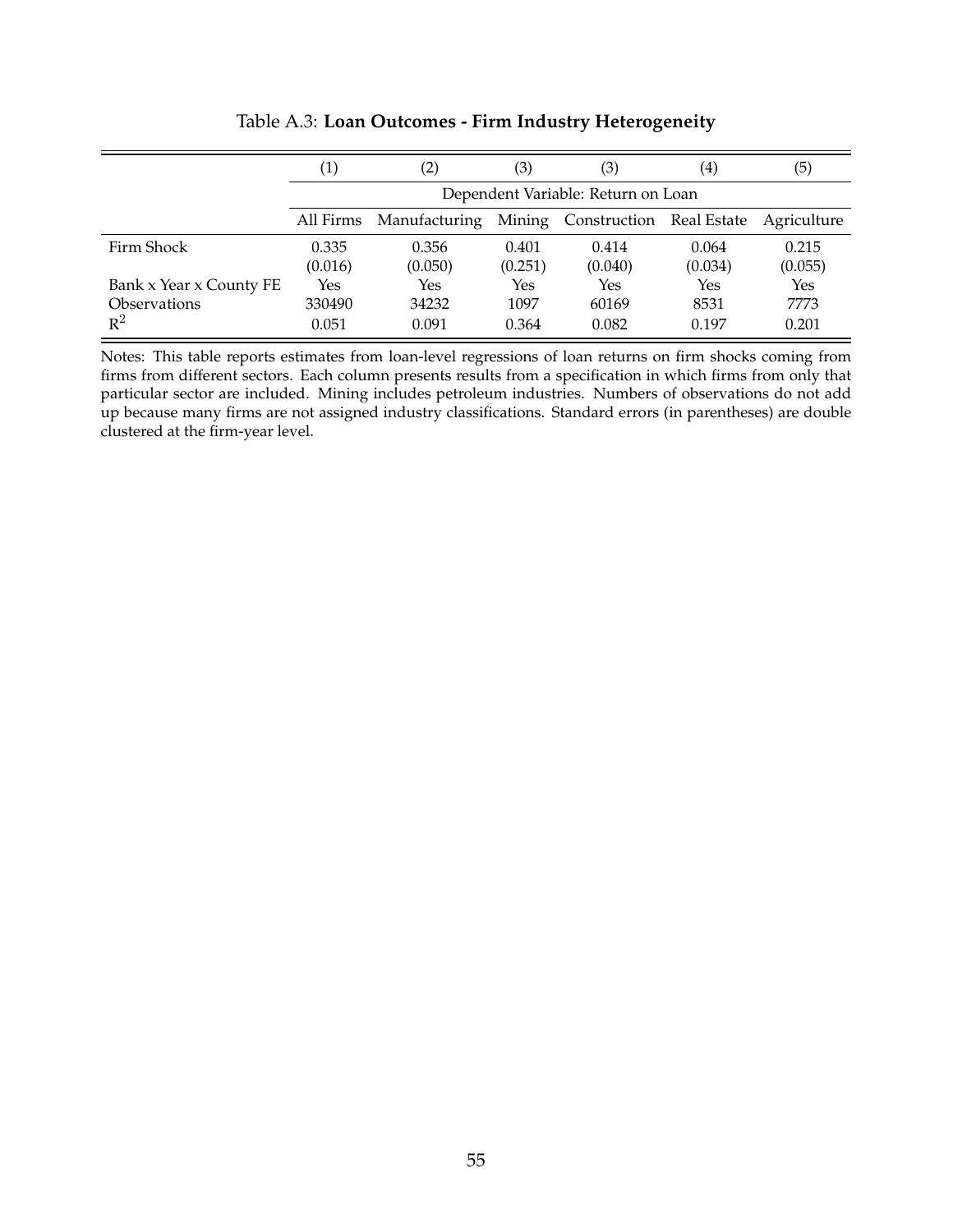Table A.3: **Loan Outcomes - Firm Industry Heterogeneity**

| | (1) | (2) | (3) | (3) | (4) | (5) |
|---|---|---|---|---|---|---|
| | Dependent Variable: Return on Loan | | | | | |
| | All Firms | Manufacturing | Mining | Construction | Real Estate | Agriculture |
| Firm Shock | 0.335 | 0.356 | 0.401 | 0.414 | 0.064 | 0.215 |
| | (0.016) | (0.050) | (0.251) | (0.040) | (0.034) | (0.055) |
| Bank x Year x County FE | Yes | Yes | Yes | Yes | Yes | Yes |
| Observations | 330490 | 34232 | 1097 | 60169 | 8531 | 7773 |
| $R^2$ | 0.051 | 0.091 | 0.364 | 0.082 | 0.197 | 0.201 |

Notes: This table reports estimates from loan-level regressions of loan returns on firm shocks coming from firms from different sectors. Each column presents results from a specification in which firms from only that particular sector are included. Mining includes petroleum industries. Numbers of observations do not add up because many firms are not assigned industry classifications. Standard errors (in parentheses) are double clustered at the firm-year level.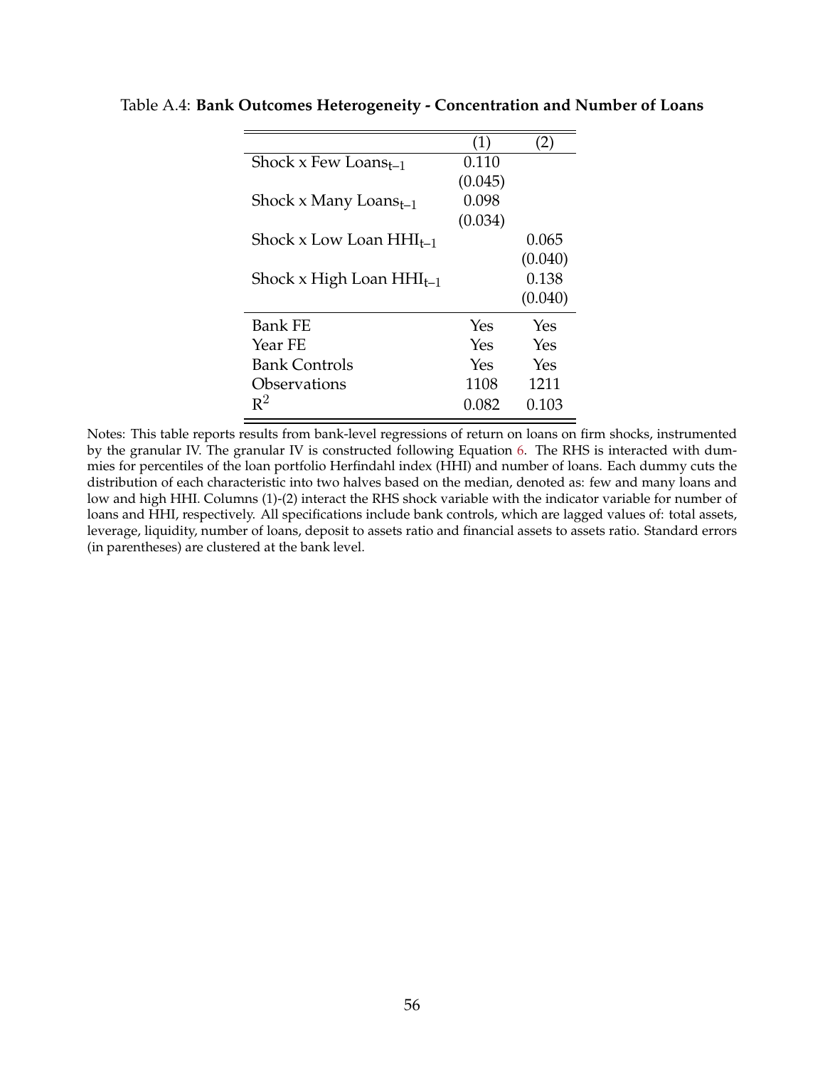Table A.4: **Bank Outcomes Heterogeneity - Concentration and Number of Loans**

| | (1) | (2) |
|---|---|---|
| Shock x Few Loans$_{t-1}$ | 0.110 | |
| | (0.045) | |
| Shock x Many Loans$_{t-1}$ | 0.098 | |
| | (0.034) | |
| Shock x Low Loan HHI$_{t-1}$ | | 0.065 |
| | | (0.040) |
| Shock x High Loan HHI$_{t-1}$ | | 0.138 |
| | | (0.040) |
| Bank FE | Yes | Yes |
| Year FE | Yes | Yes |
| Bank Controls | Yes | Yes |
| Observations | 1108 | 1211 |
| $R^2$ | 0.082 | 0.103 |

Notes: This table reports results from bank-level regressions of return on loans on firm shocks, instrumented by the granular IV. The granular IV is constructed following Equation 6. The RHS is interacted with dummies for percentiles of the loan portfolio Herfindahl index (HHI) and number of loans. Each dummy cuts the distribution of each characteristic into two halves based on the median, denoted as: few and many loans and low and high HHI. Columns (1)-(2) interact the RHS shock variable with the indicator variable for number of loans and HHI, respectively. All specifications include bank controls, which are lagged values of: total assets, leverage, liquidity, number of loans, deposit to assets ratio and financial assets to assets ratio. Standard errors (in parentheses) are clustered at the bank level.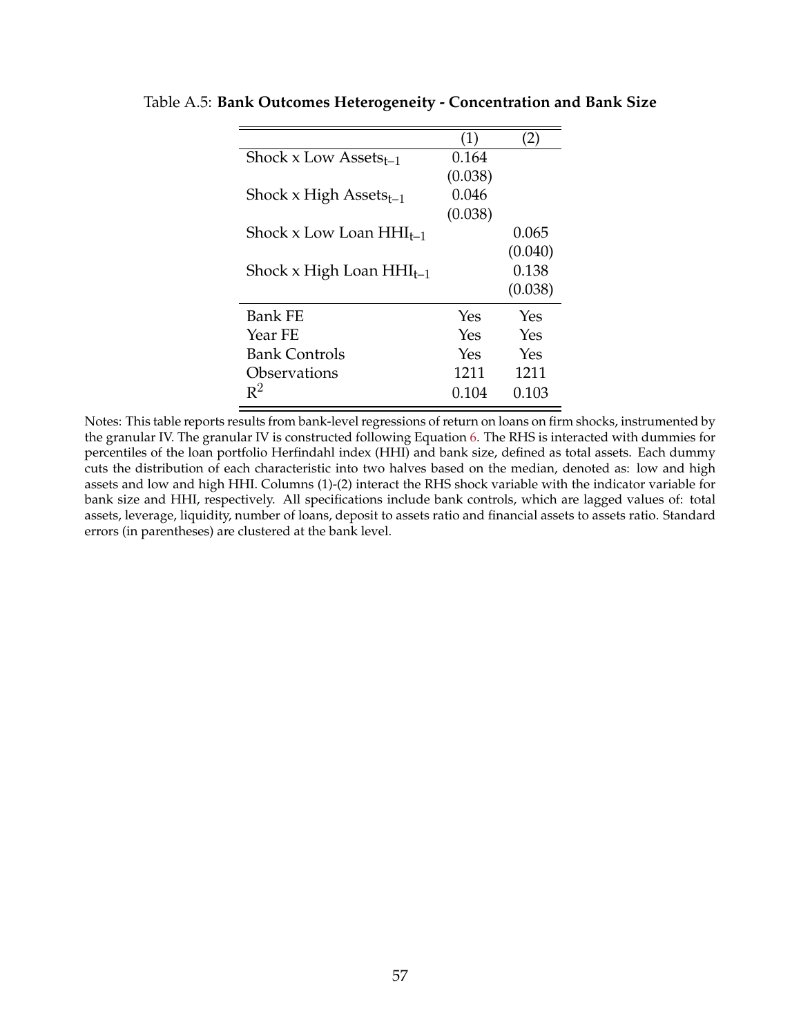Table A.5: **Bank Outcomes Heterogeneity - Concentration and Bank Size**

| | (1) | (2) |
|---|---|---|
| Shock x Low $\text{Assets}_{t-1}$ | 0.164 | |
| | (0.038) | |
| Shock x High $\text{Assets}_{t-1}$ | 0.046 | |
| | (0.038) | |
| Shock x Low Loan $\text{HHI}_{t-1}$ | | 0.065 |
| | | (0.040) |
| Shock x High Loan $\text{HHI}_{t-1}$ | | 0.138 |
| | | (0.038) |
| Bank FE | Yes | Yes |
| Year FE | Yes | Yes |
| Bank Controls | Yes | Yes |
| Observations | 1211 | 1211 |
| $R^2$ | 0.104 | 0.103 |

Notes: This table reports results from bank-level regressions of return on loans on firm shocks, instrumented by the granular IV. The granular IV is constructed following Equation 6. The RHS is interacted with dummies for percentiles of the loan portfolio Herfindahl index (HHI) and bank size, defined as total assets. Each dummy cuts the distribution of each characteristic into two halves based on the median, denoted as: low and high assets and low and high HHI. Columns (1)-(2) interact the RHS shock variable with the indicator variable for bank size and HHI, respectively. All specifications include bank controls, which are lagged values of: total assets, leverage, liquidity, number of loans, deposit to assets ratio and financial assets to assets ratio. Standard errors (in parentheses) are clustered at the bank level.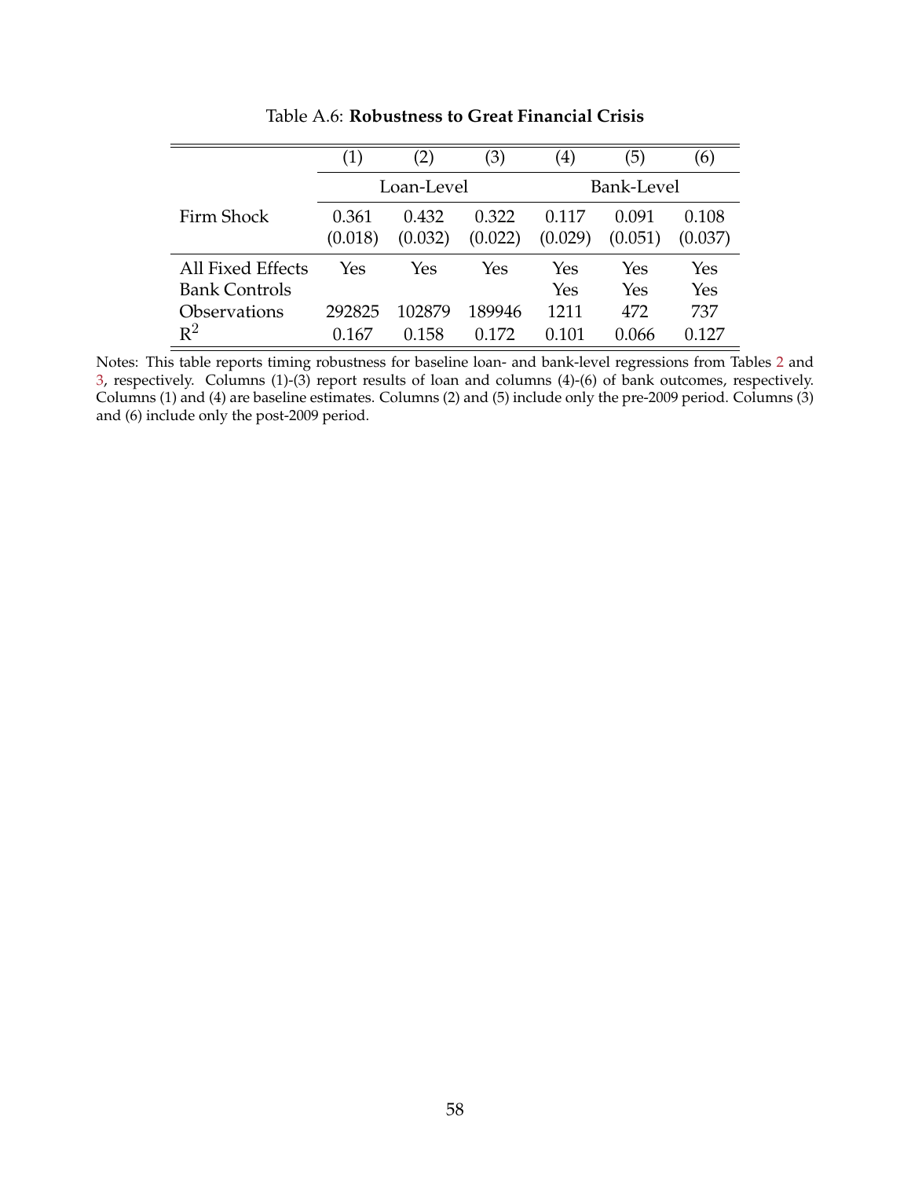Table A.6: **Robustness to Great Financial Crisis**

| | (1) | (2) | (3) | (4) | (5) | (6) |
|---|---|---|---|---|---|---|
| | Loan-Level | | | Bank-Level | | |
| Firm Shock | 0.361 | 0.432 | 0.322 | 0.117 | 0.091 | 0.108 |
| | (0.018) | (0.032) | (0.022) | (0.029) | (0.051) | (0.037) |
| All Fixed Effects | Yes | Yes | Yes | Yes | Yes | Yes |
| Bank Controls | | | | Yes | Yes | Yes |
| Observations | 292825 | 102879 | 189946 | 1211 | 472 | 737 |
| $R^2$ | 0.167 | 0.158 | 0.172 | 0.101 | 0.066 | 0.127 |

Notes: This table reports timing robustness for baseline loan- and bank-level regressions from Tables 2 and 3, respectively. Columns (1)-(3) report results of loan and columns (4)-(6) of bank outcomes, respectively. Columns (1) and (4) are baseline estimates. Columns (2) and (5) include only the pre-2009 period. Columns (3) and (6) include only the post-2009 period.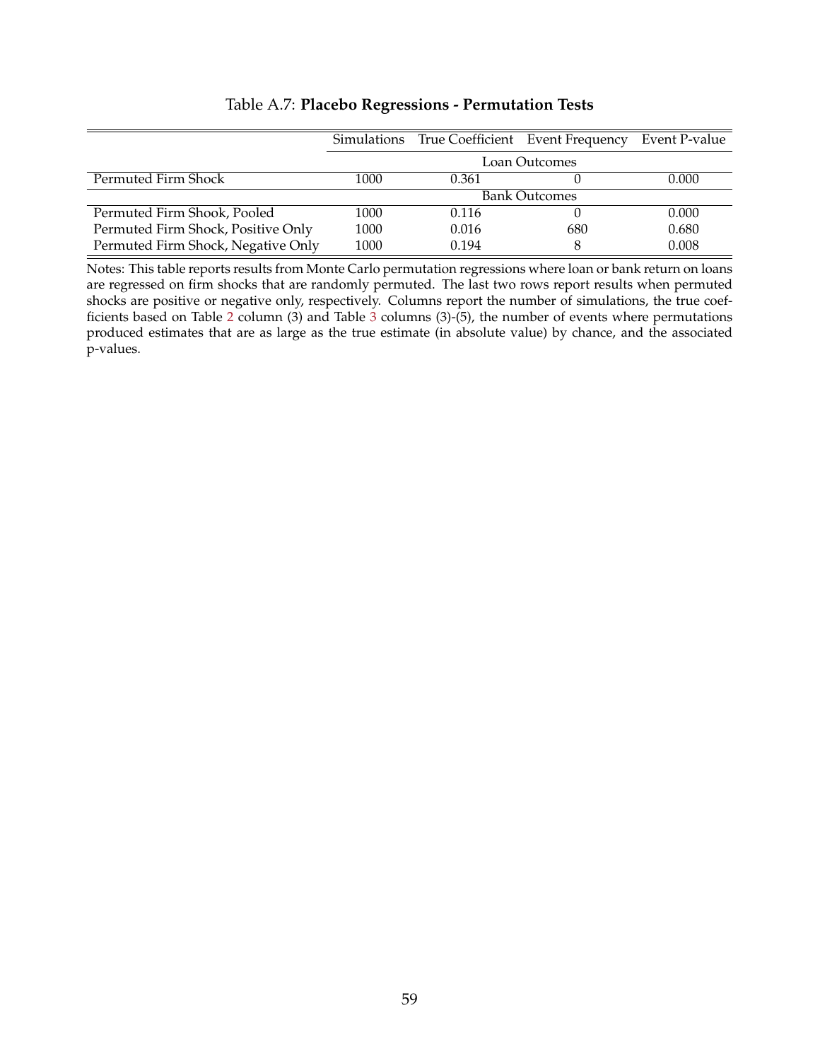Table A.7: **Placebo Regressions - Permutation Tests**

| | Simulations | True Coefficient | Event Frequency | Event P-value |
|---|---|---|---|---|
| | Loan Outcomes | | | |
| Permuted Firm Shock | 1000 | 0.361 | 0 | 0.000 |
| | Bank Outcomes | | | |
| Permuted Firm Shook, Pooled | 1000 | 0.116 | 0 | 0.000 |
| Permuted Firm Shock, Positive Only | 1000 | 0.016 | 680 | 0.680 |
| Permuted Firm Shock, Negative Only | 1000 | 0.194 | 8 | 0.008 |

Notes: This table reports results from Monte Carlo permutation regressions where loan or bank return on loans are regressed on firm shocks that are randomly permuted. The last two rows report results when permuted shocks are positive or negative only, respectively. Columns report the number of simulations, the true coefficients based on Table 2 column (3) and Table 3 columns (3)-(5), the number of events where permutations produced estimates that are as large as the true estimate (in absolute value) by chance, and the associated p-values.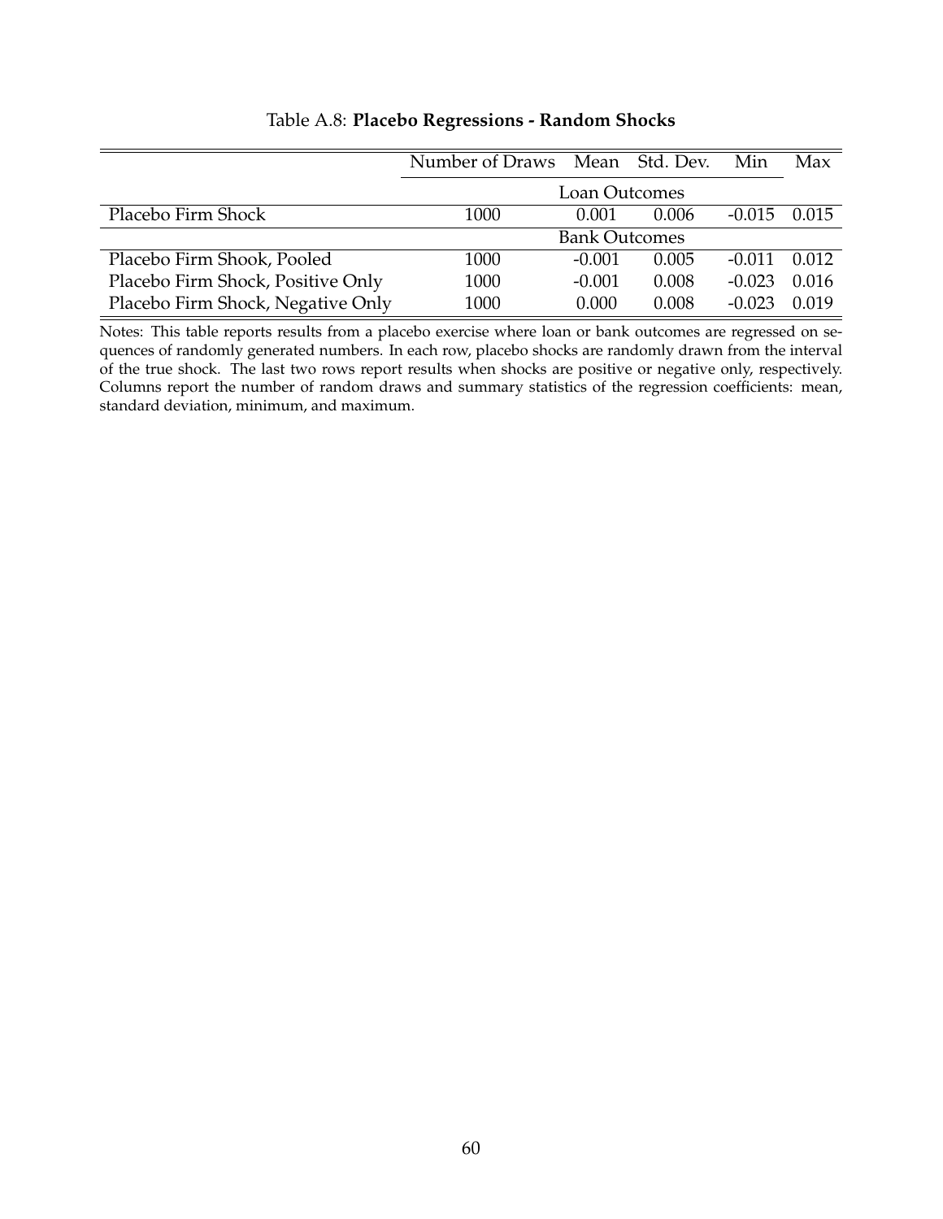Table A.8: **Placebo Regressions - Random Shocks**

| | Number of Draws | Mean | Std. Dev. | Min | Max |
|---|---|---|---|---|---|
| | Loan Outcomes | | | | |
| Placebo Firm Shock | 1000 | 0.001 | 0.006 | -0.015 | 0.015 |
| | Bank Outcomes | | | | |
| Placebo Firm Shook, Pooled | 1000 | -0.001 | 0.005 | -0.011 | 0.012 |
| Placebo Firm Shock, Positive Only | 1000 | -0.001 | 0.008 | -0.023 | 0.016 |
| Placebo Firm Shock, Negative Only | 1000 | 0.000 | 0.008 | -0.023 | 0.019 |

Notes: This table reports results from a placebo exercise where loan or bank outcomes are regressed on sequences of randomly generated numbers. In each row, placebo shocks are randomly drawn from the interval of the true shock. The last two rows report results when shocks are positive or negative only, respectively. Columns report the number of random draws and summary statistics of the regression coefficients: mean, standard deviation, minimum, and maximum.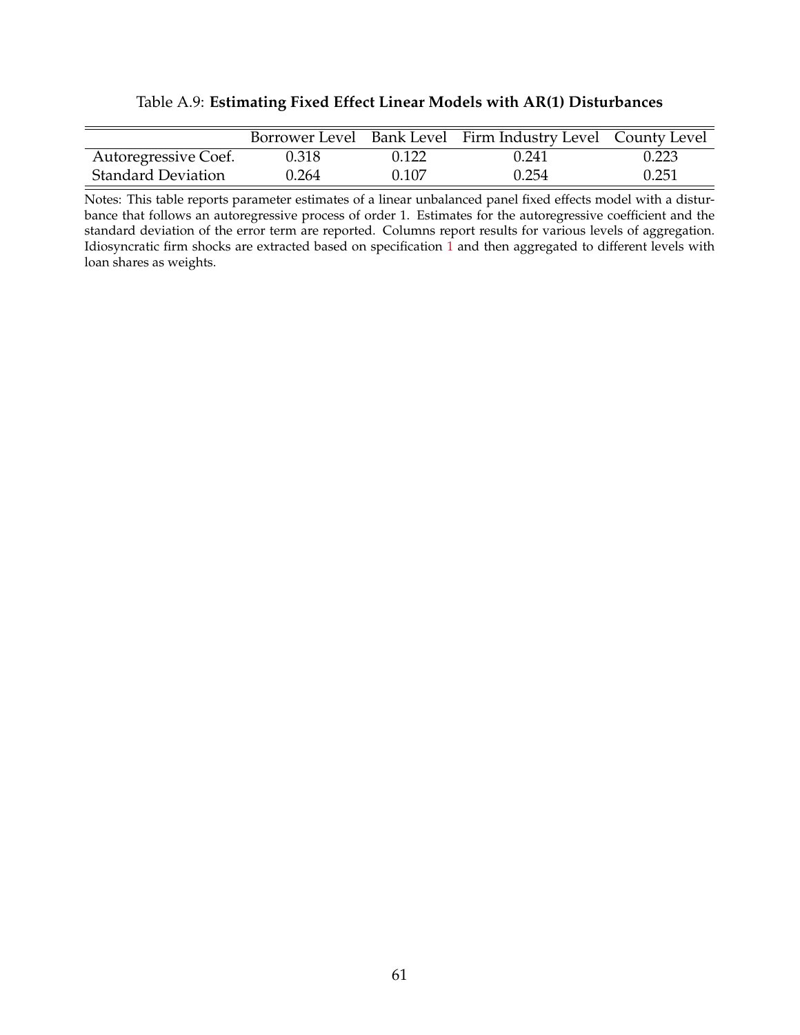Table A.9: **Estimating Fixed Effect Linear Models with AR(1) Disturbances**

| | Borrower Level | Bank Level | Firm Industry Level | County Level |
|---|---|---|---|---|
| Autoregressive Coef. | 0.318 | 0.122 | 0.241 | 0.223 |
| Standard Deviation | 0.264 | 0.107 | 0.254 | 0.251 |

Notes: This table reports parameter estimates of a linear unbalanced panel fixed effects model with a disturbance that follows an autoregressive process of order 1. Estimates for the autoregressive coefficient and the standard deviation of the error term are reported. Columns report results for various levels of aggregation. Idiosyncratic firm shocks are extracted based on specification 1 and then aggregated to different levels with loan shares as weights.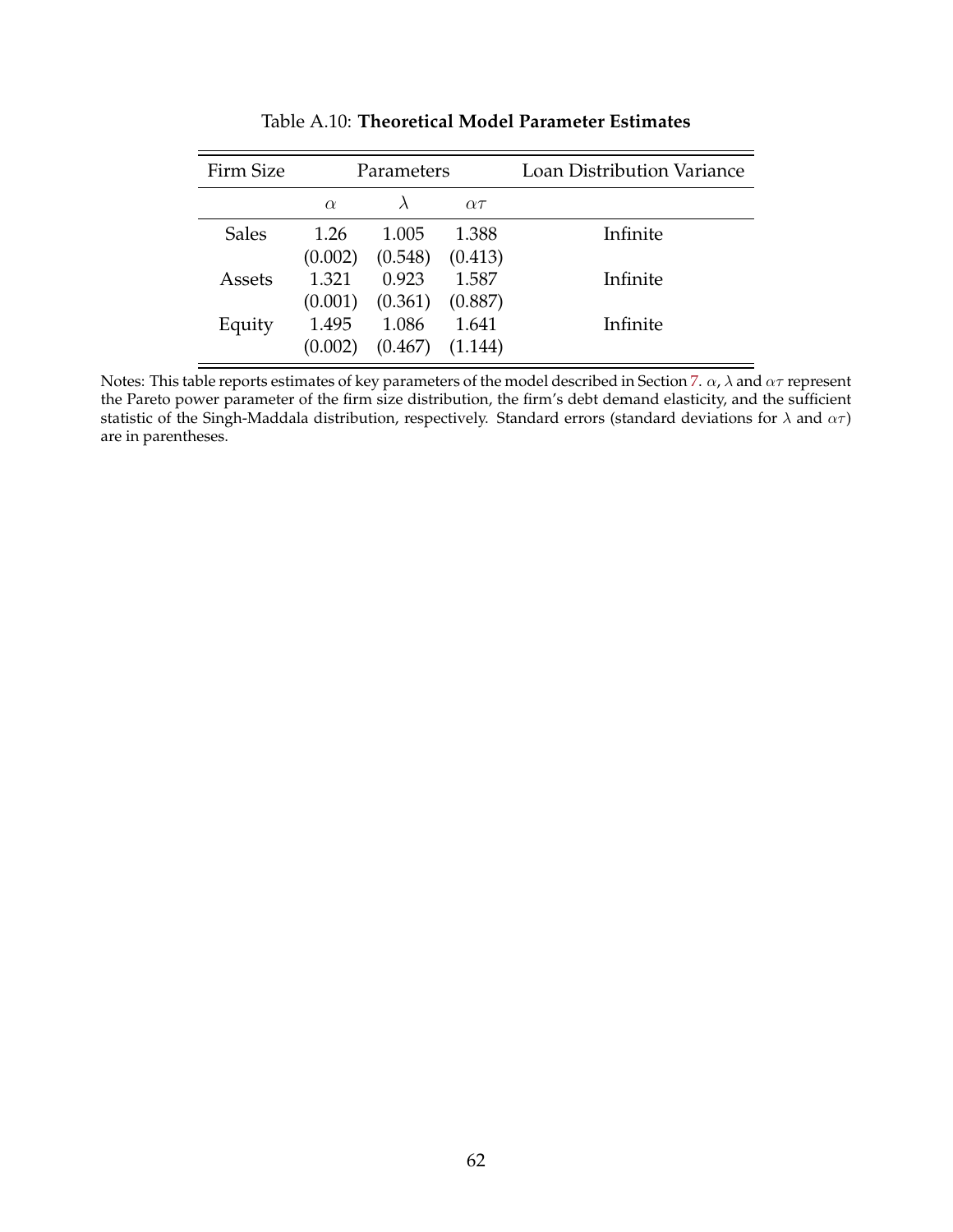Table A.10: **Theoretical Model Parameter Estimates**

| Firm Size | Parameters | | | Loan Distribution Variance |
|---|---|---|---|---|
| | $\alpha$ | $\lambda$ | $\alpha\tau$ | |
| Sales | 1.26 | 1.005 | 1.388 | Infinite |
| | (0.002) | (0.548) | (0.413) | |
| Assets | 1.321 | 0.923 | 1.587 | Infinite |
| | (0.001) | (0.361) | (0.887) | |
| Equity | 1.495 | 1.086 | 1.641 | Infinite |
| | (0.002) | (0.467) | (1.144) | |

Notes: This table reports estimates of key parameters of the model described in Section 7. $\alpha$, $\lambda$ and $\alpha\tau$ represent the Pareto power parameter of the firm size distribution, the firm's debt demand elasticity, and the sufficient statistic of the Singh-Maddala distribution, respectively. Standard errors (standard deviations for $\lambda$ and $\alpha\tau$) are in parentheses.